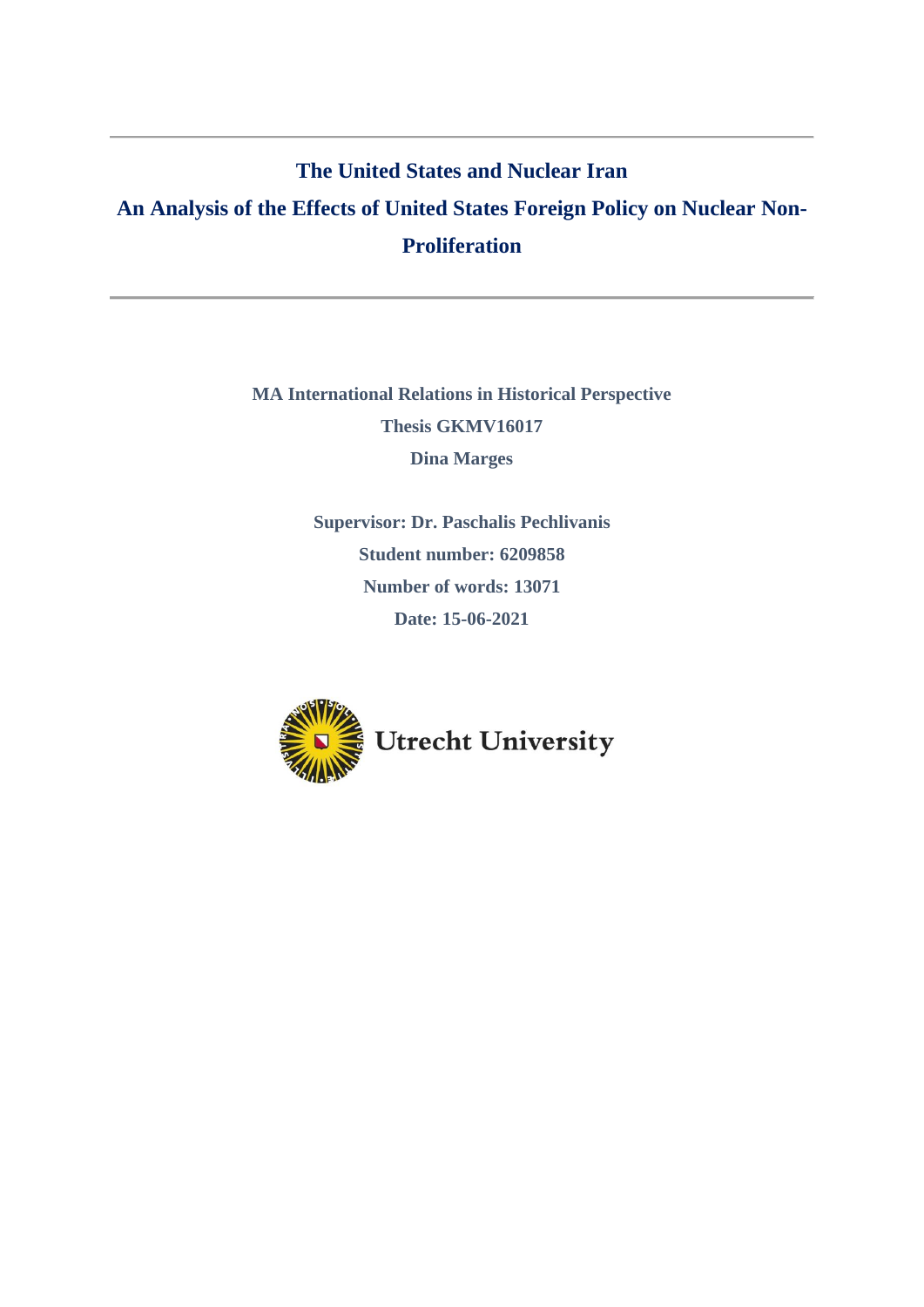# The United States and Nuclear Iran

## An Analysis of the Effects of United States Foreign Policy on Nuclear Non-Proliferation

**MA International Relations in Historical Perspective**

**Thesis GKMV16017**

**Dina Marges**

**Supervisor: Dr. Paschalis Pechlivanis**

**Student number: 6209858**

**Number of words: 13071**

**Date: 15-06-2021**

Utrecht University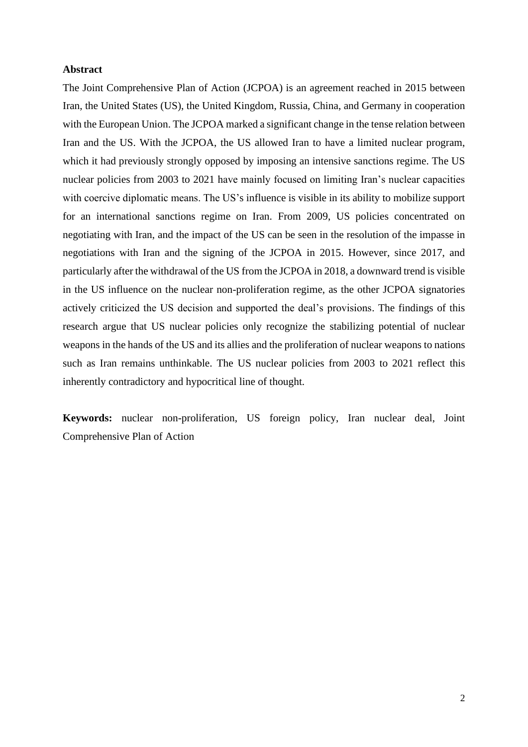**Abstract**

The Joint Comprehensive Plan of Action (JCPOA) is an agreement reached in 2015 between Iran, the United States (US), the United Kingdom, Russia, China, and Germany in cooperation with the European Union. The JCPOA marked a significant change in the tense relation between Iran and the US. With the JCPOA, the US allowed Iran to have a limited nuclear program, which it had previously strongly opposed by imposing an intensive sanctions regime. The US nuclear policies from 2003 to 2021 have mainly focused on limiting Iran's nuclear capacities with coercive diplomatic means. The US's influence is visible in its ability to mobilize support for an international sanctions regime on Iran. From 2009, US policies concentrated on negotiating with Iran, and the impact of the US can be seen in the resolution of the impasse in negotiations with Iran and the signing of the JCPOA in 2015. However, since 2017, and particularly after the withdrawal of the US from the JCPOA in 2018, a downward trend is visible in the US influence on the nuclear non-proliferation regime, as the other JCPOA signatories actively criticized the US decision and supported the deal's provisions. The findings of this research argue that US nuclear policies only recognize the stabilizing potential of nuclear weapons in the hands of the US and its allies and the proliferation of nuclear weapons to nations such as Iran remains unthinkable. The US nuclear policies from 2003 to 2021 reflect this inherently contradictory and hypocritical line of thought.

**Keywords:** nuclear non-proliferation, US foreign policy, Iran nuclear deal, Joint Comprehensive Plan of Action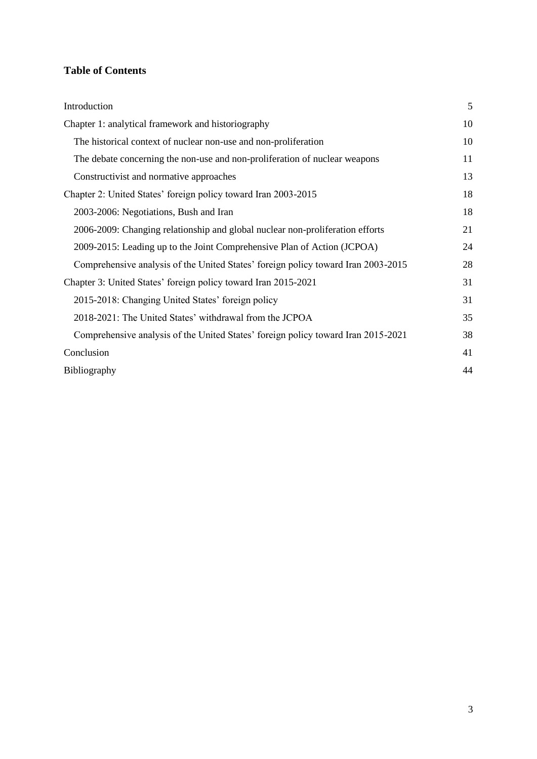**Table of Contents**

| | |
|---|---|
| Introduction | 5 |
| Chapter 1: analytical framework and historiography | 10 |
| The historical context of nuclear non-use and non-proliferation | 10 |
| The debate concerning the non-use and non-proliferation of nuclear weapons | 11 |
| Constructivist and normative approaches | 13 |
| Chapter 2: United States' foreign policy toward Iran 2003-2015 | 18 |
| 2003-2006: Negotiations, Bush and Iran | 18 |
| 2006-2009: Changing relationship and global nuclear non-proliferation efforts | 21 |
| 2009-2015: Leading up to the Joint Comprehensive Plan of Action (JCPOA) | 24 |
| Comprehensive analysis of the United States' foreign policy toward Iran 2003-2015 | 28 |
| Chapter 3: United States' foreign policy toward Iran 2015-2021 | 31 |
| 2015-2018: Changing United States' foreign policy | 31 |
| 2018-2021: The United States' withdrawal from the JCPOA | 35 |
| Comprehensive analysis of the United States' foreign policy toward Iran 2015-2021 | 38 |
| Conclusion | 41 |
| Bibliography | 44 |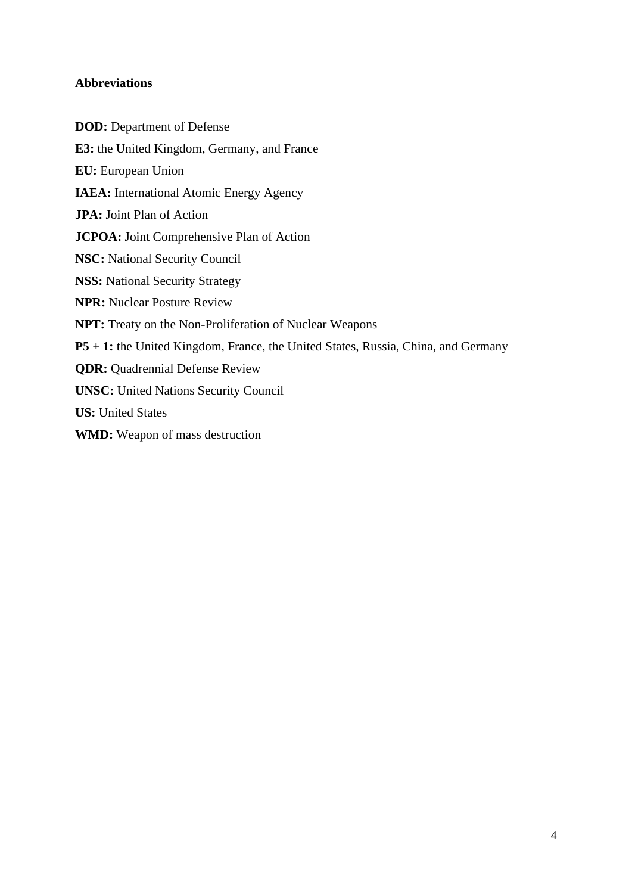**Abbreviations**

**DOD:** Department of Defense

**E3:** the United Kingdom, Germany, and France

**EU:** European Union

**IAEA:** International Atomic Energy Agency

**JPA:** Joint Plan of Action

**JCPOA:** Joint Comprehensive Plan of Action

**NSC:** National Security Council

**NSS:** National Security Strategy

**NPR:** Nuclear Posture Review

**NPT:** Treaty on the Non-Proliferation of Nuclear Weapons

**P5 + 1:** the United Kingdom, France, the United States, Russia, China, and Germany

**QDR:** Quadrennial Defense Review

**UNSC:** United Nations Security Council

**US:** United States

**WMD:** Weapon of mass destruction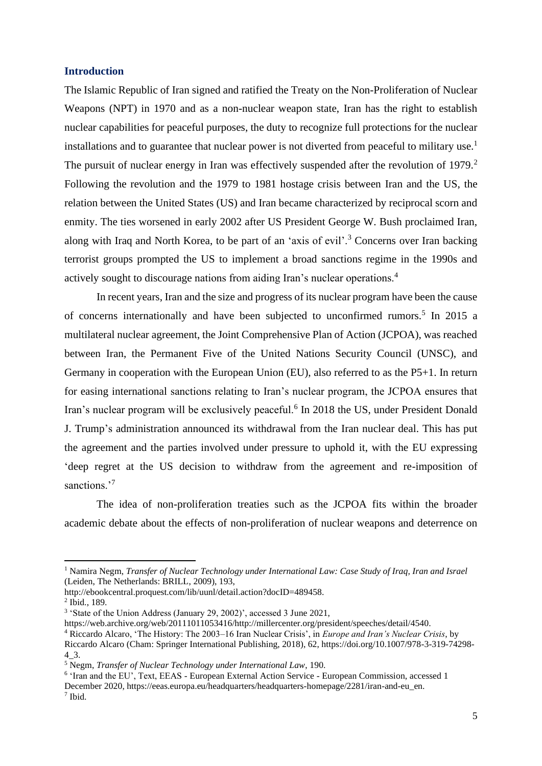## Introduction

The Islamic Republic of Iran signed and ratified the Treaty on the Non-Proliferation of Nuclear Weapons (NPT) in 1970 and as a non-nuclear weapon state, Iran has the right to establish nuclear capabilities for peaceful purposes, the duty to recognize full protections for the nuclear installations and to guarantee that nuclear power is not diverted from peaceful to military use.[1] The pursuit of nuclear energy in Iran was effectively suspended after the revolution of 1979.[2] Following the revolution and the 1979 to 1981 hostage crisis between Iran and the US, the relation between the United States (US) and Iran became characterized by reciprocal scorn and enmity. The ties worsened in early 2002 after US President George W. Bush proclaimed Iran, along with Iraq and North Korea, to be part of an 'axis of evil'.[3] Concerns over Iran backing terrorist groups prompted the US to implement a broad sanctions regime in the 1990s and actively sought to discourage nations from aiding Iran's nuclear operations.[4]

In recent years, Iran and the size and progress of its nuclear program have been the cause of concerns internationally and have been subjected to unconfirmed rumors.[5] In 2015 a multilateral nuclear agreement, the Joint Comprehensive Plan of Action (JCPOA), was reached between Iran, the Permanent Five of the United Nations Security Council (UNSC), and Germany in cooperation with the European Union (EU), also referred to as the P5+1. In return for easing international sanctions relating to Iran's nuclear program, the JCPOA ensures that Iran's nuclear program will be exclusively peaceful.[6] In 2018 the US, under President Donald J. Trump's administration announced its withdrawal from the Iran nuclear deal. This has put the agreement and the parties involved under pressure to uphold it, with the EU expressing 'deep regret at the US decision to withdraw from the agreement and re-imposition of sanctions.'[7]

The idea of non-proliferation treaties such as the JCPOA fits within the broader academic debate about the effects of non-proliferation of nuclear weapons and deterrence on

---

[1] Namira Negm, *Transfer of Nuclear Technology under International Law: Case Study of Iraq, Iran and Israel* (Leiden, The Netherlands: BRILL, 2009), 193, http://ebookcentral.proquest.com/lib/uunl/detail.action?docID=489458.

[2] Ibid., 189.

[3] 'State of the Union Address (January 29, 2002)', accessed 3 June 2021, https://web.archive.org/web/20111011053416/http://millercenter.org/president/speeches/detail/4540.

[4] Riccardo Alcaro, 'The History: The 2003–16 Iran Nuclear Crisis', in *Europe and Iran's Nuclear Crisis*, by Riccardo Alcaro (Cham: Springer International Publishing, 2018), 62, https://doi.org/10.1007/978-3-319-74298-4_3.

[5] Negm, *Transfer of Nuclear Technology under International Law*, 190.

[6] 'Iran and the EU', Text, EEAS - European External Action Service - European Commission, accessed 1 December 2020, https://eeas.europa.eu/headquarters/headquarters-homepage/2281/iran-and-eu_en.

[7] Ibid.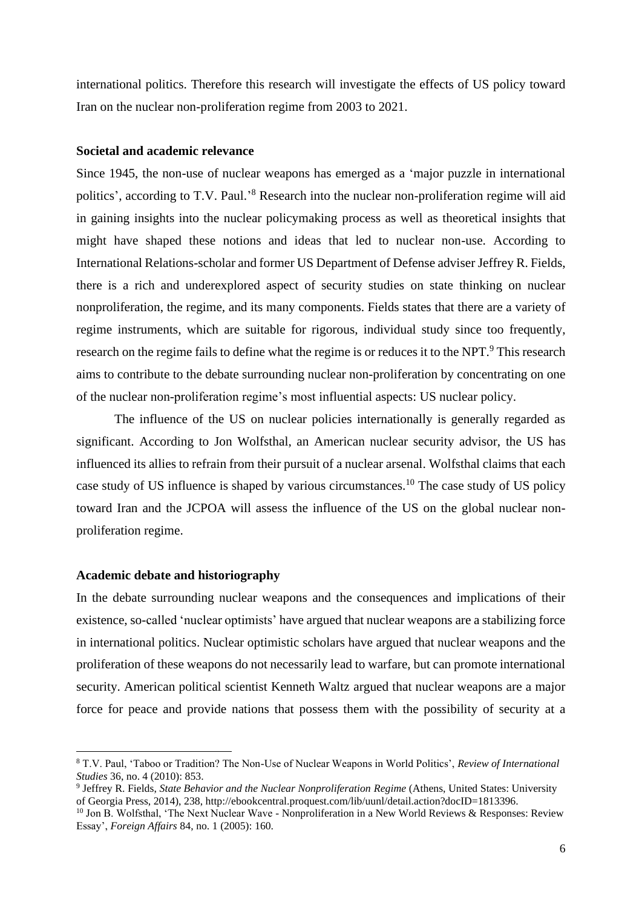international politics. Therefore this research will investigate the effects of US policy toward Iran on the nuclear non-proliferation regime from 2003 to 2021.

**Societal and academic relevance**

Since 1945, the non-use of nuclear weapons has emerged as a 'major puzzle in international politics', according to T.V. Paul.'[8] Research into the nuclear non-proliferation regime will aid in gaining insights into the nuclear policymaking process as well as theoretical insights that might have shaped these notions and ideas that led to nuclear non-use. According to International Relations-scholar and former US Department of Defense adviser Jeffrey R. Fields, there is a rich and underexplored aspect of security studies on state thinking on nuclear nonproliferation, the regime, and its many components. Fields states that there are a variety of regime instruments, which are suitable for rigorous, individual study since too frequently, research on the regime fails to define what the regime is or reduces it to the NPT.[9] This research aims to contribute to the debate surrounding nuclear non-proliferation by concentrating on one of the nuclear non-proliferation regime's most influential aspects: US nuclear policy.

The influence of the US on nuclear policies internationally is generally regarded as significant. According to Jon Wolfsthal, an American nuclear security advisor, the US has influenced its allies to refrain from their pursuit of a nuclear arsenal. Wolfsthal claims that each case study of US influence is shaped by various circumstances.[10] The case study of US policy toward Iran and the JCPOA will assess the influence of the US on the global nuclear non-proliferation regime.

**Academic debate and historiography**

In the debate surrounding nuclear weapons and the consequences and implications of their existence, so-called 'nuclear optimists' have argued that nuclear weapons are a stabilizing force in international politics. Nuclear optimistic scholars have argued that nuclear weapons and the proliferation of these weapons do not necessarily lead to warfare, but can promote international security. American political scientist Kenneth Waltz argued that nuclear weapons are a major force for peace and provide nations that possess them with the possibility of security at a

---

[8] T.V. Paul, 'Taboo or Tradition? The Non-Use of Nuclear Weapons in World Politics', *Review of International Studies* 36, no. 4 (2010): 853.

[9] Jeffrey R. Fields, *State Behavior and the Nuclear Nonproliferation Regime* (Athens, United States: University of Georgia Press, 2014), 238, http://ebookcentral.proquest.com/lib/uunl/detail.action?docID=1813396.

[10] Jon B. Wolfsthal, 'The Next Nuclear Wave - Nonproliferation in a New World Reviews & Responses: Review Essay', *Foreign Affairs* 84, no. 1 (2005): 160.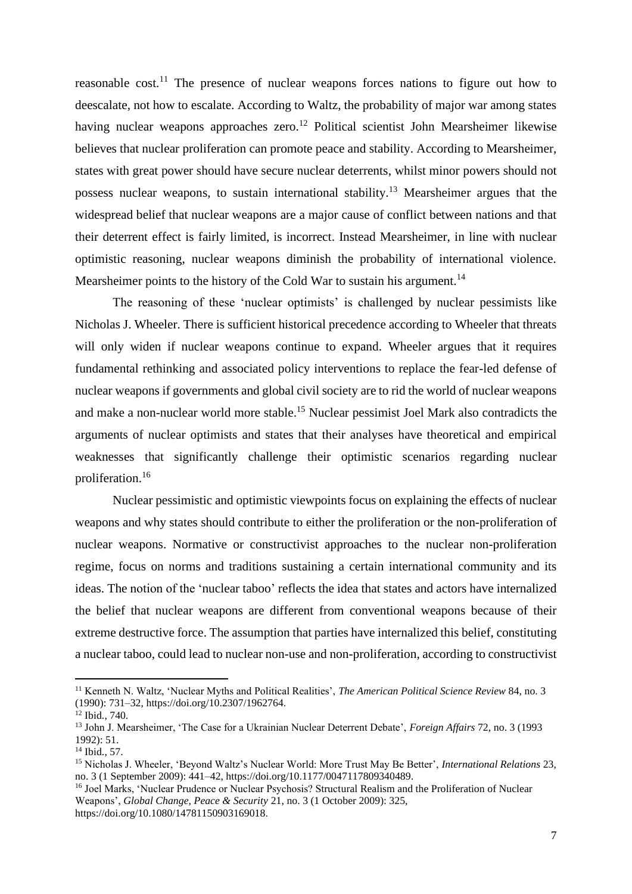reasonable cost.[11] The presence of nuclear weapons forces nations to figure out how to deescalate, not how to escalate. According to Waltz, the probability of major war among states having nuclear weapons approaches zero.[12] Political scientist John Mearsheimer likewise believes that nuclear proliferation can promote peace and stability. According to Mearsheimer, states with great power should have secure nuclear deterrents, whilst minor powers should not possess nuclear weapons, to sustain international stability.[13] Mearsheimer argues that the widespread belief that nuclear weapons are a major cause of conflict between nations and that their deterrent effect is fairly limited, is incorrect. Instead Mearsheimer, in line with nuclear optimistic reasoning, nuclear weapons diminish the probability of international violence. Mearsheimer points to the history of the Cold War to sustain his argument.[14]

The reasoning of these 'nuclear optimists' is challenged by nuclear pessimists like Nicholas J. Wheeler. There is sufficient historical precedence according to Wheeler that threats will only widen if nuclear weapons continue to expand. Wheeler argues that it requires fundamental rethinking and associated policy interventions to replace the fear-led defense of nuclear weapons if governments and global civil society are to rid the world of nuclear weapons and make a non-nuclear world more stable.[15] Nuclear pessimist Joel Mark also contradicts the arguments of nuclear optimists and states that their analyses have theoretical and empirical weaknesses that significantly challenge their optimistic scenarios regarding nuclear proliferation.[16]

Nuclear pessimistic and optimistic viewpoints focus on explaining the effects of nuclear weapons and why states should contribute to either the proliferation or the non-proliferation of nuclear weapons. Normative or constructivist approaches to the nuclear non-proliferation regime, focus on norms and traditions sustaining a certain international community and its ideas. The notion of the 'nuclear taboo' reflects the idea that states and actors have internalized the belief that nuclear weapons are different from conventional weapons because of their extreme destructive force. The assumption that parties have internalized this belief, constituting a nuclear taboo, could lead to nuclear non-use and non-proliferation, according to constructivist

---

[11] Kenneth N. Waltz, 'Nuclear Myths and Political Realities', *The American Political Science Review* 84, no. 3 (1990): 731–32, https://doi.org/10.2307/1962764.

[12] Ibid., 740.

[13] John J. Mearsheimer, 'The Case for a Ukrainian Nuclear Deterrent Debate', *Foreign Affairs* 72, no. 3 (1993 1992): 51.

[14] Ibid., 57.

[15] Nicholas J. Wheeler, 'Beyond Waltz's Nuclear World: More Trust May Be Better', *International Relations* 23, no. 3 (1 September 2009): 441–42, https://doi.org/10.1177/0047117809340489.

[16] Joel Marks, 'Nuclear Prudence or Nuclear Psychosis? Structural Realism and the Proliferation of Nuclear Weapons', *Global Change, Peace & Security* 21, no. 3 (1 October 2009): 325, https://doi.org/10.1080/14781150903169018.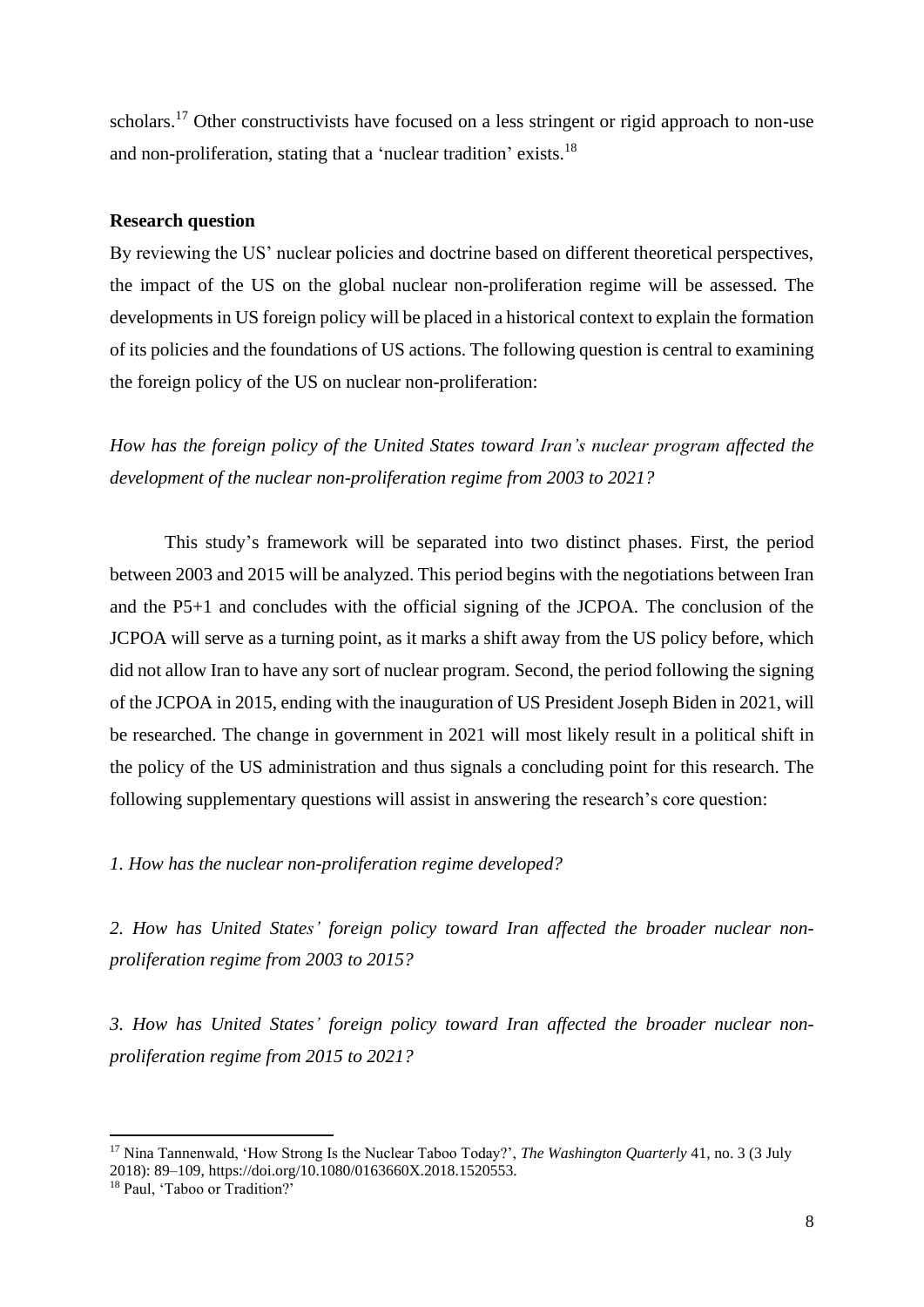scholars.[17] Other constructivists have focused on a less stringent or rigid approach to non-use and non-proliferation, stating that a 'nuclear tradition' exists.[18]

**Research question**

By reviewing the US' nuclear policies and doctrine based on different theoretical perspectives, the impact of the US on the global nuclear non-proliferation regime will be assessed. The developments in US foreign policy will be placed in a historical context to explain the formation of its policies and the foundations of US actions. The following question is central to examining the foreign policy of the US on nuclear non-proliferation:

*How has the foreign policy of the United States toward Iran's nuclear program affected the development of the nuclear non-proliferation regime from 2003 to 2021?*

This study's framework will be separated into two distinct phases. First, the period between 2003 and 2015 will be analyzed. This period begins with the negotiations between Iran and the P5+1 and concludes with the official signing of the JCPOA. The conclusion of the JCPOA will serve as a turning point, as it marks a shift away from the US policy before, which did not allow Iran to have any sort of nuclear program. Second, the period following the signing of the JCPOA in 2015, ending with the inauguration of US President Joseph Biden in 2021, will be researched. The change in government in 2021 will most likely result in a political shift in the policy of the US administration and thus signals a concluding point for this research. The following supplementary questions will assist in answering the research's core question:

*1. How has the nuclear non-proliferation regime developed?*

*2. How has United States' foreign policy toward Iran affected the broader nuclear non-proliferation regime from 2003 to 2015?*

*3. How has United States' foreign policy toward Iran affected the broader nuclear non-proliferation regime from 2015 to 2021?*

---

[17] Nina Tannenwald, 'How Strong Is the Nuclear Taboo Today?', *The Washington Quarterly* 41, no. 3 (3 July 2018): 89–109, https://doi.org/10.1080/0163660X.2018.1520553.

[18] Paul, 'Taboo or Tradition?'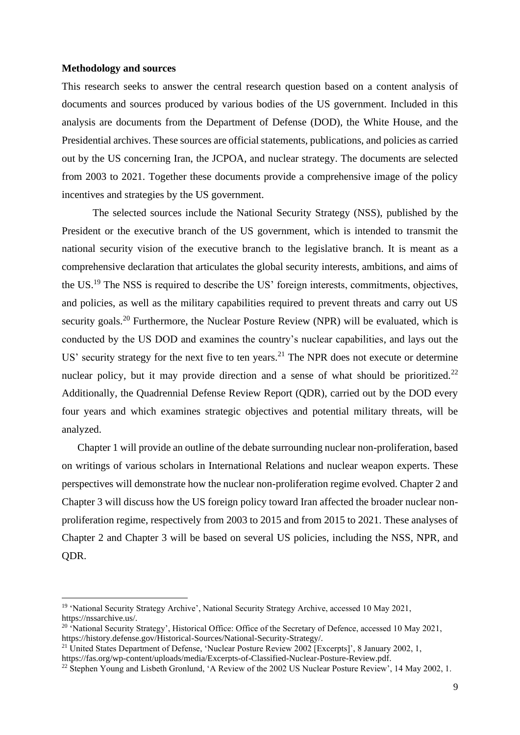**Methodology and sources**

This research seeks to answer the central research question based on a content analysis of documents and sources produced by various bodies of the US government. Included in this analysis are documents from the Department of Defense (DOD), the White House, and the Presidential archives. These sources are official statements, publications, and policies as carried out by the US concerning Iran, the JCPOA, and nuclear strategy. The documents are selected from 2003 to 2021. Together these documents provide a comprehensive image of the policy incentives and strategies by the US government.

The selected sources include the National Security Strategy (NSS), published by the President or the executive branch of the US government, which is intended to transmit the national security vision of the executive branch to the legislative branch. It is meant as a comprehensive declaration that articulates the global security interests, ambitions, and aims of the US.[19] The NSS is required to describe the US' foreign interests, commitments, objectives, and policies, as well as the military capabilities required to prevent threats and carry out US security goals.[20] Furthermore, the Nuclear Posture Review (NPR) will be evaluated, which is conducted by the US DOD and examines the country's nuclear capabilities, and lays out the US' security strategy for the next five to ten years.[21] The NPR does not execute or determine nuclear policy, but it may provide direction and a sense of what should be prioritized.[22] Additionally, the Quadrennial Defense Review Report (QDR), carried out by the DOD every four years and which examines strategic objectives and potential military threats, will be analyzed.

Chapter 1 will provide an outline of the debate surrounding nuclear non-proliferation, based on writings of various scholars in International Relations and nuclear weapon experts. These perspectives will demonstrate how the nuclear non-proliferation regime evolved. Chapter 2 and Chapter 3 will discuss how the US foreign policy toward Iran affected the broader nuclear non-proliferation regime, respectively from 2003 to 2015 and from 2015 to 2021. These analyses of Chapter 2 and Chapter 3 will be based on several US policies, including the NSS, NPR, and QDR.

---

[19] 'National Security Strategy Archive', National Security Strategy Archive, accessed 10 May 2021, https://nssarchive.us/.

[20] 'National Security Strategy', Historical Office: Office of the Secretary of Defence, accessed 10 May 2021, https://history.defense.gov/Historical-Sources/National-Security-Strategy/.

[21] United States Department of Defense, 'Nuclear Posture Review 2002 [Excerpts]', 8 January 2002, 1, https://fas.org/wp-content/uploads/media/Excerpts-of-Classified-Nuclear-Posture-Review.pdf.

[22] Stephen Young and Lisbeth Gronlund, 'A Review of the 2002 US Nuclear Posture Review', 14 May 2002, 1.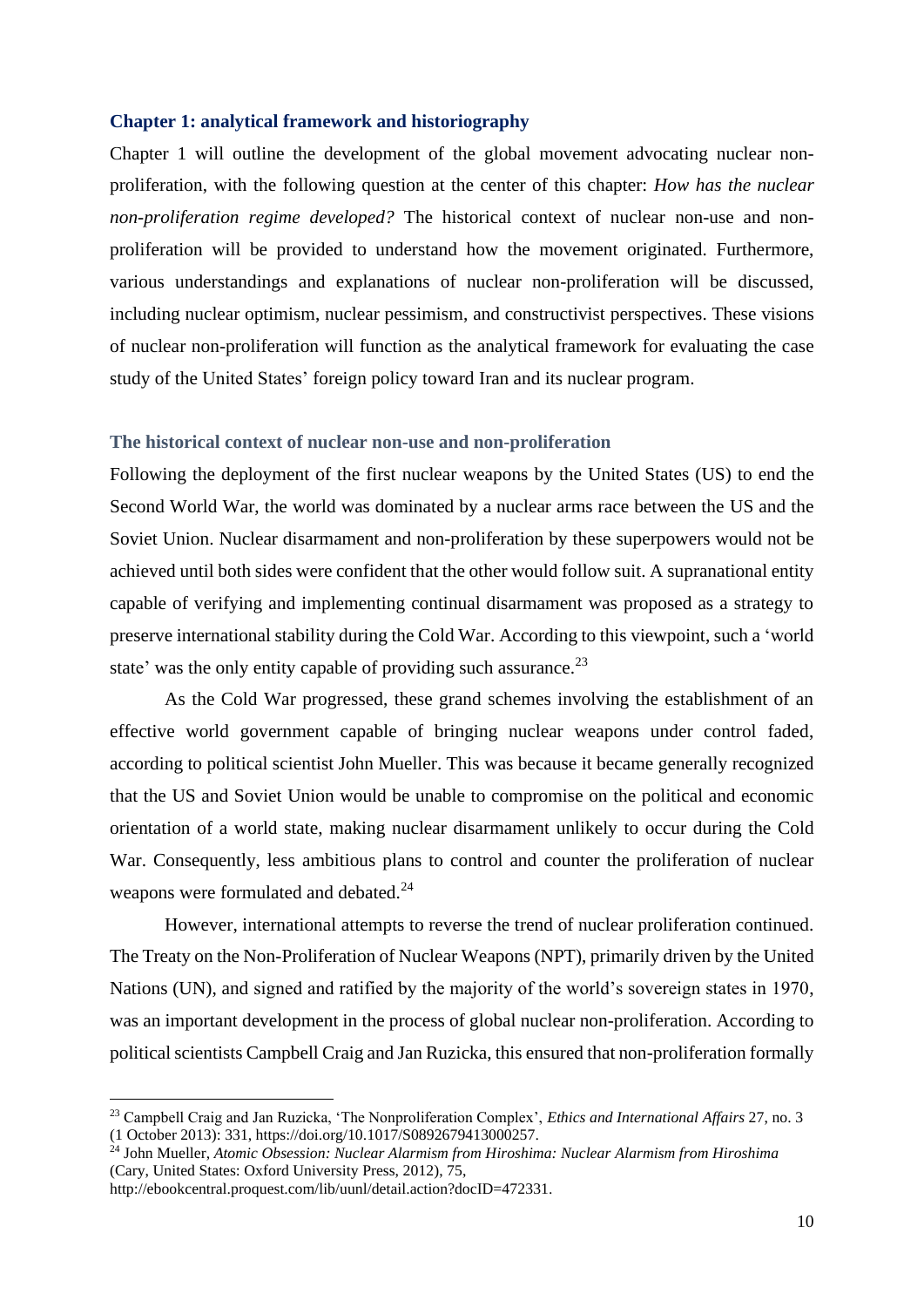## Chapter 1: analytical framework and historiography

Chapter 1 will outline the development of the global movement advocating nuclear non-proliferation, with the following question at the center of this chapter: *How has the nuclear non-proliferation regime developed?* The historical context of nuclear non-use and non-proliferation will be provided to understand how the movement originated. Furthermore, various understandings and explanations of nuclear non-proliferation will be discussed, including nuclear optimism, nuclear pessimism, and constructivist perspectives. These visions of nuclear non-proliferation will function as the analytical framework for evaluating the case study of the United States' foreign policy toward Iran and its nuclear program.

### The historical context of nuclear non-use and non-proliferation

Following the deployment of the first nuclear weapons by the United States (US) to end the Second World War, the world was dominated by a nuclear arms race between the US and the Soviet Union. Nuclear disarmament and non-proliferation by these superpowers would not be achieved until both sides were confident that the other would follow suit. A supranational entity capable of verifying and implementing continual disarmament was proposed as a strategy to preserve international stability during the Cold War. According to this viewpoint, such a 'world state' was the only entity capable of providing such assurance.[23]

As the Cold War progressed, these grand schemes involving the establishment of an effective world government capable of bringing nuclear weapons under control faded, according to political scientist John Mueller. This was because it became generally recognized that the US and Soviet Union would be unable to compromise on the political and economic orientation of a world state, making nuclear disarmament unlikely to occur during the Cold War. Consequently, less ambitious plans to control and counter the proliferation of nuclear weapons were formulated and debated.[24]

However, international attempts to reverse the trend of nuclear proliferation continued. The Treaty on the Non-Proliferation of Nuclear Weapons (NPT), primarily driven by the United Nations (UN), and signed and ratified by the majority of the world's sovereign states in 1970, was an important development in the process of global nuclear non-proliferation. According to political scientists Campbell Craig and Jan Ruzicka, this ensured that non-proliferation formally

---

[23] Campbell Craig and Jan Ruzicka, 'The Nonproliferation Complex', *Ethics and International Affairs* 27, no. 3 (1 October 2013): 331, https://doi.org/10.1017/S0892679413000257.

[24] John Mueller, *Atomic Obsession: Nuclear Alarmism from Hiroshima: Nuclear Alarmism from Hiroshima* (Cary, United States: Oxford University Press, 2012), 75, http://ebookcentral.proquest.com/lib/uunl/detail.action?docID=472331.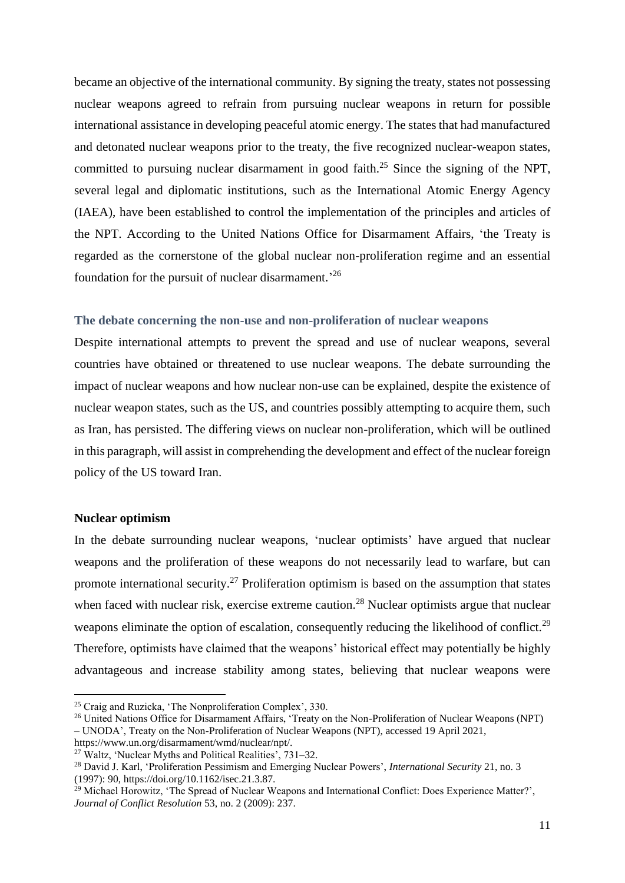became an objective of the international community. By signing the treaty, states not possessing nuclear weapons agreed to refrain from pursuing nuclear weapons in return for possible international assistance in developing peaceful atomic energy. The states that had manufactured and detonated nuclear weapons prior to the treaty, the five recognized nuclear-weapon states, committed to pursuing nuclear disarmament in good faith.[25] Since the signing of the NPT, several legal and diplomatic institutions, such as the International Atomic Energy Agency (IAEA), have been established to control the implementation of the principles and articles of the NPT. According to the United Nations Office for Disarmament Affairs, 'the Treaty is regarded as the cornerstone of the global nuclear non-proliferation regime and an essential foundation for the pursuit of nuclear disarmament.'[26]

### The debate concerning the non-use and non-proliferation of nuclear weapons

Despite international attempts to prevent the spread and use of nuclear weapons, several countries have obtained or threatened to use nuclear weapons. The debate surrounding the impact of nuclear weapons and how nuclear non-use can be explained, despite the existence of nuclear weapon states, such as the US, and countries possibly attempting to acquire them, such as Iran, has persisted. The differing views on nuclear non-proliferation, which will be outlined in this paragraph, will assist in comprehending the development and effect of the nuclear foreign policy of the US toward Iran.

#### Nuclear optimism

In the debate surrounding nuclear weapons, 'nuclear optimists' have argued that nuclear weapons and the proliferation of these weapons do not necessarily lead to warfare, but can promote international security.[27] Proliferation optimism is based on the assumption that states when faced with nuclear risk, exercise extreme caution.[28] Nuclear optimists argue that nuclear weapons eliminate the option of escalation, consequently reducing the likelihood of conflict.[29] Therefore, optimists have claimed that the weapons' historical effect may potentially be highly advantageous and increase stability among states, believing that nuclear weapons were

---

[25] Craig and Ruzicka, 'The Nonproliferation Complex', 330.

[26] United Nations Office for Disarmament Affairs, 'Treaty on the Non-Proliferation of Nuclear Weapons (NPT) – UNODA', Treaty on the Non-Proliferation of Nuclear Weapons (NPT), accessed 19 April 2021, https://www.un.org/disarmament/wmd/nuclear/npt/.

[27] Waltz, 'Nuclear Myths and Political Realities', 731–32.

[28] David J. Karl, 'Proliferation Pessimism and Emerging Nuclear Powers', *International Security* 21, no. 3 (1997): 90, https://doi.org/10.1162/isec.21.3.87.

[29] Michael Horowitz, 'The Spread of Nuclear Weapons and International Conflict: Does Experience Matter?', *Journal of Conflict Resolution* 53, no. 2 (2009): 237.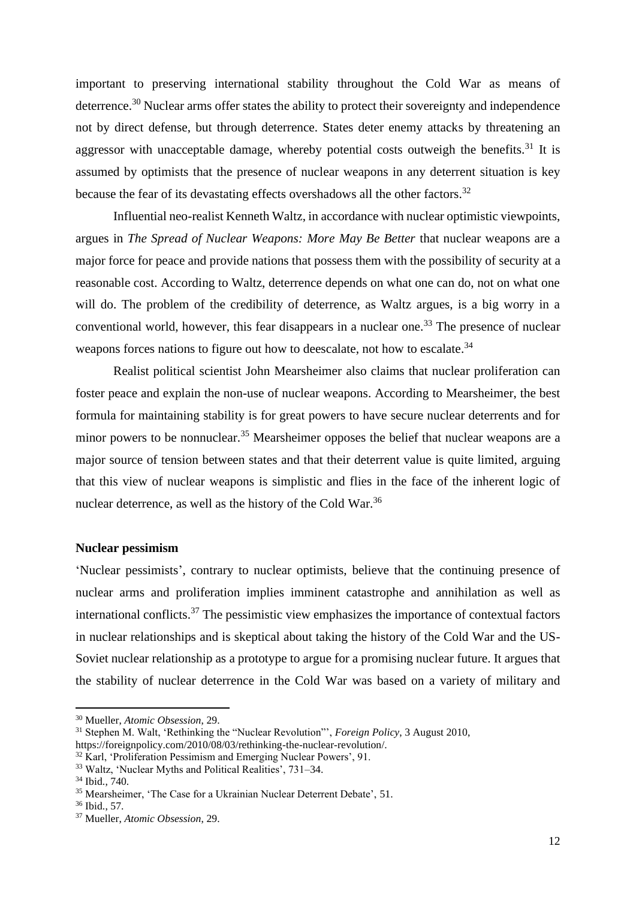important to preserving international stability throughout the Cold War as means of deterrence.[30] Nuclear arms offer states the ability to protect their sovereignty and independence not by direct defense, but through deterrence. States deter enemy attacks by threatening an aggressor with unacceptable damage, whereby potential costs outweigh the benefits.[31] It is assumed by optimists that the presence of nuclear weapons in any deterrent situation is key because the fear of its devastating effects overshadows all the other factors.[32]

Influential neo-realist Kenneth Waltz, in accordance with nuclear optimistic viewpoints, argues in *The Spread of Nuclear Weapons: More May Be Better* that nuclear weapons are a major force for peace and provide nations that possess them with the possibility of security at a reasonable cost. According to Waltz, deterrence depends on what one can do, not on what one will do. The problem of the credibility of deterrence, as Waltz argues, is a big worry in a conventional world, however, this fear disappears in a nuclear one.[33] The presence of nuclear weapons forces nations to figure out how to deescalate, not how to escalate.[34]

Realist political scientist John Mearsheimer also claims that nuclear proliferation can foster peace and explain the non-use of nuclear weapons. According to Mearsheimer, the best formula for maintaining stability is for great powers to have secure nuclear deterrents and for minor powers to be nonnuclear.[35] Mearsheimer opposes the belief that nuclear weapons are a major source of tension between states and that their deterrent value is quite limited, arguing that this view of nuclear weapons is simplistic and flies in the face of the inherent logic of nuclear deterrence, as well as the history of the Cold War.[36]

**Nuclear pessimism**

'Nuclear pessimists', contrary to nuclear optimists, believe that the continuing presence of nuclear arms and proliferation implies imminent catastrophe and annihilation as well as international conflicts.[37] The pessimistic view emphasizes the importance of contextual factors in nuclear relationships and is skeptical about taking the history of the Cold War and the US-Soviet nuclear relationship as a prototype to argue for a promising nuclear future. It argues that the stability of nuclear deterrence in the Cold War was based on a variety of military and

---

[30] Mueller, *Atomic Obsession*, 29.

[31] Stephen M. Walt, 'Rethinking the "Nuclear Revolution"', *Foreign Policy*, 3 August 2010, https://foreignpolicy.com/2010/08/03/rethinking-the-nuclear-revolution/.

[32] Karl, 'Proliferation Pessimism and Emerging Nuclear Powers', 91.

[33] Waltz, 'Nuclear Myths and Political Realities', 731–34.

[34] Ibid., 740.

[35] Mearsheimer, 'The Case for a Ukrainian Nuclear Deterrent Debate', 51.

[36] Ibid., 57.

[37] Mueller, *Atomic Obsession*, 29.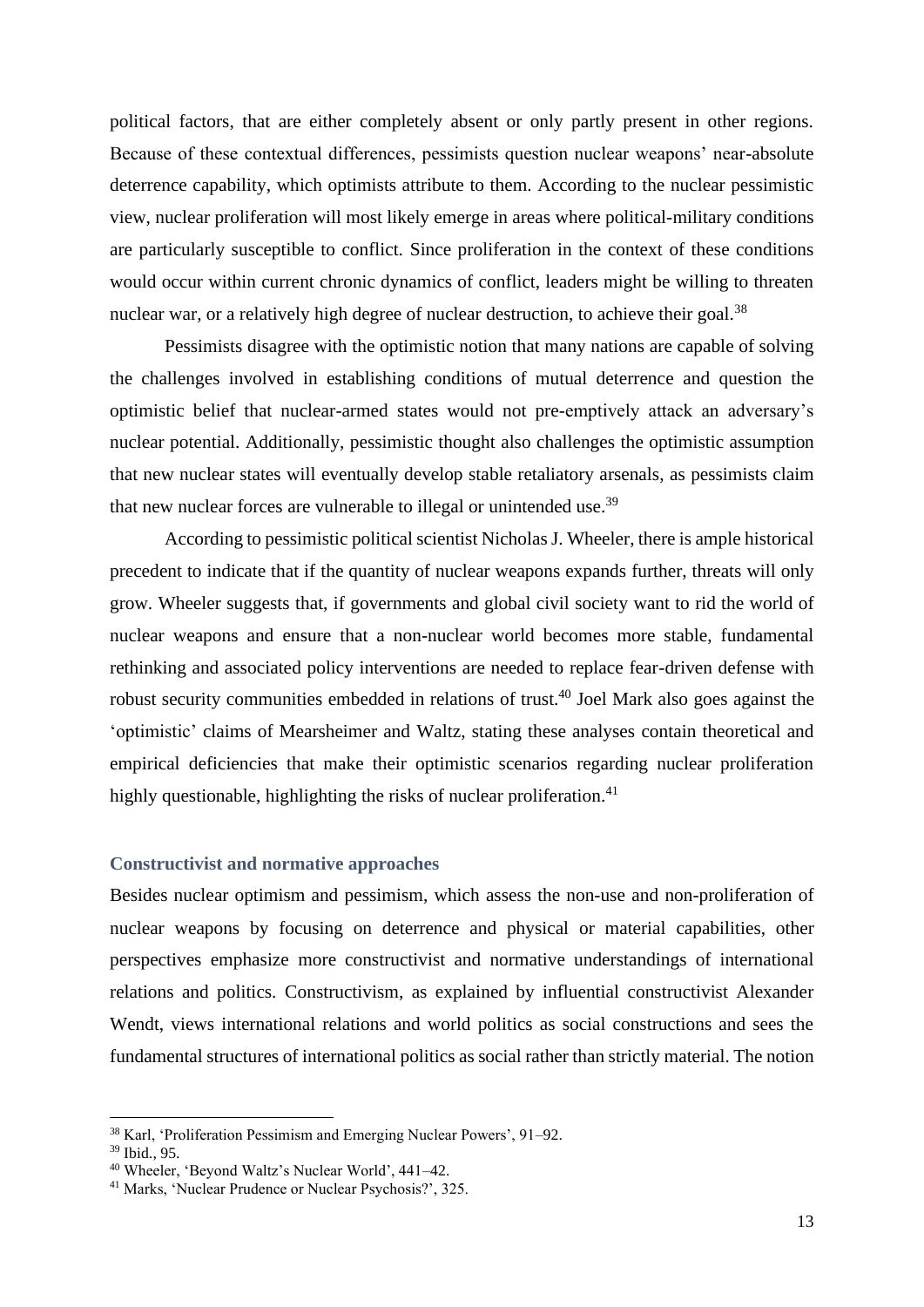political factors, that are either completely absent or only partly present in other regions. Because of these contextual differences, pessimists question nuclear weapons' near-absolute deterrence capability, which optimists attribute to them. According to the nuclear pessimistic view, nuclear proliferation will most likely emerge in areas where political-military conditions are particularly susceptible to conflict. Since proliferation in the context of these conditions would occur within current chronic dynamics of conflict, leaders might be willing to threaten nuclear war, or a relatively high degree of nuclear destruction, to achieve their goal.[38]

Pessimists disagree with the optimistic notion that many nations are capable of solving the challenges involved in establishing conditions of mutual deterrence and question the optimistic belief that nuclear-armed states would not pre-emptively attack an adversary's nuclear potential. Additionally, pessimistic thought also challenges the optimistic assumption that new nuclear states will eventually develop stable retaliatory arsenals, as pessimists claim that new nuclear forces are vulnerable to illegal or unintended use.[39]

According to pessimistic political scientist Nicholas J. Wheeler, there is ample historical precedent to indicate that if the quantity of nuclear weapons expands further, threats will only grow. Wheeler suggests that, if governments and global civil society want to rid the world of nuclear weapons and ensure that a non-nuclear world becomes more stable, fundamental rethinking and associated policy interventions are needed to replace fear-driven defense with robust security communities embedded in relations of trust.[40] Joel Mark also goes against the 'optimistic' claims of Mearsheimer and Waltz, stating these analyses contain theoretical and empirical deficiencies that make their optimistic scenarios regarding nuclear proliferation highly questionable, highlighting the risks of nuclear proliferation.[41]

### Constructivist and normative approaches

Besides nuclear optimism and pessimism, which assess the non-use and non-proliferation of nuclear weapons by focusing on deterrence and physical or material capabilities, other perspectives emphasize more constructivist and normative understandings of international relations and politics. Constructivism, as explained by influential constructivist Alexander Wendt, views international relations and world politics as social constructions and sees the fundamental structures of international politics as social rather than strictly material. The notion

---

[38] Karl, 'Proliferation Pessimism and Emerging Nuclear Powers', 91–92.

[39] Ibid., 95.

[40] Wheeler, 'Beyond Waltz's Nuclear World', 441–42.

[41] Marks, 'Nuclear Prudence or Nuclear Psychosis?', 325.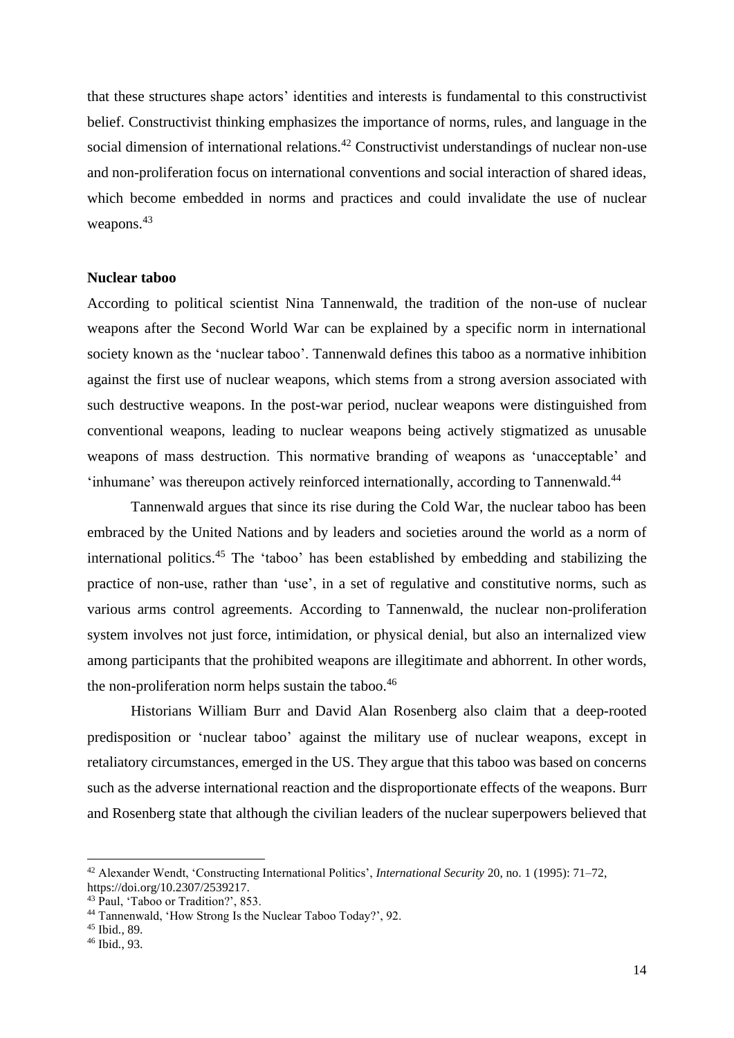that these structures shape actors' identities and interests is fundamental to this constructivist belief. Constructivist thinking emphasizes the importance of norms, rules, and language in the social dimension of international relations.[42] Constructivist understandings of nuclear non-use and non-proliferation focus on international conventions and social interaction of shared ideas, which become embedded in norms and practices and could invalidate the use of nuclear weapons.[43]

### Nuclear taboo

According to political scientist Nina Tannenwald, the tradition of the non-use of nuclear weapons after the Second World War can be explained by a specific norm in international society known as the 'nuclear taboo'. Tannenwald defines this taboo as a normative inhibition against the first use of nuclear weapons, which stems from a strong aversion associated with such destructive weapons. In the post-war period, nuclear weapons were distinguished from conventional weapons, leading to nuclear weapons being actively stigmatized as unusable weapons of mass destruction. This normative branding of weapons as 'unacceptable' and 'inhumane' was thereupon actively reinforced internationally, according to Tannenwald.[44]

Tannenwald argues that since its rise during the Cold War, the nuclear taboo has been embraced by the United Nations and by leaders and societies around the world as a norm of international politics.[45] The 'taboo' has been established by embedding and stabilizing the practice of non-use, rather than 'use', in a set of regulative and constitutive norms, such as various arms control agreements. According to Tannenwald, the nuclear non-proliferation system involves not just force, intimidation, or physical denial, but also an internalized view among participants that the prohibited weapons are illegitimate and abhorrent. In other words, the non-proliferation norm helps sustain the taboo.[46]

Historians William Burr and David Alan Rosenberg also claim that a deep-rooted predisposition or 'nuclear taboo' against the military use of nuclear weapons, except in retaliatory circumstances, emerged in the US. They argue that this taboo was based on concerns such as the adverse international reaction and the disproportionate effects of the weapons. Burr and Rosenberg state that although the civilian leaders of the nuclear superpowers believed that

---

[42] Alexander Wendt, 'Constructing International Politics', *International Security* 20, no. 1 (1995): 71–72, https://doi.org/10.2307/2539217.

[43] Paul, 'Taboo or Tradition?', 853.

[44] Tannenwald, 'How Strong Is the Nuclear Taboo Today?', 92.

[45] Ibid., 89.

[46] Ibid., 93.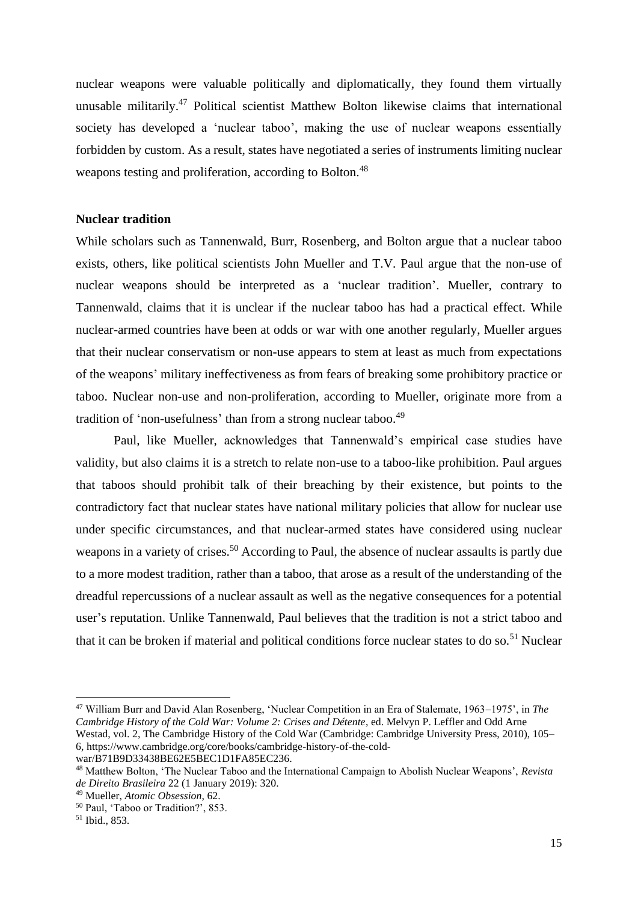nuclear weapons were valuable politically and diplomatically, they found them virtually unusable militarily.[47] Political scientist Matthew Bolton likewise claims that international society has developed a 'nuclear taboo', making the use of nuclear weapons essentially forbidden by custom. As a result, states have negotiated a series of instruments limiting nuclear weapons testing and proliferation, according to Bolton.[48]

**Nuclear tradition**

While scholars such as Tannenwald, Burr, Rosenberg, and Bolton argue that a nuclear taboo exists, others, like political scientists John Mueller and T.V. Paul argue that the non-use of nuclear weapons should be interpreted as a 'nuclear tradition'. Mueller, contrary to Tannenwald, claims that it is unclear if the nuclear taboo has had a practical effect. While nuclear-armed countries have been at odds or war with one another regularly, Mueller argues that their nuclear conservatism or non-use appears to stem at least as much from expectations of the weapons' military ineffectiveness as from fears of breaking some prohibitory practice or taboo. Nuclear non-use and non-proliferation, according to Mueller, originate more from a tradition of 'non-usefulness' than from a strong nuclear taboo.[49]

Paul, like Mueller, acknowledges that Tannenwald's empirical case studies have validity, but also claims it is a stretch to relate non-use to a taboo-like prohibition. Paul argues that taboos should prohibit talk of their breaching by their existence, but points to the contradictory fact that nuclear states have national military policies that allow for nuclear use under specific circumstances, and that nuclear-armed states have considered using nuclear weapons in a variety of crises.[50] According to Paul, the absence of nuclear assaults is partly due to a more modest tradition, rather than a taboo, that arose as a result of the understanding of the dreadful repercussions of a nuclear assault as well as the negative consequences for a potential user's reputation. Unlike Tannenwald, Paul believes that the tradition is not a strict taboo and that it can be broken if material and political conditions force nuclear states to do so.[51] Nuclear

---

[47] William Burr and David Alan Rosenberg, 'Nuclear Competition in an Era of Stalemate, 1963–1975', in *The Cambridge History of the Cold War: Volume 2: Crises and Détente*, ed. Melvyn P. Leffler and Odd Arne Westad, vol. 2, The Cambridge History of the Cold War (Cambridge: Cambridge University Press, 2010), 105–6, https://www.cambridge.org/core/books/cambridge-history-of-the-cold-war/B71B9D33438BE62E5BEC1D1FA85EC236.

[48] Matthew Bolton, 'The Nuclear Taboo and the International Campaign to Abolish Nuclear Weapons', *Revista de Direito Brasileira* 22 (1 January 2019): 320.

[49] Mueller, *Atomic Obsession*, 62.

[50] Paul, 'Taboo or Tradition?', 853.

[51] Ibid., 853.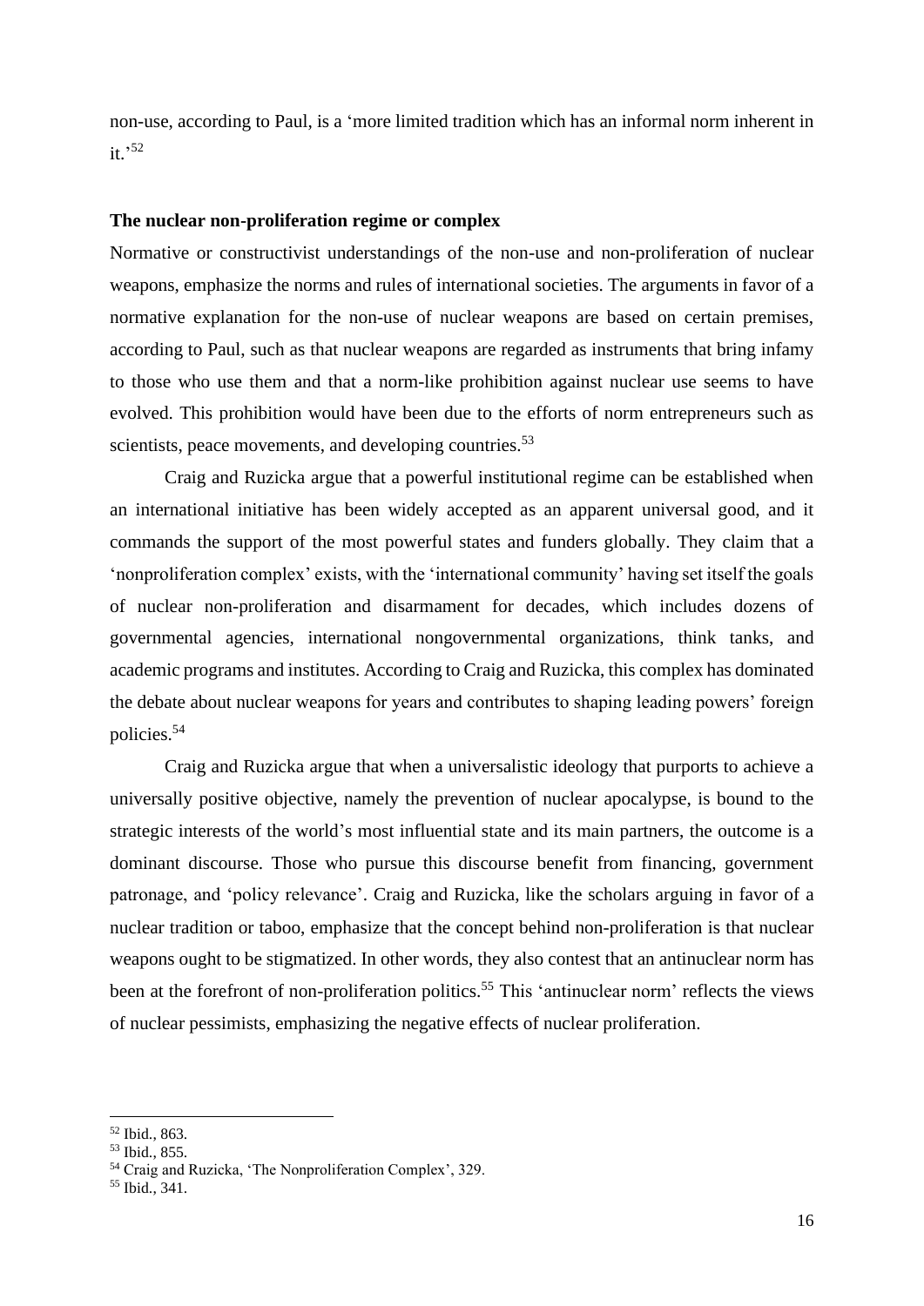non-use, according to Paul, is a 'more limited tradition which has an informal norm inherent in it.'[52]

**The nuclear non-proliferation regime or complex**

Normative or constructivist understandings of the non-use and non-proliferation of nuclear weapons, emphasize the norms and rules of international societies. The arguments in favor of a normative explanation for the non-use of nuclear weapons are based on certain premises, according to Paul, such as that nuclear weapons are regarded as instruments that bring infamy to those who use them and that a norm-like prohibition against nuclear use seems to have evolved. This prohibition would have been due to the efforts of norm entrepreneurs such as scientists, peace movements, and developing countries.[53]

Craig and Ruzicka argue that a powerful institutional regime can be established when an international initiative has been widely accepted as an apparent universal good, and it commands the support of the most powerful states and funders globally. They claim that a 'nonproliferation complex' exists, with the 'international community' having set itself the goals of nuclear non-proliferation and disarmament for decades, which includes dozens of governmental agencies, international nongovernmental organizations, think tanks, and academic programs and institutes. According to Craig and Ruzicka, this complex has dominated the debate about nuclear weapons for years and contributes to shaping leading powers' foreign policies.[54]

Craig and Ruzicka argue that when a universalistic ideology that purports to achieve a universally positive objective, namely the prevention of nuclear apocalypse, is bound to the strategic interests of the world's most influential state and its main partners, the outcome is a dominant discourse. Those who pursue this discourse benefit from financing, government patronage, and 'policy relevance'. Craig and Ruzicka, like the scholars arguing in favor of a nuclear tradition or taboo, emphasize that the concept behind non-proliferation is that nuclear weapons ought to be stigmatized. In other words, they also contest that an antinuclear norm has been at the forefront of non-proliferation politics.[55] This 'antinuclear norm' reflects the views of nuclear pessimists, emphasizing the negative effects of nuclear proliferation.

[52] Ibid., 863.
[53] Ibid., 855.
[54] Craig and Ruzicka, 'The Nonproliferation Complex', 329.
[55] Ibid., 341.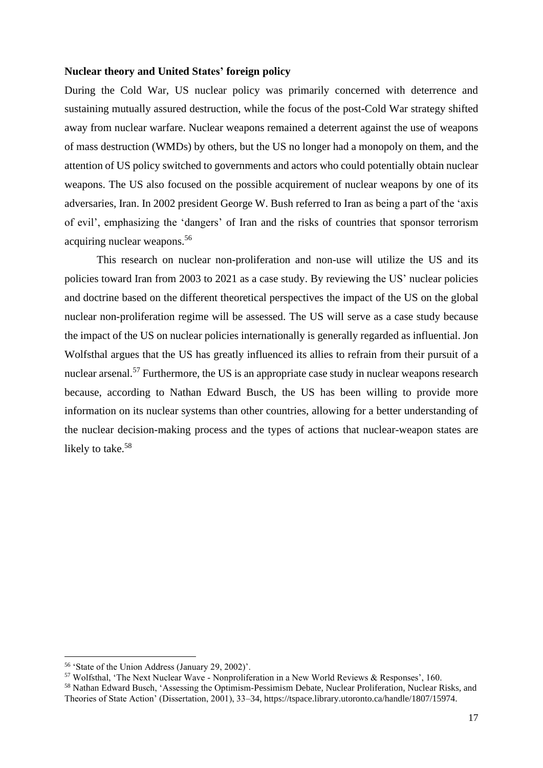**Nuclear theory and United States' foreign policy**

During the Cold War, US nuclear policy was primarily concerned with deterrence and sustaining mutually assured destruction, while the focus of the post-Cold War strategy shifted away from nuclear warfare. Nuclear weapons remained a deterrent against the use of weapons of mass destruction (WMDs) by others, but the US no longer had a monopoly on them, and the attention of US policy switched to governments and actors who could potentially obtain nuclear weapons. The US also focused on the possible acquirement of nuclear weapons by one of its adversaries, Iran. In 2002 president George W. Bush referred to Iran as being a part of the 'axis of evil', emphasizing the 'dangers' of Iran and the risks of countries that sponsor terrorism acquiring nuclear weapons.[56]

This research on nuclear non-proliferation and non-use will utilize the US and its policies toward Iran from 2003 to 2021 as a case study. By reviewing the US' nuclear policies and doctrine based on the different theoretical perspectives the impact of the US on the global nuclear non-proliferation regime will be assessed. The US will serve as a case study because the impact of the US on nuclear policies internationally is generally regarded as influential. Jon Wolfsthal argues that the US has greatly influenced its allies to refrain from their pursuit of a nuclear arsenal.[57] Furthermore, the US is an appropriate case study in nuclear weapons research because, according to Nathan Edward Busch, the US has been willing to provide more information on its nuclear systems than other countries, allowing for a better understanding of the nuclear decision-making process and the types of actions that nuclear-weapon states are likely to take.[58]

---

[56] 'State of the Union Address (January 29, 2002)'.

[57] Wolfsthal, 'The Next Nuclear Wave - Nonproliferation in a New World Reviews & Responses', 160.

[58] Nathan Edward Busch, 'Assessing the Optimism-Pessimism Debate, Nuclear Proliferation, Nuclear Risks, and Theories of State Action' (Dissertation, 2001), 33–34, https://tspace.library.utoronto.ca/handle/1807/15974.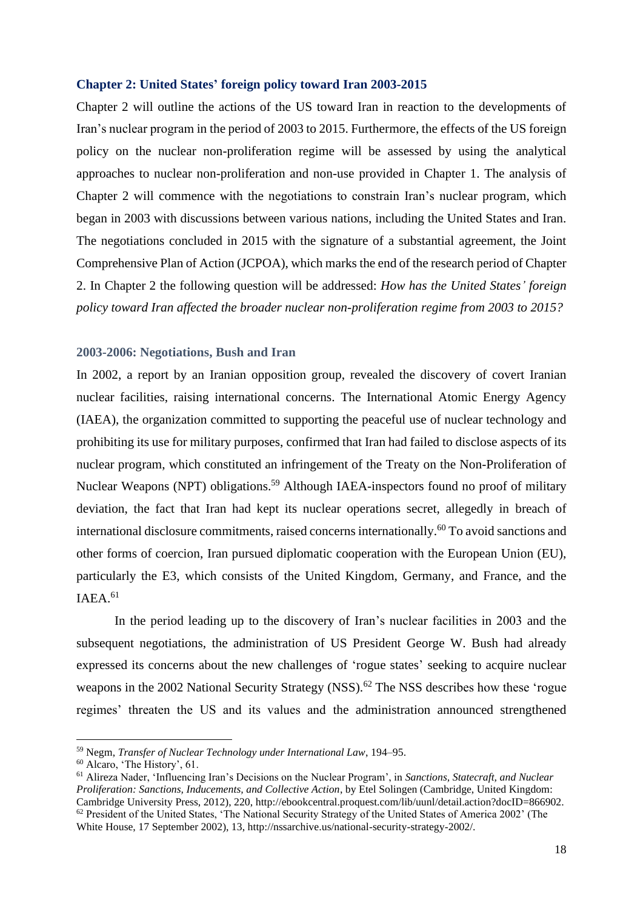## Chapter 2: United States' foreign policy toward Iran 2003-2015

Chapter 2 will outline the actions of the US toward Iran in reaction to the developments of Iran's nuclear program in the period of 2003 to 2015. Furthermore, the effects of the US foreign policy on the nuclear non-proliferation regime will be assessed by using the analytical approaches to nuclear non-proliferation and non-use provided in Chapter 1. The analysis of Chapter 2 will commence with the negotiations to constrain Iran's nuclear program, which began in 2003 with discussions between various nations, including the United States and Iran. The negotiations concluded in 2015 with the signature of a substantial agreement, the Joint Comprehensive Plan of Action (JCPOA), which marks the end of the research period of Chapter 2. In Chapter 2 the following question will be addressed: *How has the United States' foreign policy toward Iran affected the broader nuclear non-proliferation regime from 2003 to 2015?*

### 2003-2006: Negotiations, Bush and Iran

In 2002, a report by an Iranian opposition group, revealed the discovery of covert Iranian nuclear facilities, raising international concerns. The International Atomic Energy Agency (IAEA), the organization committed to supporting the peaceful use of nuclear technology and prohibiting its use for military purposes, confirmed that Iran had failed to disclose aspects of its nuclear program, which constituted an infringement of the Treaty on the Non-Proliferation of Nuclear Weapons (NPT) obligations.[59] Although IAEA-inspectors found no proof of military deviation, the fact that Iran had kept its nuclear operations secret, allegedly in breach of international disclosure commitments, raised concerns internationally.[60] To avoid sanctions and other forms of coercion, Iran pursued diplomatic cooperation with the European Union (EU), particularly the E3, which consists of the United Kingdom, Germany, and France, and the IAEA.[61]

In the period leading up to the discovery of Iran's nuclear facilities in 2003 and the subsequent negotiations, the administration of US President George W. Bush had already expressed its concerns about the new challenges of 'rogue states' seeking to acquire nuclear weapons in the 2002 National Security Strategy (NSS).[62] The NSS describes how these 'rogue regimes' threaten the US and its values and the administration announced strengthened

---

[59] Negm, *Transfer of Nuclear Technology under International Law*, 194–95.

[60] Alcaro, 'The History', 61.

[61] Alireza Nader, 'Influencing Iran's Decisions on the Nuclear Program', in *Sanctions, Statecraft, and Nuclear Proliferation: Sanctions, Inducements, and Collective Action*, by Etel Solingen (Cambridge, United Kingdom: Cambridge University Press, 2012), 220, http://ebookcentral.proquest.com/lib/uunl/detail.action?docID=866902.

[62] President of the United States, 'The National Security Strategy of the United States of America 2002' (The White House, 17 September 2002), 13, http://nssarchive.us/national-security-strategy-2002/.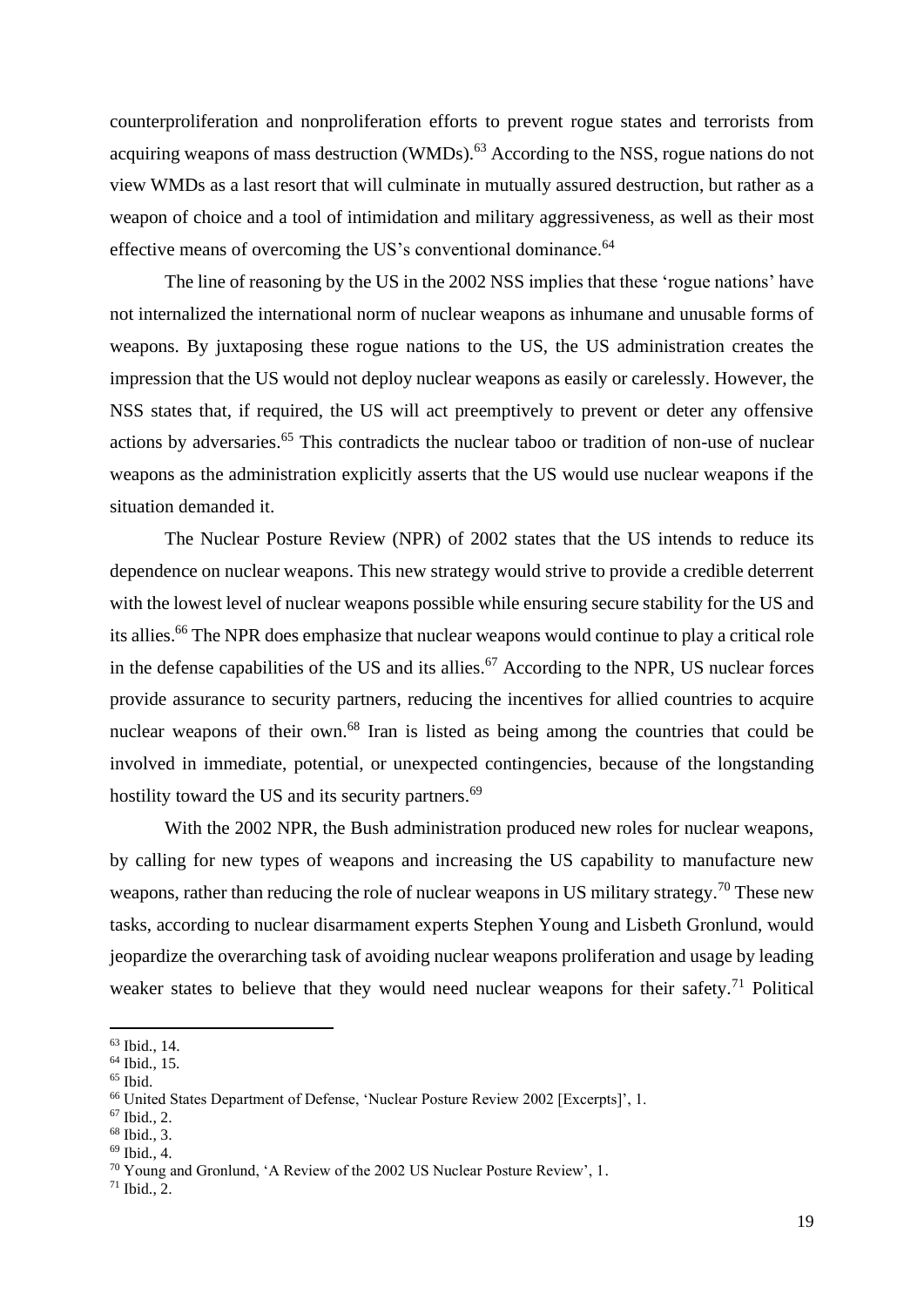counterproliferation and nonproliferation efforts to prevent rogue states and terrorists from acquiring weapons of mass destruction (WMDs).[63] According to the NSS, rogue nations do not view WMDs as a last resort that will culminate in mutually assured destruction, but rather as a weapon of choice and a tool of intimidation and military aggressiveness, as well as their most effective means of overcoming the US's conventional dominance.[64]

The line of reasoning by the US in the 2002 NSS implies that these 'rogue nations' have not internalized the international norm of nuclear weapons as inhumane and unusable forms of weapons. By juxtaposing these rogue nations to the US, the US administration creates the impression that the US would not deploy nuclear weapons as easily or carelessly. However, the NSS states that, if required, the US will act preemptively to prevent or deter any offensive actions by adversaries.[65] This contradicts the nuclear taboo or tradition of non-use of nuclear weapons as the administration explicitly asserts that the US would use nuclear weapons if the situation demanded it.

The Nuclear Posture Review (NPR) of 2002 states that the US intends to reduce its dependence on nuclear weapons. This new strategy would strive to provide a credible deterrent with the lowest level of nuclear weapons possible while ensuring secure stability for the US and its allies.[66] The NPR does emphasize that nuclear weapons would continue to play a critical role in the defense capabilities of the US and its allies.[67] According to the NPR, US nuclear forces provide assurance to security partners, reducing the incentives for allied countries to acquire nuclear weapons of their own.[68] Iran is listed as being among the countries that could be involved in immediate, potential, or unexpected contingencies, because of the longstanding hostility toward the US and its security partners.[69]

With the 2002 NPR, the Bush administration produced new roles for nuclear weapons, by calling for new types of weapons and increasing the US capability to manufacture new weapons, rather than reducing the role of nuclear weapons in US military strategy.[70] These new tasks, according to nuclear disarmament experts Stephen Young and Lisbeth Gronlund, would jeopardize the overarching task of avoiding nuclear weapons proliferation and usage by leading weaker states to believe that they would need nuclear weapons for their safety.[71] Political

---

[63] Ibid., 14.
[64] Ibid., 15.
[65] Ibid.
[66] United States Department of Defense, 'Nuclear Posture Review 2002 [Excerpts]', 1.
[67] Ibid., 2.
[68] Ibid., 3.
[69] Ibid., 4.
[70] Young and Gronlund, 'A Review of the 2002 US Nuclear Posture Review', 1.
[71] Ibid., 2.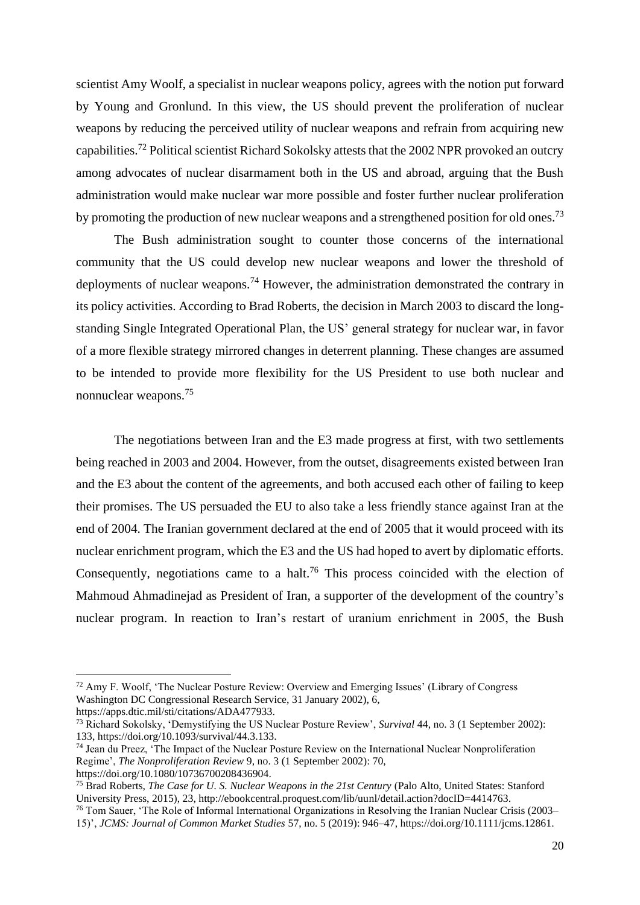scientist Amy Woolf, a specialist in nuclear weapons policy, agrees with the notion put forward by Young and Gronlund. In this view, the US should prevent the proliferation of nuclear weapons by reducing the perceived utility of nuclear weapons and refrain from acquiring new capabilities.[72] Political scientist Richard Sokolsky attests that the 2002 NPR provoked an outcry among advocates of nuclear disarmament both in the US and abroad, arguing that the Bush administration would make nuclear war more possible and foster further nuclear proliferation by promoting the production of new nuclear weapons and a strengthened position for old ones.[73]

The Bush administration sought to counter those concerns of the international community that the US could develop new nuclear weapons and lower the threshold of deployments of nuclear weapons.[74] However, the administration demonstrated the contrary in its policy activities. According to Brad Roberts, the decision in March 2003 to discard the long-standing Single Integrated Operational Plan, the US' general strategy for nuclear war, in favor of a more flexible strategy mirrored changes in deterrent planning. These changes are assumed to be intended to provide more flexibility for the US President to use both nuclear and nonnuclear weapons.[75]

The negotiations between Iran and the E3 made progress at first, with two settlements being reached in 2003 and 2004. However, from the outset, disagreements existed between Iran and the E3 about the content of the agreements, and both accused each other of failing to keep their promises. The US persuaded the EU to also take a less friendly stance against Iran at the end of 2004. The Iranian government declared at the end of 2005 that it would proceed with its nuclear enrichment program, which the E3 and the US had hoped to avert by diplomatic efforts. Consequently, negotiations came to a halt.[76] This process coincided with the election of Mahmoud Ahmadinejad as President of Iran, a supporter of the development of the country's nuclear program. In reaction to Iran's restart of uranium enrichment in 2005, the Bush

---

[72] Amy F. Woolf, 'The Nuclear Posture Review: Overview and Emerging Issues' (Library of Congress Washington DC Congressional Research Service, 31 January 2002), 6, https://apps.dtic.mil/sti/citations/ADA477933.

[73] Richard Sokolsky, 'Demystifying the US Nuclear Posture Review', *Survival* 44, no. 3 (1 September 2002): 133, https://doi.org/10.1093/survival/44.3.133.

[74] Jean du Preez, 'The Impact of the Nuclear Posture Review on the International Nuclear Nonproliferation Regime', *The Nonproliferation Review* 9, no. 3 (1 September 2002): 70, https://doi.org/10.1080/10736700208436904.

[75] Brad Roberts, *The Case for U. S. Nuclear Weapons in the 21st Century* (Palo Alto, United States: Stanford University Press, 2015), 23, http://ebookcentral.proquest.com/lib/uunl/detail.action?docID=4414763.

[76] Tom Sauer, 'The Role of Informal International Organizations in Resolving the Iranian Nuclear Crisis (2003–15)', *JCMS: Journal of Common Market Studies* 57, no. 5 (2019): 946–47, https://doi.org/10.1111/jcms.12861.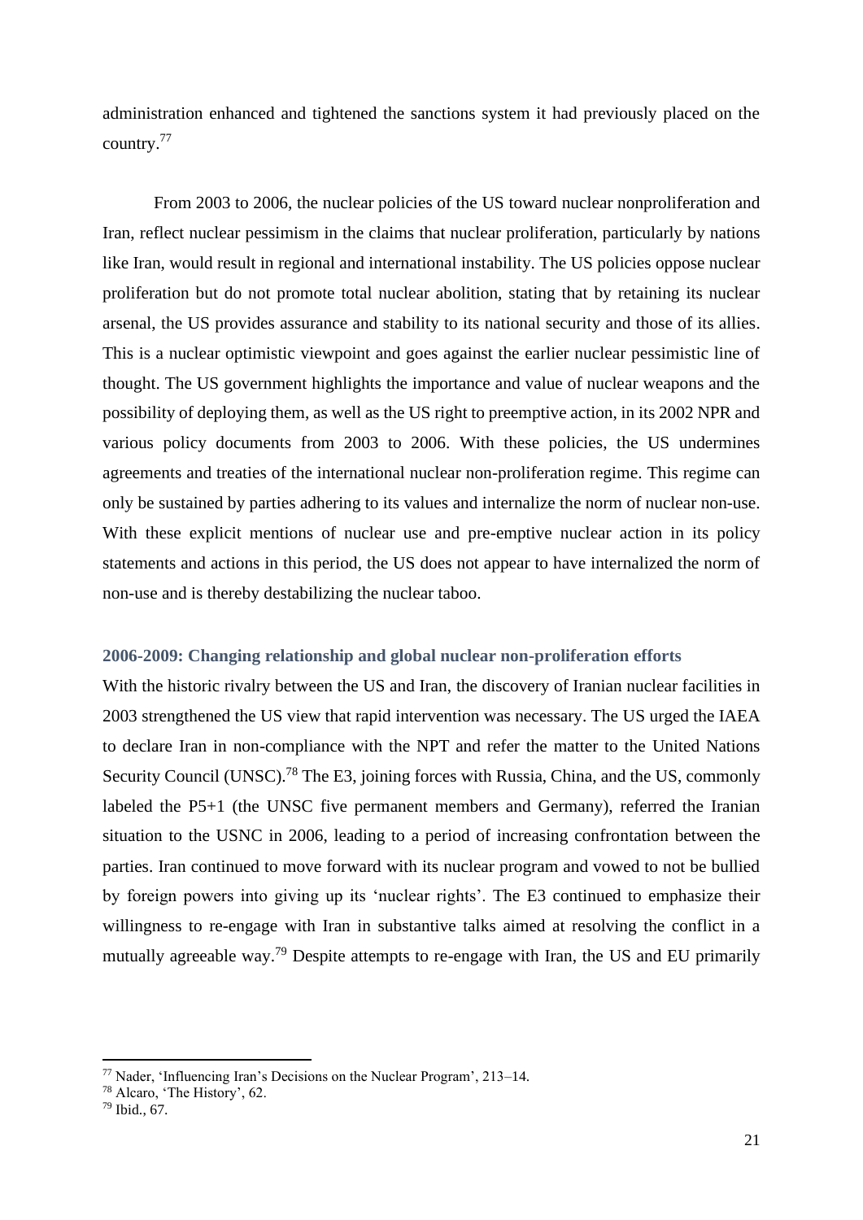administration enhanced and tightened the sanctions system it had previously placed on the country.[77]

From 2003 to 2006, the nuclear policies of the US toward nuclear nonproliferation and Iran, reflect nuclear pessimism in the claims that nuclear proliferation, particularly by nations like Iran, would result in regional and international instability. The US policies oppose nuclear proliferation but do not promote total nuclear abolition, stating that by retaining its nuclear arsenal, the US provides assurance and stability to its national security and those of its allies. This is a nuclear optimistic viewpoint and goes against the earlier nuclear pessimistic line of thought. The US government highlights the importance and value of nuclear weapons and the possibility of deploying them, as well as the US right to preemptive action, in its 2002 NPR and various policy documents from 2003 to 2006. With these policies, the US undermines agreements and treaties of the international nuclear non-proliferation regime. This regime can only be sustained by parties adhering to its values and internalize the norm of nuclear non-use. With these explicit mentions of nuclear use and pre-emptive nuclear action in its policy statements and actions in this period, the US does not appear to have internalized the norm of non-use and is thereby destabilizing the nuclear taboo.

### 2006-2009: Changing relationship and global nuclear non-proliferation efforts

With the historic rivalry between the US and Iran, the discovery of Iranian nuclear facilities in 2003 strengthened the US view that rapid intervention was necessary. The US urged the IAEA to declare Iran in non-compliance with the NPT and refer the matter to the United Nations Security Council (UNSC).[78] The E3, joining forces with Russia, China, and the US, commonly labeled the P5+1 (the UNSC five permanent members and Germany), referred the Iranian situation to the USNC in 2006, leading to a period of increasing confrontation between the parties. Iran continued to move forward with its nuclear program and vowed to not be bullied by foreign powers into giving up its 'nuclear rights'. The E3 continued to emphasize their willingness to re-engage with Iran in substantive talks aimed at resolving the conflict in a mutually agreeable way.[79] Despite attempts to re-engage with Iran, the US and EU primarily

---

[77] Nader, 'Influencing Iran's Decisions on the Nuclear Program', 213–14.

[78] Alcaro, 'The History', 62.

[79] Ibid., 67.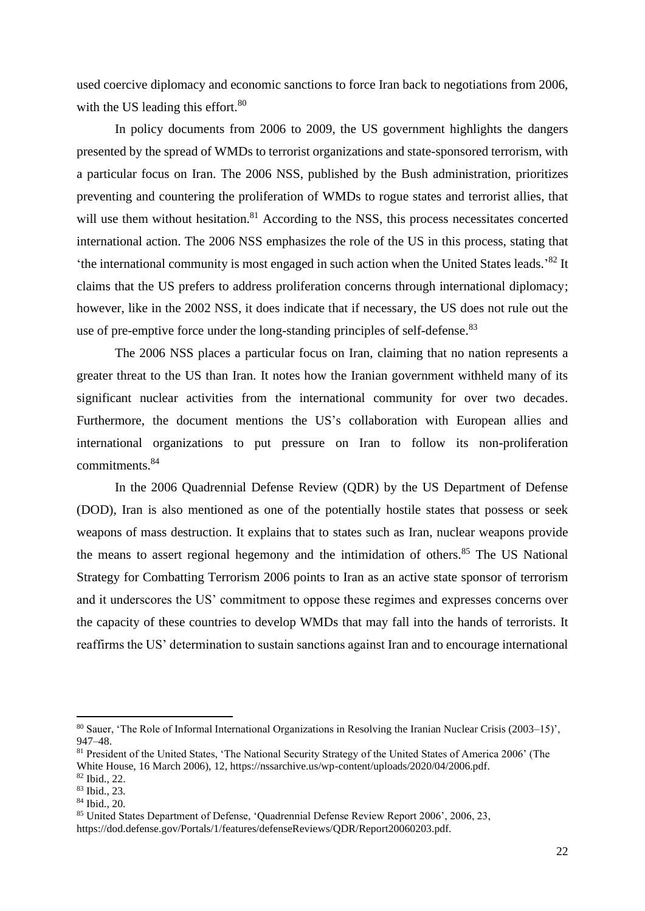used coercive diplomacy and economic sanctions to force Iran back to negotiations from 2006, with the US leading this effort.[80]

In policy documents from 2006 to 2009, the US government highlights the dangers presented by the spread of WMDs to terrorist organizations and state-sponsored terrorism, with a particular focus on Iran. The 2006 NSS, published by the Bush administration, prioritizes preventing and countering the proliferation of WMDs to rogue states and terrorist allies, that will use them without hesitation.[81] According to the NSS, this process necessitates concerted international action. The 2006 NSS emphasizes the role of the US in this process, stating that 'the international community is most engaged in such action when the United States leads.'[82] It claims that the US prefers to address proliferation concerns through international diplomacy; however, like in the 2002 NSS, it does indicate that if necessary, the US does not rule out the use of pre-emptive force under the long-standing principles of self-defense.[83]

The 2006 NSS places a particular focus on Iran, claiming that no nation represents a greater threat to the US than Iran. It notes how the Iranian government withheld many of its significant nuclear activities from the international community for over two decades. Furthermore, the document mentions the US's collaboration with European allies and international organizations to put pressure on Iran to follow its non-proliferation commitments.[84]

In the 2006 Quadrennial Defense Review (QDR) by the US Department of Defense (DOD), Iran is also mentioned as one of the potentially hostile states that possess or seek weapons of mass destruction. It explains that to states such as Iran, nuclear weapons provide the means to assert regional hegemony and the intimidation of others.[85] The US National Strategy for Combatting Terrorism 2006 points to Iran as an active state sponsor of terrorism and it underscores the US' commitment to oppose these regimes and expresses concerns over the capacity of these countries to develop WMDs that may fall into the hands of terrorists. It reaffirms the US' determination to sustain sanctions against Iran and to encourage international

---

[80] Sauer, 'The Role of Informal International Organizations in Resolving the Iranian Nuclear Crisis (2003–15)', 947–48.

[81] President of the United States, 'The National Security Strategy of the United States of America 2006' (The White House, 16 March 2006), 12, https://nssarchive.us/wp-content/uploads/2020/04/2006.pdf.

[82] Ibid., 22.

[83] Ibid., 23.

[84] Ibid., 20.

[85] United States Department of Defense, 'Quadrennial Defense Review Report 2006', 2006, 23, https://dod.defense.gov/Portals/1/features/defenseReviews/QDR/Report20060203.pdf.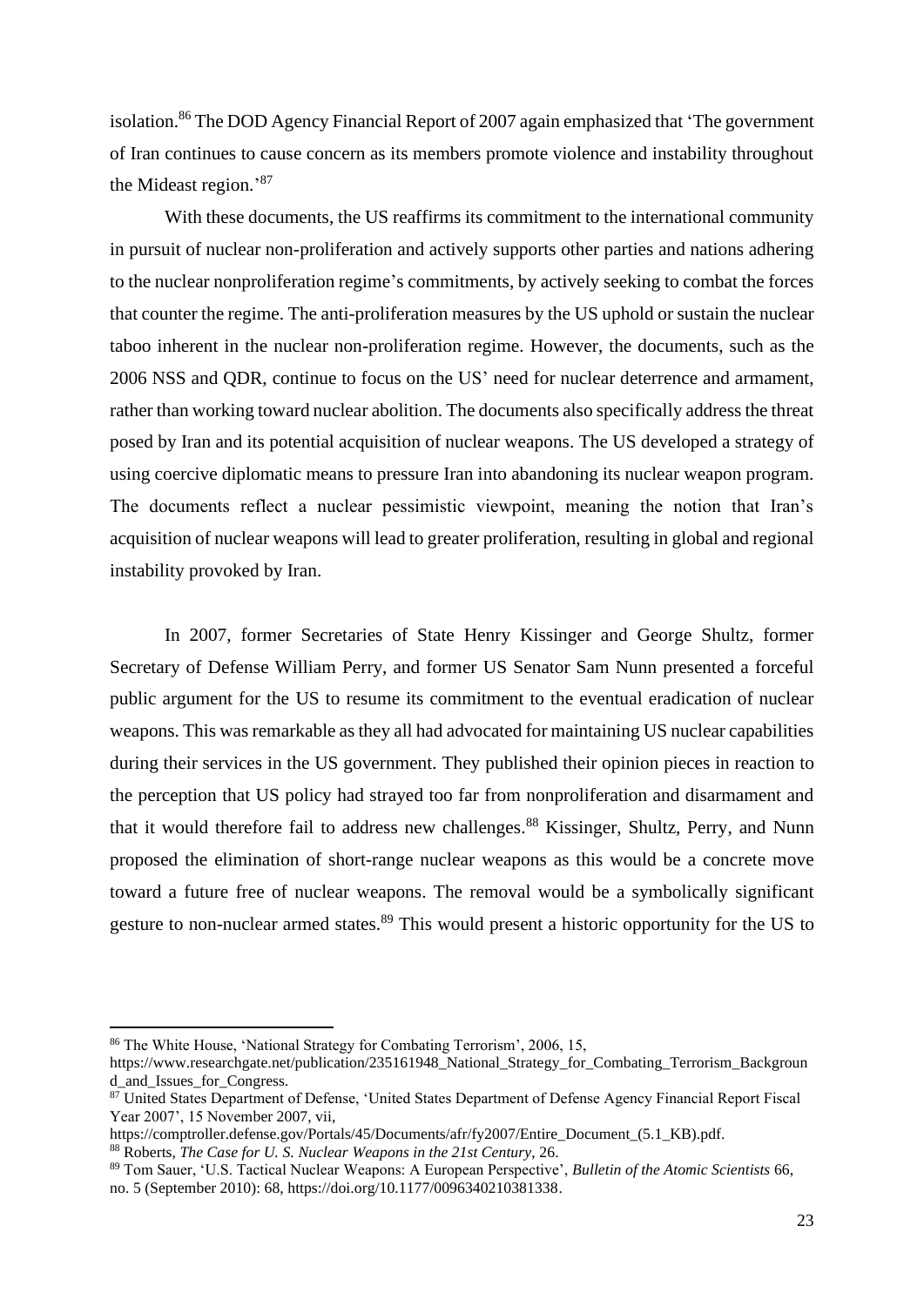isolation.[86] The DOD Agency Financial Report of 2007 again emphasized that 'The government of Iran continues to cause concern as its members promote violence and instability throughout the Mideast region.'[87]

With these documents, the US reaffirms its commitment to the international community in pursuit of nuclear non-proliferation and actively supports other parties and nations adhering to the nuclear nonproliferation regime's commitments, by actively seeking to combat the forces that counter the regime. The anti-proliferation measures by the US uphold or sustain the nuclear taboo inherent in the nuclear non-proliferation regime. However, the documents, such as the 2006 NSS and QDR, continue to focus on the US' need for nuclear deterrence and armament, rather than working toward nuclear abolition. The documents also specifically address the threat posed by Iran and its potential acquisition of nuclear weapons. The US developed a strategy of using coercive diplomatic means to pressure Iran into abandoning its nuclear weapon program. The documents reflect a nuclear pessimistic viewpoint, meaning the notion that Iran's acquisition of nuclear weapons will lead to greater proliferation, resulting in global and regional instability provoked by Iran.

In 2007, former Secretaries of State Henry Kissinger and George Shultz, former Secretary of Defense William Perry, and former US Senator Sam Nunn presented a forceful public argument for the US to resume its commitment to the eventual eradication of nuclear weapons. This was remarkable as they all had advocated for maintaining US nuclear capabilities during their services in the US government. They published their opinion pieces in reaction to the perception that US policy had strayed too far from nonproliferation and disarmament and that it would therefore fail to address new challenges.[88] Kissinger, Shultz, Perry, and Nunn proposed the elimination of short-range nuclear weapons as this would be a concrete move toward a future free of nuclear weapons. The removal would be a symbolically significant gesture to non-nuclear armed states.[89] This would present a historic opportunity for the US to

---

[86] The White House, 'National Strategy for Combating Terrorism', 2006, 15, https://www.researchgate.net/publication/235161948_National_Strategy_for_Combating_Terrorism_Background_and_Issues_for_Congress.

[87] United States Department of Defense, 'United States Department of Defense Agency Financial Report Fiscal Year 2007', 15 November 2007, vii, https://comptroller.defense.gov/Portals/45/Documents/afr/fy2007/Entire_Document_(5.1_KB).pdf.

[88] Roberts, *The Case for U. S. Nuclear Weapons in the 21st Century*, 26.

[89] Tom Sauer, 'U.S. Tactical Nuclear Weapons: A European Perspective', *Bulletin of the Atomic Scientists* 66, no. 5 (September 2010): 68, https://doi.org/10.1177/0096340210381338.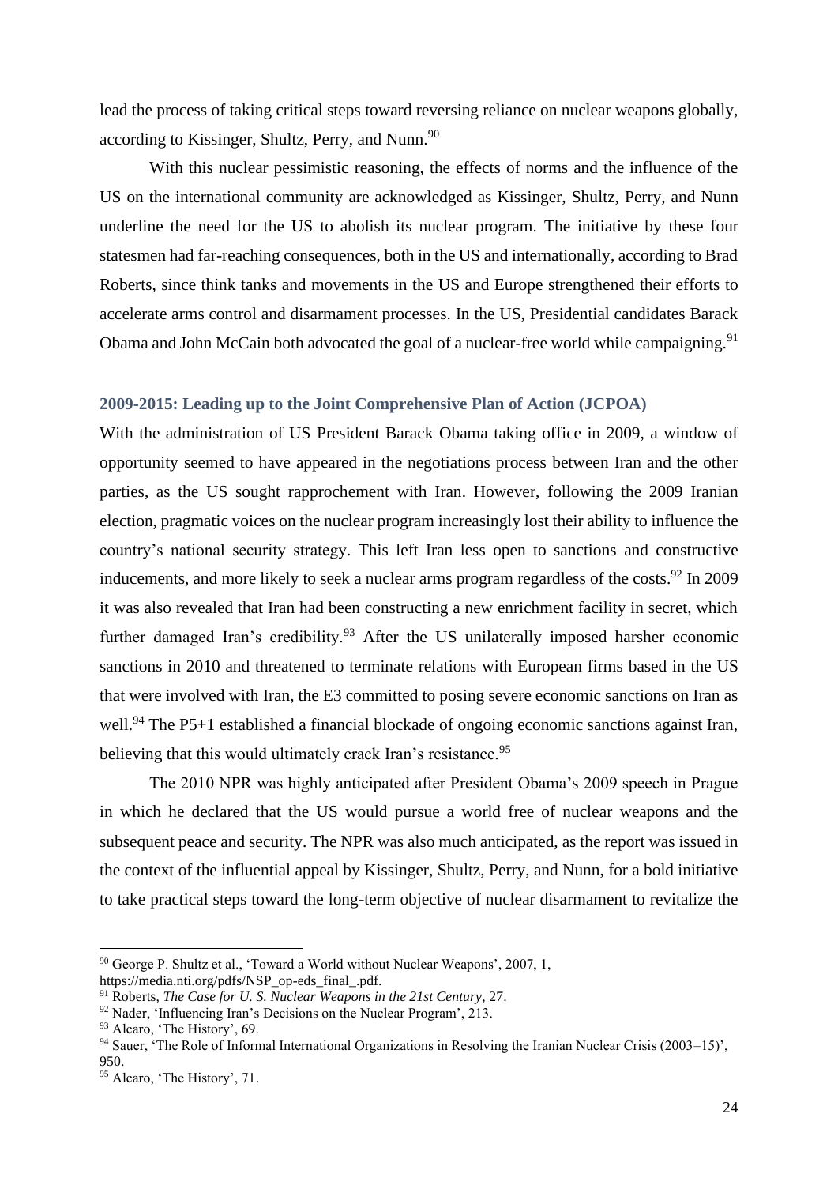lead the process of taking critical steps toward reversing reliance on nuclear weapons globally, according to Kissinger, Shultz, Perry, and Nunn.[90]

With this nuclear pessimistic reasoning, the effects of norms and the influence of the US on the international community are acknowledged as Kissinger, Shultz, Perry, and Nunn underline the need for the US to abolish its nuclear program. The initiative by these four statesmen had far-reaching consequences, both in the US and internationally, according to Brad Roberts, since think tanks and movements in the US and Europe strengthened their efforts to accelerate arms control and disarmament processes. In the US, Presidential candidates Barack Obama and John McCain both advocated the goal of a nuclear-free world while campaigning.[91]

### 2009-2015: Leading up to the Joint Comprehensive Plan of Action (JCPOA)

With the administration of US President Barack Obama taking office in 2009, a window of opportunity seemed to have appeared in the negotiations process between Iran and the other parties, as the US sought rapprochement with Iran. However, following the 2009 Iranian election, pragmatic voices on the nuclear program increasingly lost their ability to influence the country's national security strategy. This left Iran less open to sanctions and constructive inducements, and more likely to seek a nuclear arms program regardless of the costs.[92] In 2009 it was also revealed that Iran had been constructing a new enrichment facility in secret, which further damaged Iran's credibility.[93] After the US unilaterally imposed harsher economic sanctions in 2010 and threatened to terminate relations with European firms based in the US that were involved with Iran, the E3 committed to posing severe economic sanctions on Iran as well.[94] The P5+1 established a financial blockade of ongoing economic sanctions against Iran, believing that this would ultimately crack Iran's resistance.[95]

The 2010 NPR was highly anticipated after President Obama's 2009 speech in Prague in which he declared that the US would pursue a world free of nuclear weapons and the subsequent peace and security. The NPR was also much anticipated, as the report was issued in the context of the influential appeal by Kissinger, Shultz, Perry, and Nunn, for a bold initiative to take practical steps toward the long-term objective of nuclear disarmament to revitalize the

---

[90] George P. Shultz et al., 'Toward a World without Nuclear Weapons', 2007, 1, https://media.nti.org/pdfs/NSP_op-eds_final_.pdf.

[91] Roberts, *The Case for U. S. Nuclear Weapons in the 21st Century*, 27.

[92] Nader, 'Influencing Iran's Decisions on the Nuclear Program', 213.

[93] Alcaro, 'The History', 69.

[94] Sauer, 'The Role of Informal International Organizations in Resolving the Iranian Nuclear Crisis (2003–15)', 950.

[95] Alcaro, 'The History', 71.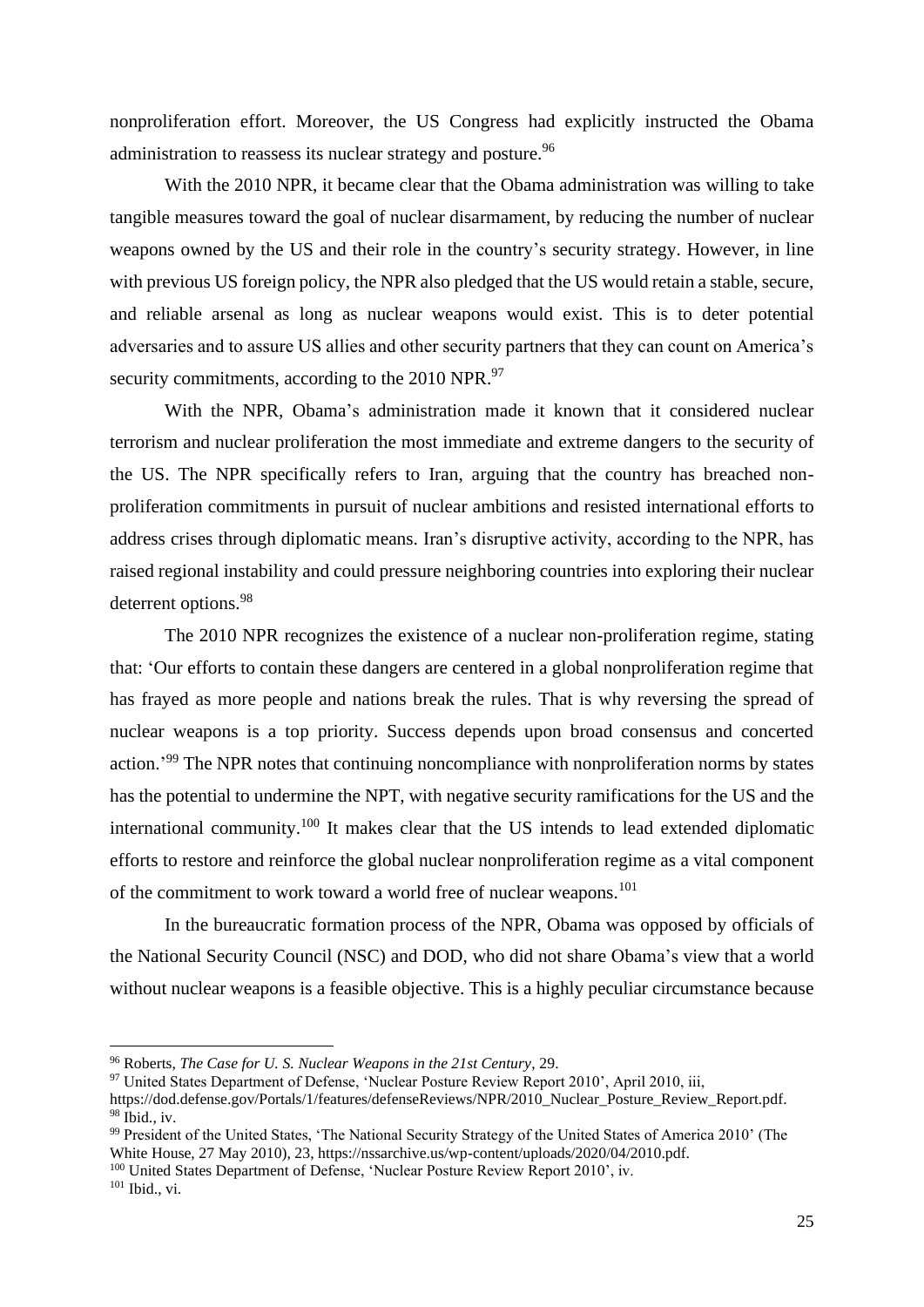nonproliferation effort. Moreover, the US Congress had explicitly instructed the Obama administration to reassess its nuclear strategy and posture.[96]

With the 2010 NPR, it became clear that the Obama administration was willing to take tangible measures toward the goal of nuclear disarmament, by reducing the number of nuclear weapons owned by the US and their role in the country's security strategy. However, in line with previous US foreign policy, the NPR also pledged that the US would retain a stable, secure, and reliable arsenal as long as nuclear weapons would exist. This is to deter potential adversaries and to assure US allies and other security partners that they can count on America's security commitments, according to the 2010 NPR.[97]

With the NPR, Obama's administration made it known that it considered nuclear terrorism and nuclear proliferation the most immediate and extreme dangers to the security of the US. The NPR specifically refers to Iran, arguing that the country has breached non-proliferation commitments in pursuit of nuclear ambitions and resisted international efforts to address crises through diplomatic means. Iran's disruptive activity, according to the NPR, has raised regional instability and could pressure neighboring countries into exploring their nuclear deterrent options.[98]

The 2010 NPR recognizes the existence of a nuclear non-proliferation regime, stating that: 'Our efforts to contain these dangers are centered in a global nonproliferation regime that has frayed as more people and nations break the rules. That is why reversing the spread of nuclear weapons is a top priority. Success depends upon broad consensus and concerted action.'[99] The NPR notes that continuing noncompliance with nonproliferation norms by states has the potential to undermine the NPT, with negative security ramifications for the US and the international community.[100] It makes clear that the US intends to lead extended diplomatic efforts to restore and reinforce the global nuclear nonproliferation regime as a vital component of the commitment to work toward a world free of nuclear weapons.[101]

In the bureaucratic formation process of the NPR, Obama was opposed by officials of the National Security Council (NSC) and DOD, who did not share Obama's view that a world without nuclear weapons is a feasible objective. This is a highly peculiar circumstance because

---

[96] Roberts, *The Case for U. S. Nuclear Weapons in the 21st Century*, 29.

[97] United States Department of Defense, 'Nuclear Posture Review Report 2010', April 2010, iii, https://dod.defense.gov/Portals/1/features/defenseReviews/NPR/2010_Nuclear_Posture_Review_Report.pdf.

[98] Ibid., iv.

[99] President of the United States, 'The National Security Strategy of the United States of America 2010' (The White House, 27 May 2010), 23, https://nssarchive.us/wp-content/uploads/2020/04/2010.pdf.

[100] United States Department of Defense, 'Nuclear Posture Review Report 2010', iv.

[101] Ibid., vi.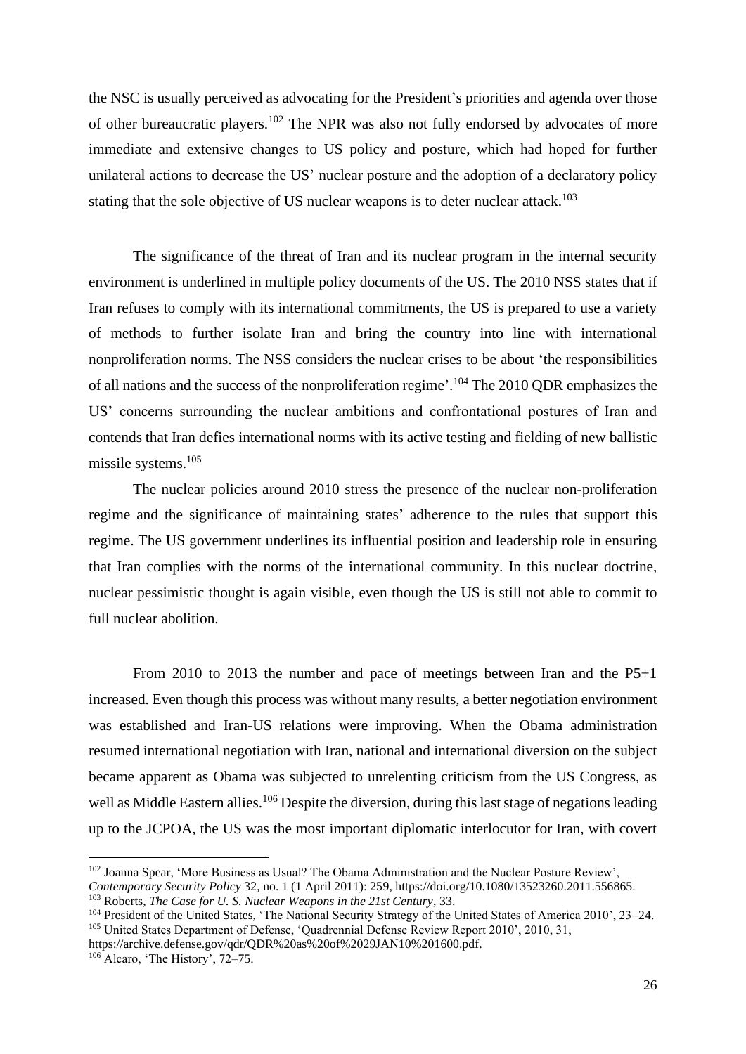the NSC is usually perceived as advocating for the President's priorities and agenda over those of other bureaucratic players.[102] The NPR was also not fully endorsed by advocates of more immediate and extensive changes to US policy and posture, which had hoped for further unilateral actions to decrease the US' nuclear posture and the adoption of a declaratory policy stating that the sole objective of US nuclear weapons is to deter nuclear attack.[103]

The significance of the threat of Iran and its nuclear program in the internal security environment is underlined in multiple policy documents of the US. The 2010 NSS states that if Iran refuses to comply with its international commitments, the US is prepared to use a variety of methods to further isolate Iran and bring the country into line with international nonproliferation norms. The NSS considers the nuclear crises to be about 'the responsibilities of all nations and the success of the nonproliferation regime'.[104] The 2010 QDR emphasizes the US' concerns surrounding the nuclear ambitions and confrontational postures of Iran and contends that Iran defies international norms with its active testing and fielding of new ballistic missile systems.[105]

The nuclear policies around 2010 stress the presence of the nuclear non-proliferation regime and the significance of maintaining states' adherence to the rules that support this regime. The US government underlines its influential position and leadership role in ensuring that Iran complies with the norms of the international community. In this nuclear doctrine, nuclear pessimistic thought is again visible, even though the US is still not able to commit to full nuclear abolition.

From 2010 to 2013 the number and pace of meetings between Iran and the P5+1 increased. Even though this process was without many results, a better negotiation environment was established and Iran-US relations were improving. When the Obama administration resumed international negotiation with Iran, national and international diversion on the subject became apparent as Obama was subjected to unrelenting criticism from the US Congress, as well as Middle Eastern allies.[106] Despite the diversion, during this last stage of negations leading up to the JCPOA, the US was the most important diplomatic interlocutor for Iran, with covert

[102] Joanna Spear, 'More Business as Usual? The Obama Administration and the Nuclear Posture Review', *Contemporary Security Policy* 32, no. 1 (1 April 2011): 259, https://doi.org/10.1080/13523260.2011.556865.

[103] Roberts, *The Case for U. S. Nuclear Weapons in the 21st Century*, 33.

[104] President of the United States, 'The National Security Strategy of the United States of America 2010', 23–24.

[105] United States Department of Defense, 'Quadrennial Defense Review Report 2010', 2010, 31, https://archive.defense.gov/qdr/QDR%20as%20of%2029JAN10%201600.pdf.

[106] Alcaro, 'The History', 72–75.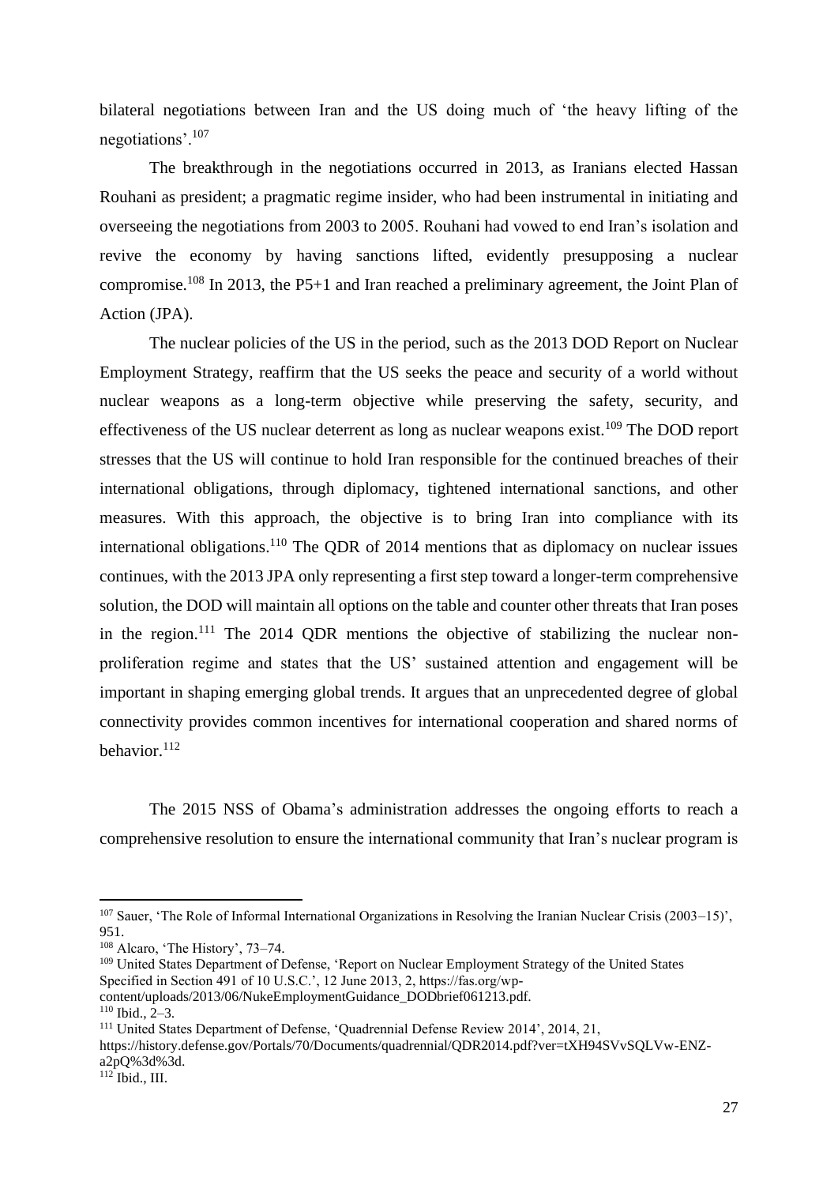bilateral negotiations between Iran and the US doing much of 'the heavy lifting of the negotiations'.[107]

The breakthrough in the negotiations occurred in 2013, as Iranians elected Hassan Rouhani as president; a pragmatic regime insider, who had been instrumental in initiating and overseeing the negotiations from 2003 to 2005. Rouhani had vowed to end Iran's isolation and revive the economy by having sanctions lifted, evidently presupposing a nuclear compromise.[108] In 2013, the P5+1 and Iran reached a preliminary agreement, the Joint Plan of Action (JPA).

The nuclear policies of the US in the period, such as the 2013 DOD Report on Nuclear Employment Strategy, reaffirm that the US seeks the peace and security of a world without nuclear weapons as a long-term objective while preserving the safety, security, and effectiveness of the US nuclear deterrent as long as nuclear weapons exist.[109] The DOD report stresses that the US will continue to hold Iran responsible for the continued breaches of their international obligations, through diplomacy, tightened international sanctions, and other measures. With this approach, the objective is to bring Iran into compliance with its international obligations.[110] The QDR of 2014 mentions that as diplomacy on nuclear issues continues, with the 2013 JPA only representing a first step toward a longer-term comprehensive solution, the DOD will maintain all options on the table and counter other threats that Iran poses in the region.[111] The 2014 QDR mentions the objective of stabilizing the nuclear non-proliferation regime and states that the US' sustained attention and engagement will be important in shaping emerging global trends. It argues that an unprecedented degree of global connectivity provides common incentives for international cooperation and shared norms of behavior.[112]

The 2015 NSS of Obama's administration addresses the ongoing efforts to reach a comprehensive resolution to ensure the international community that Iran's nuclear program is

---

[107] Sauer, 'The Role of Informal International Organizations in Resolving the Iranian Nuclear Crisis (2003–15)', 951.

[108] Alcaro, 'The History', 73–74.

[109] United States Department of Defense, 'Report on Nuclear Employment Strategy of the United States Specified in Section 491 of 10 U.S.C.', 12 June 2013, 2, https://fas.org/wp-content/uploads/2013/06/NukeEmploymentGuidance_DODbrief061213.pdf.

[110] Ibid., 2–3.

[111] United States Department of Defense, 'Quadrennial Defense Review 2014', 2014, 21, https://history.defense.gov/Portals/70/Documents/quadrennial/QDR2014.pdf?ver=tXH94SVvSQLVw-ENZ-a2pQ%3d%3d.

[112] Ibid., III.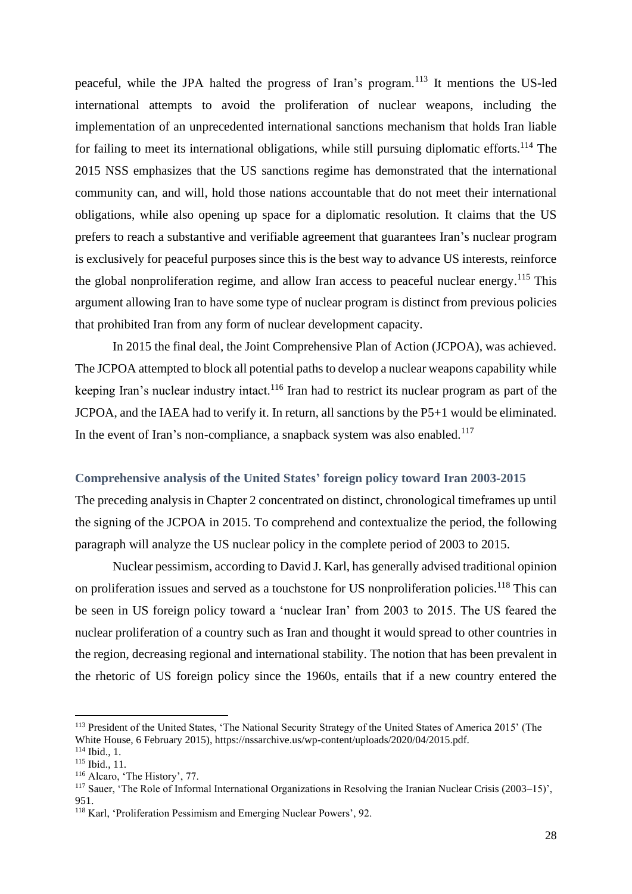peaceful, while the JPA halted the progress of Iran's program.[113] It mentions the US-led international attempts to avoid the proliferation of nuclear weapons, including the implementation of an unprecedented international sanctions mechanism that holds Iran liable for failing to meet its international obligations, while still pursuing diplomatic efforts.[114] The 2015 NSS emphasizes that the US sanctions regime has demonstrated that the international community can, and will, hold those nations accountable that do not meet their international obligations, while also opening up space for a diplomatic resolution. It claims that the US prefers to reach a substantive and verifiable agreement that guarantees Iran's nuclear program is exclusively for peaceful purposes since this is the best way to advance US interests, reinforce the global nonproliferation regime, and allow Iran access to peaceful nuclear energy.[115] This argument allowing Iran to have some type of nuclear program is distinct from previous policies that prohibited Iran from any form of nuclear development capacity.

In 2015 the final deal, the Joint Comprehensive Plan of Action (JCPOA), was achieved. The JCPOA attempted to block all potential paths to develop a nuclear weapons capability while keeping Iran's nuclear industry intact.[116] Iran had to restrict its nuclear program as part of the JCPOA, and the IAEA had to verify it. In return, all sanctions by the P5+1 would be eliminated. In the event of Iran's non-compliance, a snapback system was also enabled.[117]

### Comprehensive analysis of the United States' foreign policy toward Iran 2003-2015

The preceding analysis in Chapter 2 concentrated on distinct, chronological timeframes up until the signing of the JCPOA in 2015. To comprehend and contextualize the period, the following paragraph will analyze the US nuclear policy in the complete period of 2003 to 2015.

Nuclear pessimism, according to David J. Karl, has generally advised traditional opinion on proliferation issues and served as a touchstone for US nonproliferation policies.[118] This can be seen in US foreign policy toward a 'nuclear Iran' from 2003 to 2015. The US feared the nuclear proliferation of a country such as Iran and thought it would spread to other countries in the region, decreasing regional and international stability. The notion that has been prevalent in the rhetoric of US foreign policy since the 1960s, entails that if a new country entered the

---

[113] President of the United States, 'The National Security Strategy of the United States of America 2015' (The White House, 6 February 2015), https://nssarchive.us/wp-content/uploads/2020/04/2015.pdf.

[114] Ibid., 1.

[115] Ibid., 11.

[116] Alcaro, 'The History', 77.

[117] Sauer, 'The Role of Informal International Organizations in Resolving the Iranian Nuclear Crisis (2003–15)', 951.

[118] Karl, 'Proliferation Pessimism and Emerging Nuclear Powers', 92.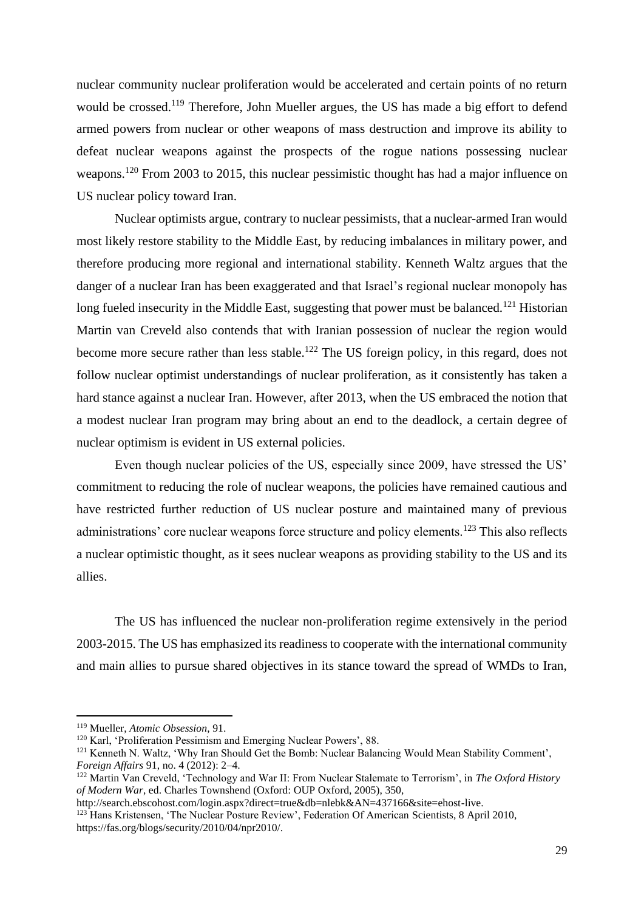nuclear community nuclear proliferation would be accelerated and certain points of no return would be crossed.[119] Therefore, John Mueller argues, the US has made a big effort to defend armed powers from nuclear or other weapons of mass destruction and improve its ability to defeat nuclear weapons against the prospects of the rogue nations possessing nuclear weapons.[120] From 2003 to 2015, this nuclear pessimistic thought has had a major influence on US nuclear policy toward Iran.

Nuclear optimists argue, contrary to nuclear pessimists, that a nuclear-armed Iran would most likely restore stability to the Middle East, by reducing imbalances in military power, and therefore producing more regional and international stability. Kenneth Waltz argues that the danger of a nuclear Iran has been exaggerated and that Israel's regional nuclear monopoly has long fueled insecurity in the Middle East, suggesting that power must be balanced.[121] Historian Martin van Creveld also contends that with Iranian possession of nuclear the region would become more secure rather than less stable.[122] The US foreign policy, in this regard, does not follow nuclear optimist understandings of nuclear proliferation, as it consistently has taken a hard stance against a nuclear Iran. However, after 2013, when the US embraced the notion that a modest nuclear Iran program may bring about an end to the deadlock, a certain degree of nuclear optimism is evident in US external policies.

Even though nuclear policies of the US, especially since 2009, have stressed the US' commitment to reducing the role of nuclear weapons, the policies have remained cautious and have restricted further reduction of US nuclear posture and maintained many of previous administrations' core nuclear weapons force structure and policy elements.[123] This also reflects a nuclear optimistic thought, as it sees nuclear weapons as providing stability to the US and its allies.

The US has influenced the nuclear non-proliferation regime extensively in the period 2003-2015. The US has emphasized its readiness to cooperate with the international community and main allies to pursue shared objectives in its stance toward the spread of WMDs to Iran,

---

[119] Mueller, *Atomic Obsession*, 91.

[120] Karl, 'Proliferation Pessimism and Emerging Nuclear Powers', 88.

[121] Kenneth N. Waltz, 'Why Iran Should Get the Bomb: Nuclear Balancing Would Mean Stability Comment', *Foreign Affairs* 91, no. 4 (2012): 2–4.

[122] Martin Van Creveld, 'Technology and War II: From Nuclear Stalemate to Terrorism', in *The Oxford History of Modern War*, ed. Charles Townshend (Oxford: OUP Oxford, 2005), 350, http://search.ebscohost.com/login.aspx?direct=true&db=nlebk&AN=437166&site=ehost-live.

[123] Hans Kristensen, 'The Nuclear Posture Review', Federation Of American Scientists, 8 April 2010, https://fas.org/blogs/security/2010/04/npr2010/.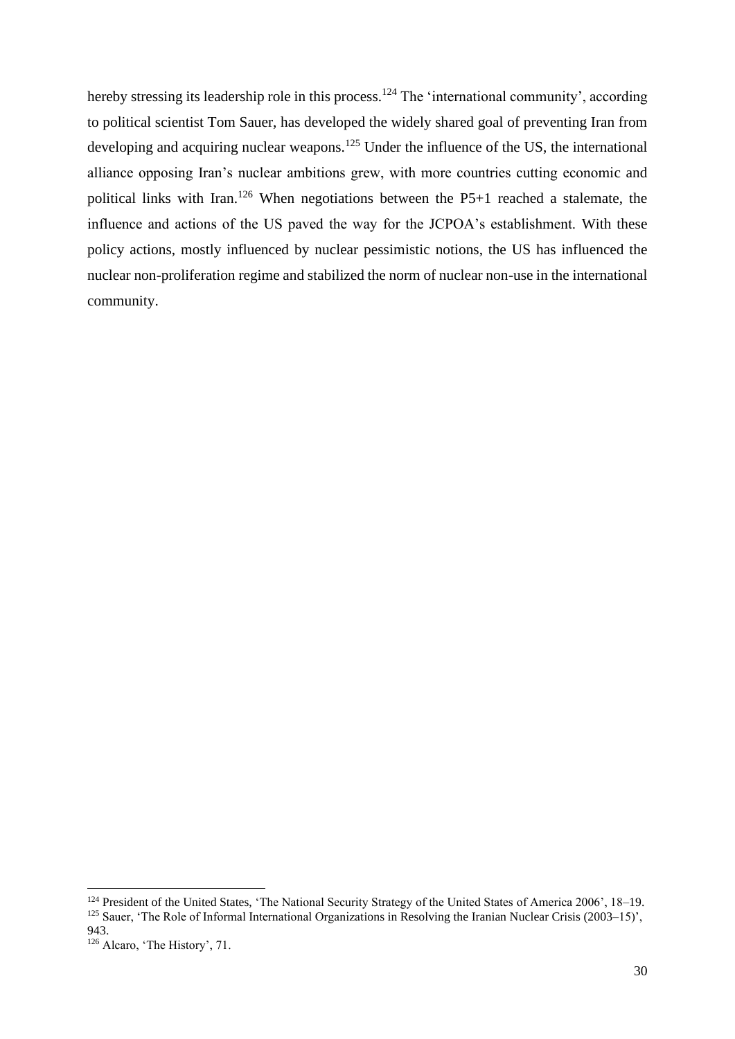hereby stressing its leadership role in this process.[124] The 'international community', according to political scientist Tom Sauer, has developed the widely shared goal of preventing Iran from developing and acquiring nuclear weapons.[125] Under the influence of the US, the international alliance opposing Iran's nuclear ambitions grew, with more countries cutting economic and political links with Iran.[126] When negotiations between the P5+1 reached a stalemate, the influence and actions of the US paved the way for the JCPOA's establishment. With these policy actions, mostly influenced by nuclear pessimistic notions, the US has influenced the nuclear non-proliferation regime and stabilized the norm of nuclear non-use in the international community.

---

[124] President of the United States, 'The National Security Strategy of the United States of America 2006', 18–19.

[125] Sauer, 'The Role of Informal International Organizations in Resolving the Iranian Nuclear Crisis (2003–15)', 943.

[126] Alcaro, 'The History', 71.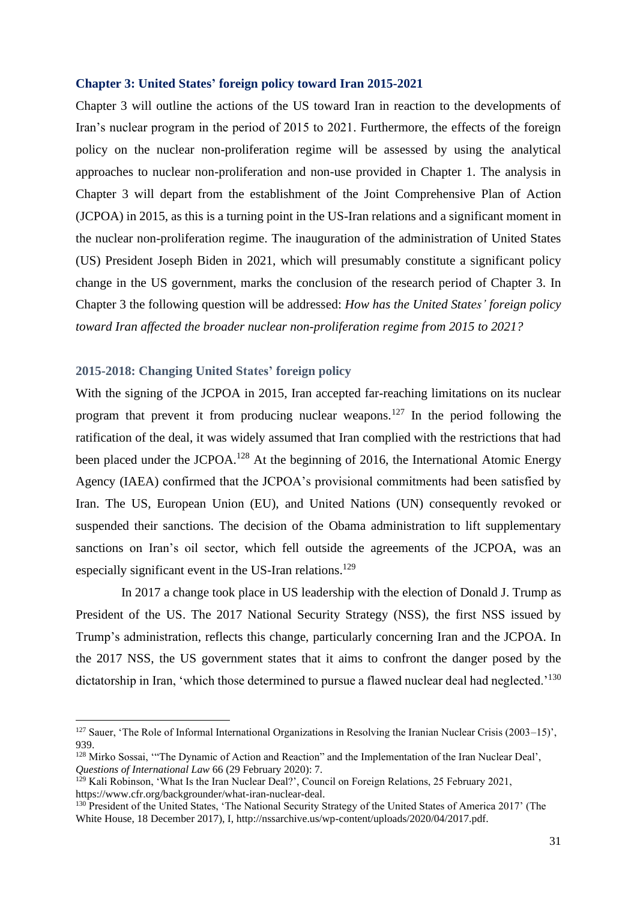## Chapter 3: United States' foreign policy toward Iran 2015-2021

Chapter 3 will outline the actions of the US toward Iran in reaction to the developments of Iran's nuclear program in the period of 2015 to 2021. Furthermore, the effects of the foreign policy on the nuclear non-proliferation regime will be assessed by using the analytical approaches to nuclear non-proliferation and non-use provided in Chapter 1. The analysis in Chapter 3 will depart from the establishment of the Joint Comprehensive Plan of Action (JCPOA) in 2015, as this is a turning point in the US-Iran relations and a significant moment in the nuclear non-proliferation regime. The inauguration of the administration of United States (US) President Joseph Biden in 2021, which will presumably constitute a significant policy change in the US government, marks the conclusion of the research period of Chapter 3. In Chapter 3 the following question will be addressed: *How has the United States' foreign policy toward Iran affected the broader nuclear non-proliferation regime from 2015 to 2021?*

### 2015-2018: Changing United States' foreign policy

With the signing of the JCPOA in 2015, Iran accepted far-reaching limitations on its nuclear program that prevent it from producing nuclear weapons.[127] In the period following the ratification of the deal, it was widely assumed that Iran complied with the restrictions that had been placed under the JCPOA.[128] At the beginning of 2016, the International Atomic Energy Agency (IAEA) confirmed that the JCPOA's provisional commitments had been satisfied by Iran. The US, European Union (EU), and United Nations (UN) consequently revoked or suspended their sanctions. The decision of the Obama administration to lift supplementary sanctions on Iran's oil sector, which fell outside the agreements of the JCPOA, was an especially significant event in the US-Iran relations.[129]

In 2017 a change took place in US leadership with the election of Donald J. Trump as President of the US. The 2017 National Security Strategy (NSS), the first NSS issued by Trump's administration, reflects this change, particularly concerning Iran and the JCPOA. In the 2017 NSS, the US government states that it aims to confront the danger posed by the dictatorship in Iran, 'which those determined to pursue a flawed nuclear deal had neglected.'[130]

---

[127] Sauer, 'The Role of Informal International Organizations in Resolving the Iranian Nuclear Crisis (2003–15)', 939.

[128] Mirko Sossai, '"The Dynamic of Action and Reaction" and the Implementation of the Iran Nuclear Deal', *Questions of International Law* 66 (29 February 2020): 7.

[129] Kali Robinson, 'What Is the Iran Nuclear Deal?', Council on Foreign Relations, 25 February 2021, https://www.cfr.org/backgrounder/what-iran-nuclear-deal.

[130] President of the United States, 'The National Security Strategy of the United States of America 2017' (The White House, 18 December 2017), I, http://nssarchive.us/wp-content/uploads/2020/04/2017.pdf.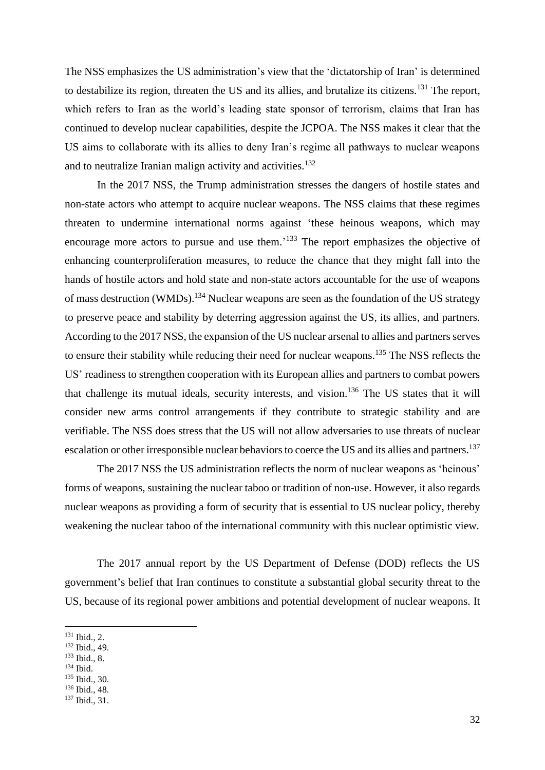The NSS emphasizes the US administration's view that the 'dictatorship of Iran' is determined to destabilize its region, threaten the US and its allies, and brutalize its citizens.[131] The report, which refers to Iran as the world's leading state sponsor of terrorism, claims that Iran has continued to develop nuclear capabilities, despite the JCPOA. The NSS makes it clear that the US aims to collaborate with its allies to deny Iran's regime all pathways to nuclear weapons and to neutralize Iranian malign activity and activities.[132]

In the 2017 NSS, the Trump administration stresses the dangers of hostile states and non-state actors who attempt to acquire nuclear weapons. The NSS claims that these regimes threaten to undermine international norms against 'these heinous weapons, which may encourage more actors to pursue and use them.'[133] The report emphasizes the objective of enhancing counterproliferation measures, to reduce the chance that they might fall into the hands of hostile actors and hold state and non-state actors accountable for the use of weapons of mass destruction (WMDs).[134] Nuclear weapons are seen as the foundation of the US strategy to preserve peace and stability by deterring aggression against the US, its allies, and partners. According to the 2017 NSS, the expansion of the US nuclear arsenal to allies and partners serves to ensure their stability while reducing their need for nuclear weapons.[135] The NSS reflects the US' readiness to strengthen cooperation with its European allies and partners to combat powers that challenge its mutual ideals, security interests, and vision.[136] The US states that it will consider new arms control arrangements if they contribute to strategic stability and are verifiable. The NSS does stress that the US will not allow adversaries to use threats of nuclear escalation or other irresponsible nuclear behaviors to coerce the US and its allies and partners.[137]

The 2017 NSS the US administration reflects the norm of nuclear weapons as 'heinous' forms of weapons, sustaining the nuclear taboo or tradition of non-use. However, it also regards nuclear weapons as providing a form of security that is essential to US nuclear policy, thereby weakening the nuclear taboo of the international community with this nuclear optimistic view.

The 2017 annual report by the US Department of Defense (DOD) reflects the US government's belief that Iran continues to constitute a substantial global security threat to the US, because of its regional power ambitions and potential development of nuclear weapons. It

[131] Ibid., 2.
[132] Ibid., 49.
[133] Ibid., 8.
[134] Ibid.
[135] Ibid., 30.
[136] Ibid., 48.
[137] Ibid., 31.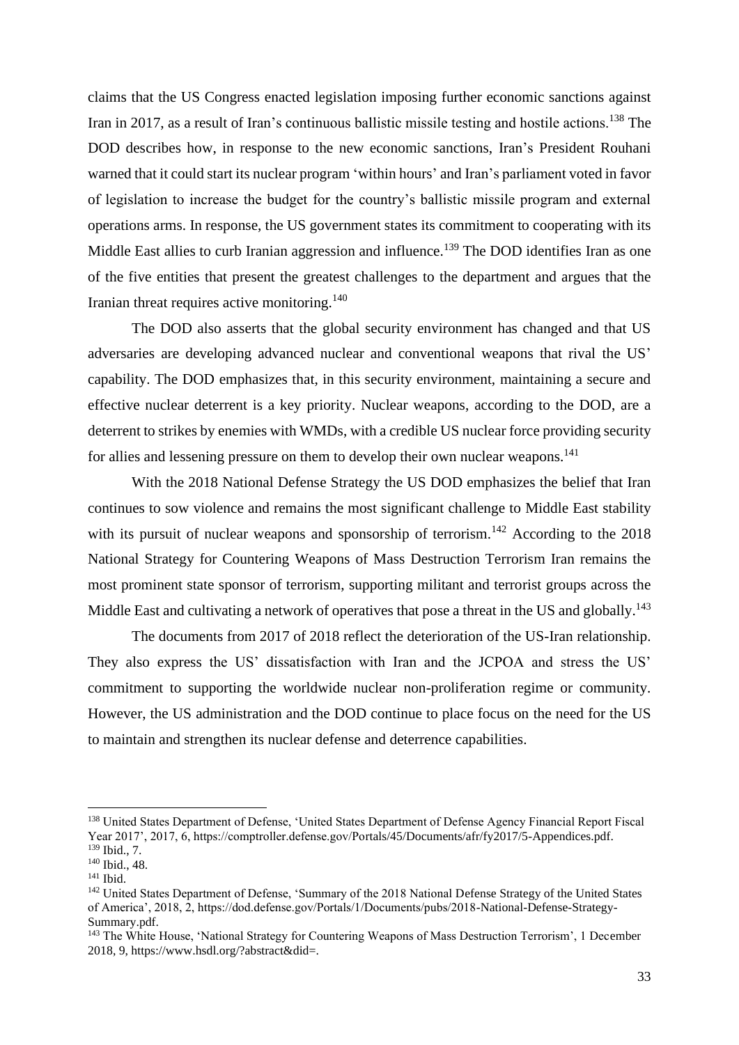claims that the US Congress enacted legislation imposing further economic sanctions against Iran in 2017, as a result of Iran's continuous ballistic missile testing and hostile actions.[138] The DOD describes how, in response to the new economic sanctions, Iran's President Rouhani warned that it could start its nuclear program 'within hours' and Iran's parliament voted in favor of legislation to increase the budget for the country's ballistic missile program and external operations arms. In response, the US government states its commitment to cooperating with its Middle East allies to curb Iranian aggression and influence.[139] The DOD identifies Iran as one of the five entities that present the greatest challenges to the department and argues that the Iranian threat requires active monitoring.[140]

The DOD also asserts that the global security environment has changed and that US adversaries are developing advanced nuclear and conventional weapons that rival the US' capability. The DOD emphasizes that, in this security environment, maintaining a secure and effective nuclear deterrent is a key priority. Nuclear weapons, according to the DOD, are a deterrent to strikes by enemies with WMDs, with a credible US nuclear force providing security for allies and lessening pressure on them to develop their own nuclear weapons.[141]

With the 2018 National Defense Strategy the US DOD emphasizes the belief that Iran continues to sow violence and remains the most significant challenge to Middle East stability with its pursuit of nuclear weapons and sponsorship of terrorism.[142] According to the 2018 National Strategy for Countering Weapons of Mass Destruction Terrorism Iran remains the most prominent state sponsor of terrorism, supporting militant and terrorist groups across the Middle East and cultivating a network of operatives that pose a threat in the US and globally.[143]

The documents from 2017 of 2018 reflect the deterioration of the US-Iran relationship. They also express the US' dissatisfaction with Iran and the JCPOA and stress the US' commitment to supporting the worldwide nuclear non-proliferation regime or community. However, the US administration and the DOD continue to place focus on the need for the US to maintain and strengthen its nuclear defense and deterrence capabilities.

---

[138] United States Department of Defense, 'United States Department of Defense Agency Financial Report Fiscal Year 2017', 2017, 6, https://comptroller.defense.gov/Portals/45/Documents/afr/fy2017/5-Appendices.pdf.

[139] Ibid., 7.

[140] Ibid., 48.

[141] Ibid.

[142] United States Department of Defense, 'Summary of the 2018 National Defense Strategy of the United States of America', 2018, 2, https://dod.defense.gov/Portals/1/Documents/pubs/2018-National-Defense-Strategy-Summary.pdf.

[143] The White House, 'National Strategy for Countering Weapons of Mass Destruction Terrorism', 1 December 2018, 9, https://www.hsdl.org/?abstract&did=.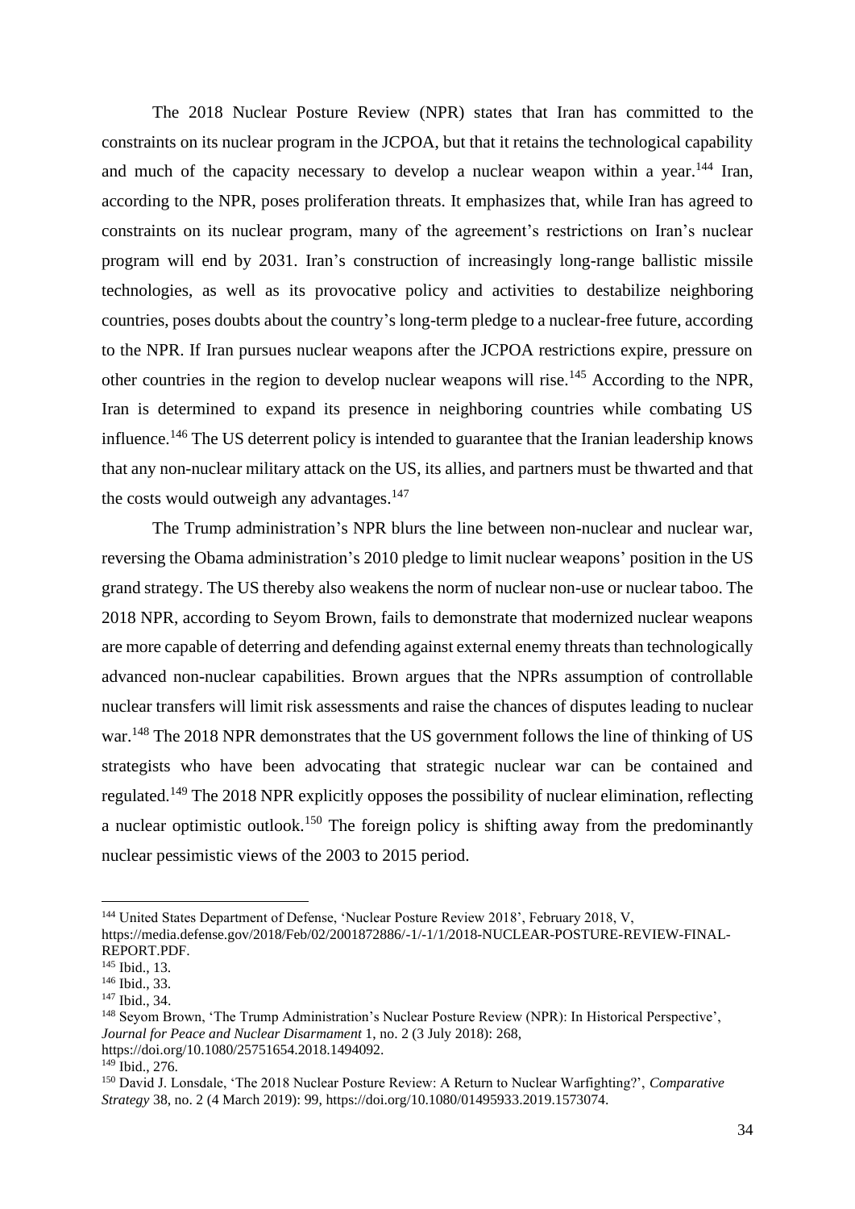The 2018 Nuclear Posture Review (NPR) states that Iran has committed to the constraints on its nuclear program in the JCPOA, but that it retains the technological capability and much of the capacity necessary to develop a nuclear weapon within a year.[144] Iran, according to the NPR, poses proliferation threats. It emphasizes that, while Iran has agreed to constraints on its nuclear program, many of the agreement's restrictions on Iran's nuclear program will end by 2031. Iran's construction of increasingly long-range ballistic missile technologies, as well as its provocative policy and activities to destabilize neighboring countries, poses doubts about the country's long-term pledge to a nuclear-free future, according to the NPR. If Iran pursues nuclear weapons after the JCPOA restrictions expire, pressure on other countries in the region to develop nuclear weapons will rise.[145] According to the NPR, Iran is determined to expand its presence in neighboring countries while combating US influence.[146] The US deterrent policy is intended to guarantee that the Iranian leadership knows that any non-nuclear military attack on the US, its allies, and partners must be thwarted and that the costs would outweigh any advantages.[147]

The Trump administration's NPR blurs the line between non-nuclear and nuclear war, reversing the Obama administration's 2010 pledge to limit nuclear weapons' position in the US grand strategy. The US thereby also weakens the norm of nuclear non-use or nuclear taboo. The 2018 NPR, according to Seyom Brown, fails to demonstrate that modernized nuclear weapons are more capable of deterring and defending against external enemy threats than technologically advanced non-nuclear capabilities. Brown argues that the NPRs assumption of controllable nuclear transfers will limit risk assessments and raise the chances of disputes leading to nuclear war.[148] The 2018 NPR demonstrates that the US government follows the line of thinking of US strategists who have been advocating that strategic nuclear war can be contained and regulated.[149] The 2018 NPR explicitly opposes the possibility of nuclear elimination, reflecting a nuclear optimistic outlook.[150] The foreign policy is shifting away from the predominantly nuclear pessimistic views of the 2003 to 2015 period.

---

[144] United States Department of Defense, 'Nuclear Posture Review 2018', February 2018, V, https://media.defense.gov/2018/Feb/02/2001872886/-1/-1/1/2018-NUCLEAR-POSTURE-REVIEW-FINAL-REPORT.PDF.

[145] Ibid., 13.

[146] Ibid., 33.

[147] Ibid., 34.

[148] Seyom Brown, 'The Trump Administration's Nuclear Posture Review (NPR): In Historical Perspective', *Journal for Peace and Nuclear Disarmament* 1, no. 2 (3 July 2018): 268, https://doi.org/10.1080/25751654.2018.1494092.

[149] Ibid., 276.

[150] David J. Lonsdale, 'The 2018 Nuclear Posture Review: A Return to Nuclear Warfighting?', *Comparative Strategy* 38, no. 2 (4 March 2019): 99, https://doi.org/10.1080/01495933.2019.1573074.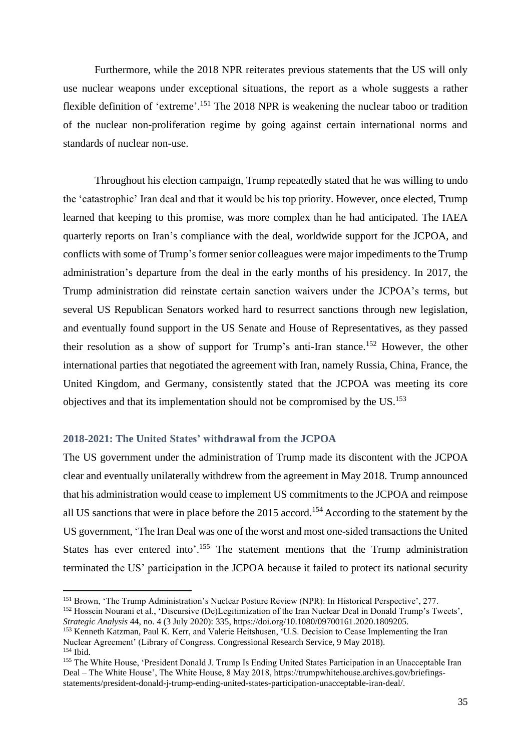Furthermore, while the 2018 NPR reiterates previous statements that the US will only use nuclear weapons under exceptional situations, the report as a whole suggests a rather flexible definition of 'extreme'.[151] The 2018 NPR is weakening the nuclear taboo or tradition of the nuclear non-proliferation regime by going against certain international norms and standards of nuclear non-use.

Throughout his election campaign, Trump repeatedly stated that he was willing to undo the 'catastrophic' Iran deal and that it would be his top priority. However, once elected, Trump learned that keeping to this promise, was more complex than he had anticipated. The IAEA quarterly reports on Iran's compliance with the deal, worldwide support for the JCPOA, and conflicts with some of Trump's former senior colleagues were major impediments to the Trump administration's departure from the deal in the early months of his presidency. In 2017, the Trump administration did reinstate certain sanction waivers under the JCPOA's terms, but several US Republican Senators worked hard to resurrect sanctions through new legislation, and eventually found support in the US Senate and House of Representatives, as they passed their resolution as a show of support for Trump's anti-Iran stance.[152] However, the other international parties that negotiated the agreement with Iran, namely Russia, China, France, the United Kingdom, and Germany, consistently stated that the JCPOA was meeting its core objectives and that its implementation should not be compromised by the US.[153]

### 2018-2021: The United States' withdrawal from the JCPOA

The US government under the administration of Trump made its discontent with the JCPOA clear and eventually unilaterally withdrew from the agreement in May 2018. Trump announced that his administration would cease to implement US commitments to the JCPOA and reimpose all US sanctions that were in place before the 2015 accord.[154] According to the statement by the US government, 'The Iran Deal was one of the worst and most one-sided transactions the United States has ever entered into'.[155] The statement mentions that the Trump administration terminated the US' participation in the JCPOA because it failed to protect its national security

---

[151] Brown, 'The Trump Administration's Nuclear Posture Review (NPR): In Historical Perspective', 277.

[152] Hossein Nourani et al., 'Discursive (De)Legitimization of the Iran Nuclear Deal in Donald Trump's Tweets', *Strategic Analysis* 44, no. 4 (3 July 2020): 335, https://doi.org/10.1080/09700161.2020.1809205.

[153] Kenneth Katzman, Paul K. Kerr, and Valerie Heitshusen, 'U.S. Decision to Cease Implementing the Iran Nuclear Agreement' (Library of Congress. Congressional Research Service, 9 May 2018).

[154] Ibid.

[155] The White House, 'President Donald J. Trump Is Ending United States Participation in an Unacceptable Iran Deal – The White House', The White House, 8 May 2018, https://trumpwhitehouse.archives.gov/briefings-statements/president-donald-j-trump-ending-united-states-participation-unacceptable-iran-deal/.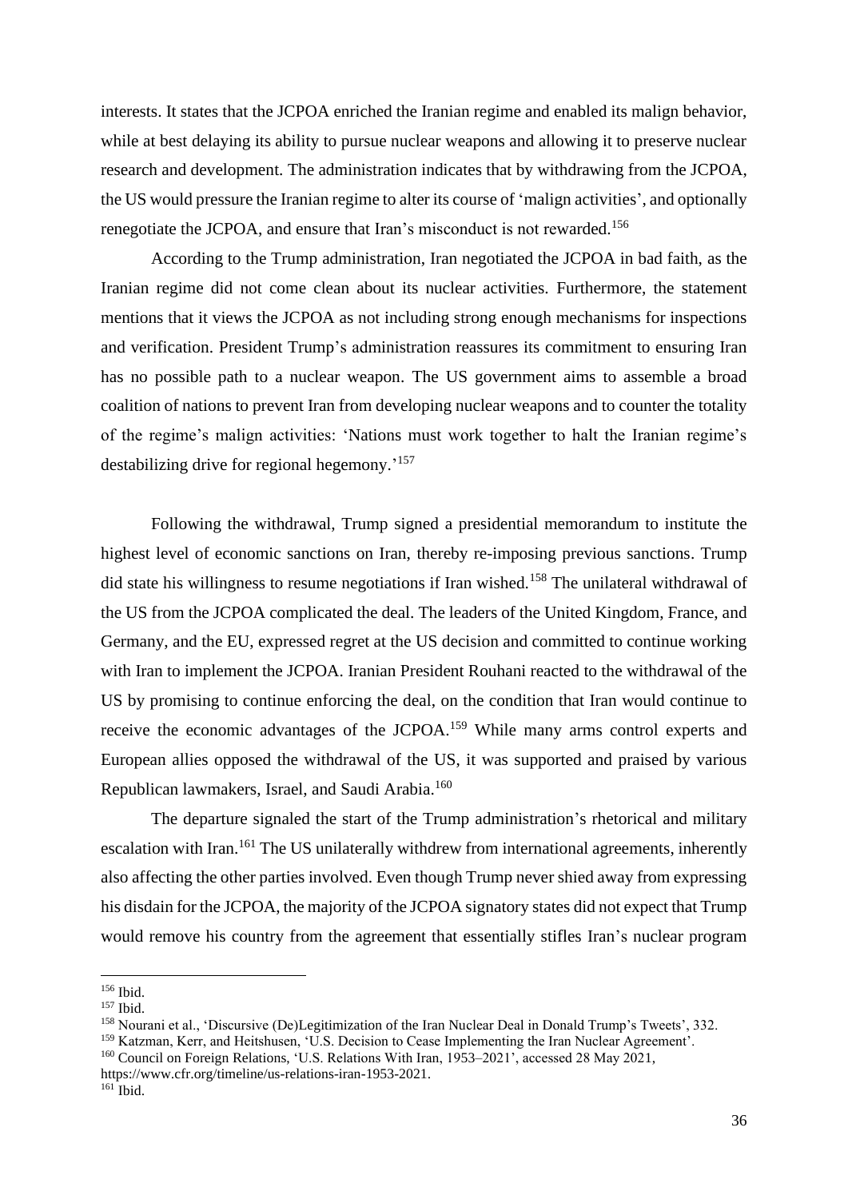interests. It states that the JCPOA enriched the Iranian regime and enabled its malign behavior, while at best delaying its ability to pursue nuclear weapons and allowing it to preserve nuclear research and development. The administration indicates that by withdrawing from the JCPOA, the US would pressure the Iranian regime to alter its course of 'malign activities', and optionally renegotiate the JCPOA, and ensure that Iran's misconduct is not rewarded.[156]

According to the Trump administration, Iran negotiated the JCPOA in bad faith, as the Iranian regime did not come clean about its nuclear activities. Furthermore, the statement mentions that it views the JCPOA as not including strong enough mechanisms for inspections and verification. President Trump's administration reassures its commitment to ensuring Iran has no possible path to a nuclear weapon. The US government aims to assemble a broad coalition of nations to prevent Iran from developing nuclear weapons and to counter the totality of the regime's malign activities: 'Nations must work together to halt the Iranian regime's destabilizing drive for regional hegemony.'[157]

Following the withdrawal, Trump signed a presidential memorandum to institute the highest level of economic sanctions on Iran, thereby re-imposing previous sanctions. Trump did state his willingness to resume negotiations if Iran wished.[158] The unilateral withdrawal of the US from the JCPOA complicated the deal. The leaders of the United Kingdom, France, and Germany, and the EU, expressed regret at the US decision and committed to continue working with Iran to implement the JCPOA. Iranian President Rouhani reacted to the withdrawal of the US by promising to continue enforcing the deal, on the condition that Iran would continue to receive the economic advantages of the JCPOA.[159] While many arms control experts and European allies opposed the withdrawal of the US, it was supported and praised by various Republican lawmakers, Israel, and Saudi Arabia.[160]

The departure signaled the start of the Trump administration's rhetorical and military escalation with Iran.[161] The US unilaterally withdrew from international agreements, inherently also affecting the other parties involved. Even though Trump never shied away from expressing his disdain for the JCPOA, the majority of the JCPOA signatory states did not expect that Trump would remove his country from the agreement that essentially stifles Iran's nuclear program

---

[156] Ibid.

[157] Ibid.

[158] Nourani et al., 'Discursive (De)Legitimization of the Iran Nuclear Deal in Donald Trump's Tweets', 332.

[159] Katzman, Kerr, and Heitshusen, 'U.S. Decision to Cease Implementing the Iran Nuclear Agreement'.

[160] Council on Foreign Relations, 'U.S. Relations With Iran, 1953–2021', accessed 28 May 2021, https://www.cfr.org/timeline/us-relations-iran-1953-2021.

[161] Ibid.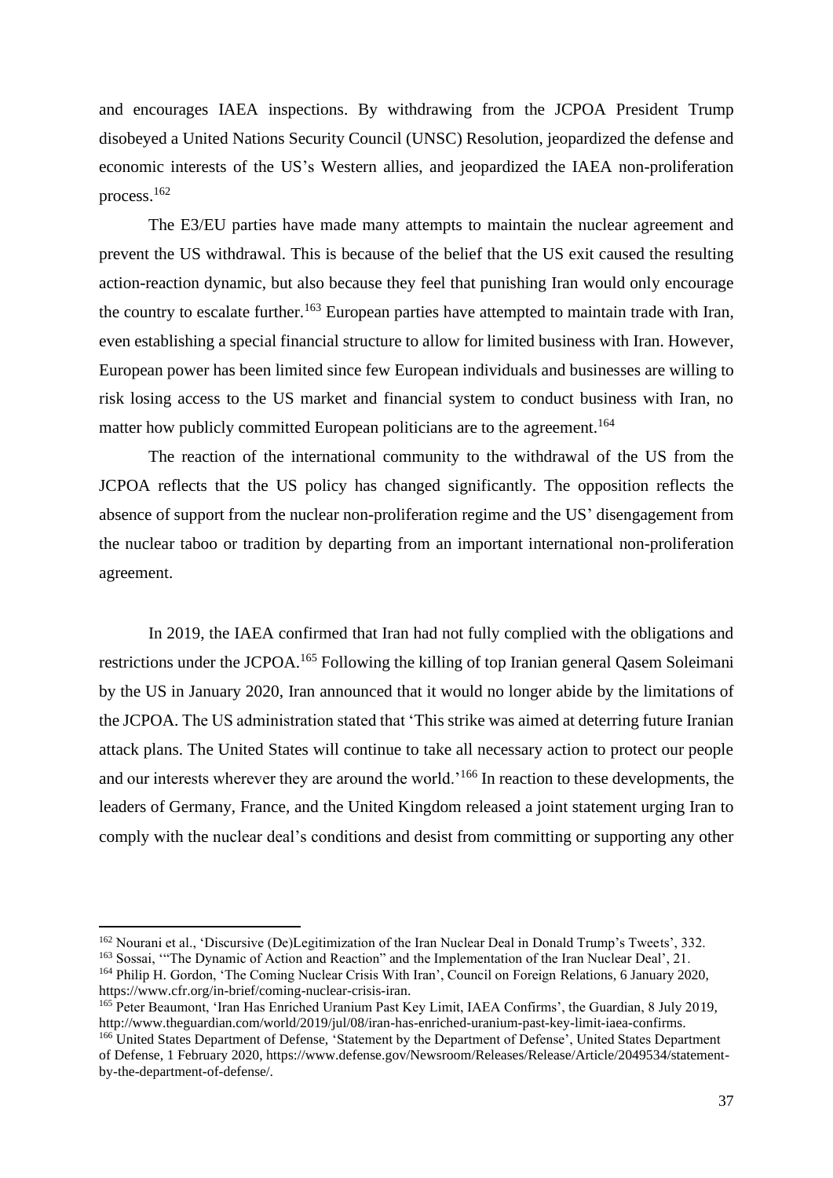and encourages IAEA inspections. By withdrawing from the JCPOA President Trump disobeyed a United Nations Security Council (UNSC) Resolution, jeopardized the defense and economic interests of the US's Western allies, and jeopardized the IAEA non-proliferation process.[162]

The E3/EU parties have made many attempts to maintain the nuclear agreement and prevent the US withdrawal. This is because of the belief that the US exit caused the resulting action-reaction dynamic, but also because they feel that punishing Iran would only encourage the country to escalate further.[163] European parties have attempted to maintain trade with Iran, even establishing a special financial structure to allow for limited business with Iran. However, European power has been limited since few European individuals and businesses are willing to risk losing access to the US market and financial system to conduct business with Iran, no matter how publicly committed European politicians are to the agreement.[164]

The reaction of the international community to the withdrawal of the US from the JCPOA reflects that the US policy has changed significantly. The opposition reflects the absence of support from the nuclear non-proliferation regime and the US' disengagement from the nuclear taboo or tradition by departing from an important international non-proliferation agreement.

In 2019, the IAEA confirmed that Iran had not fully complied with the obligations and restrictions under the JCPOA.[165] Following the killing of top Iranian general Qasem Soleimani by the US in January 2020, Iran announced that it would no longer abide by the limitations of the JCPOA. The US administration stated that 'This strike was aimed at deterring future Iranian attack plans. The United States will continue to take all necessary action to protect our people and our interests wherever they are around the world.'[166] In reaction to these developments, the leaders of Germany, France, and the United Kingdom released a joint statement urging Iran to comply with the nuclear deal's conditions and desist from committing or supporting any other

---

[162] Nourani et al., 'Discursive (De)Legitimization of the Iran Nuclear Deal in Donald Trump's Tweets', 332.

[163] Sossai, '"The Dynamic of Action and Reaction" and the Implementation of the Iran Nuclear Deal', 21.

[164] Philip H. Gordon, 'The Coming Nuclear Crisis With Iran', Council on Foreign Relations, 6 January 2020, https://www.cfr.org/in-brief/coming-nuclear-crisis-iran.

[165] Peter Beaumont, 'Iran Has Enriched Uranium Past Key Limit, IAEA Confirms', the Guardian, 8 July 2019, http://www.theguardian.com/world/2019/jul/08/iran-has-enriched-uranium-past-key-limit-iaea-confirms.

[166] United States Department of Defense, 'Statement by the Department of Defense', United States Department of Defense, 1 February 2020, https://www.defense.gov/Newsroom/Releases/Release/Article/2049534/statement-by-the-department-of-defense/.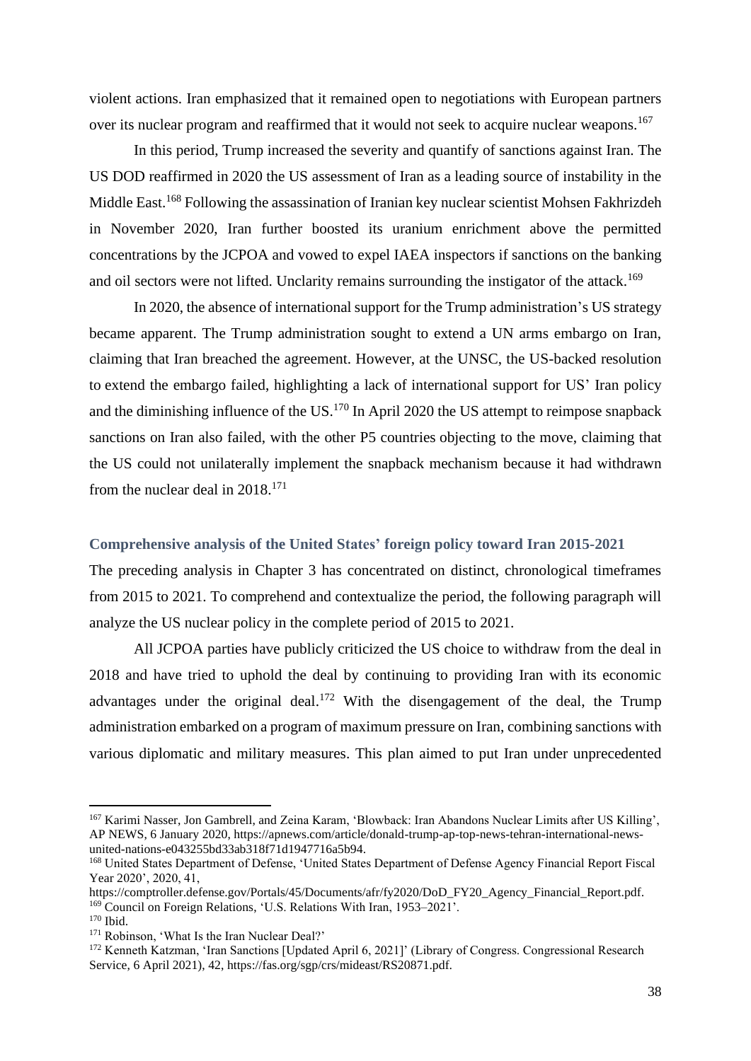violent actions. Iran emphasized that it remained open to negotiations with European partners over its nuclear program and reaffirmed that it would not seek to acquire nuclear weapons.[167]

In this period, Trump increased the severity and quantify of sanctions against Iran. The US DOD reaffirmed in 2020 the US assessment of Iran as a leading source of instability in the Middle East.[168] Following the assassination of Iranian key nuclear scientist Mohsen Fakhrizdeh in November 2020, Iran further boosted its uranium enrichment above the permitted concentrations by the JCPOA and vowed to expel IAEA inspectors if sanctions on the banking and oil sectors were not lifted. Unclarity remains surrounding the instigator of the attack.[169]

In 2020, the absence of international support for the Trump administration's US strategy became apparent. The Trump administration sought to extend a UN arms embargo on Iran, claiming that Iran breached the agreement. However, at the UNSC, the US-backed resolution to extend the embargo failed, highlighting a lack of international support for US' Iran policy and the diminishing influence of the US.[170] In April 2020 the US attempt to reimpose snapback sanctions on Iran also failed, with the other P5 countries objecting to the move, claiming that the US could not unilaterally implement the snapback mechanism because it had withdrawn from the nuclear deal in 2018.[171]

### Comprehensive analysis of the United States' foreign policy toward Iran 2015-2021

The preceding analysis in Chapter 3 has concentrated on distinct, chronological timeframes from 2015 to 2021. To comprehend and contextualize the period, the following paragraph will analyze the US nuclear policy in the complete period of 2015 to 2021.

All JCPOA parties have publicly criticized the US choice to withdraw from the deal in 2018 and have tried to uphold the deal by continuing to providing Iran with its economic advantages under the original deal.[172] With the disengagement of the deal, the Trump administration embarked on a program of maximum pressure on Iran, combining sanctions with various diplomatic and military measures. This plan aimed to put Iran under unprecedented

---

[167] Karimi Nasser, Jon Gambrell, and Zeina Karam, 'Blowback: Iran Abandons Nuclear Limits after US Killing', AP NEWS, 6 January 2020, https://apnews.com/article/donald-trump-ap-top-news-tehran-international-news-united-nations-e043255bd33ab318f71d1947716a5b94.

[168] United States Department of Defense, 'United States Department of Defense Agency Financial Report Fiscal Year 2020', 2020, 41, https://comptroller.defense.gov/Portals/45/Documents/afr/fy2020/DoD_FY20_Agency_Financial_Report.pdf.

[169] Council on Foreign Relations, 'U.S. Relations With Iran, 1953–2021'.

[170] Ibid.

[171] Robinson, 'What Is the Iran Nuclear Deal?'

[172] Kenneth Katzman, 'Iran Sanctions [Updated April 6, 2021]' (Library of Congress. Congressional Research Service, 6 April 2021), 42, https://fas.org/sgp/crs/mideast/RS20871.pdf.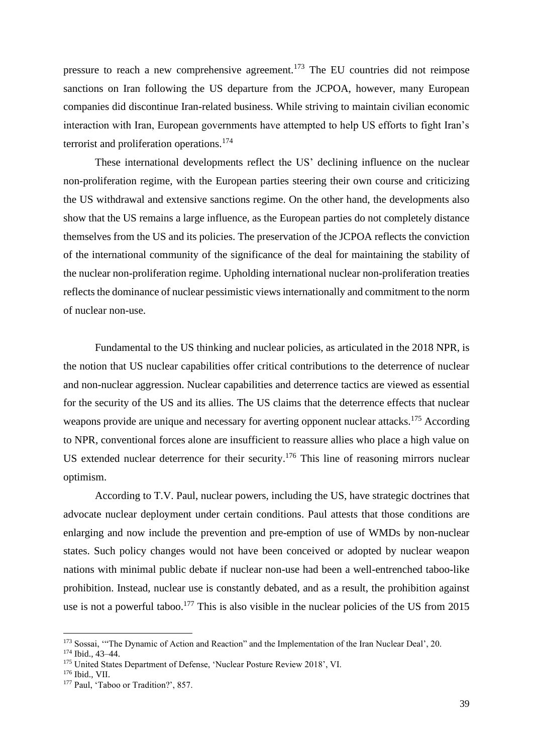pressure to reach a new comprehensive agreement.[173] The EU countries did not reimpose sanctions on Iran following the US departure from the JCPOA, however, many European companies did discontinue Iran-related business. While striving to maintain civilian economic interaction with Iran, European governments have attempted to help US efforts to fight Iran's terrorist and proliferation operations.[174]

These international developments reflect the US' declining influence on the nuclear non-proliferation regime, with the European parties steering their own course and criticizing the US withdrawal and extensive sanctions regime. On the other hand, the developments also show that the US remains a large influence, as the European parties do not completely distance themselves from the US and its policies. The preservation of the JCPOA reflects the conviction of the international community of the significance of the deal for maintaining the stability of the nuclear non-proliferation regime. Upholding international nuclear non-proliferation treaties reflects the dominance of nuclear pessimistic views internationally and commitment to the norm of nuclear non-use.

Fundamental to the US thinking and nuclear policies, as articulated in the 2018 NPR, is the notion that US nuclear capabilities offer critical contributions to the deterrence of nuclear and non-nuclear aggression. Nuclear capabilities and deterrence tactics are viewed as essential for the security of the US and its allies. The US claims that the deterrence effects that nuclear weapons provide are unique and necessary for averting opponent nuclear attacks.[175] According to NPR, conventional forces alone are insufficient to reassure allies who place a high value on US extended nuclear deterrence for their security.[176] This line of reasoning mirrors nuclear optimism.

According to T.V. Paul, nuclear powers, including the US, have strategic doctrines that advocate nuclear deployment under certain conditions. Paul attests that those conditions are enlarging and now include the prevention and pre-emption of use of WMDs by non-nuclear states. Such policy changes would not have been conceived or adopted by nuclear weapon nations with minimal public debate if nuclear non-use had been a well-entrenched taboo-like prohibition. Instead, nuclear use is constantly debated, and as a result, the prohibition against use is not a powerful taboo.[177] This is also visible in the nuclear policies of the US from 2015

[173] Sossai, '"The Dynamic of Action and Reaction" and the Implementation of the Iran Nuclear Deal', 20.
[174] Ibid., 43–44.
[175] United States Department of Defense, 'Nuclear Posture Review 2018', VI.
[176] Ibid., VII.
[177] Paul, 'Taboo or Tradition?', 857.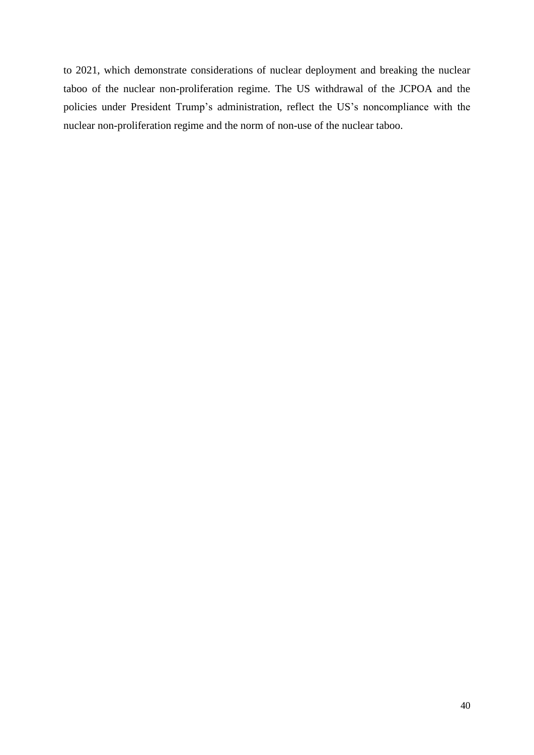to 2021, which demonstrate considerations of nuclear deployment and breaking the nuclear taboo of the nuclear non-proliferation regime. The US withdrawal of the JCPOA and the policies under President Trump's administration, reflect the US's noncompliance with the nuclear non-proliferation regime and the norm of non-use of the nuclear taboo.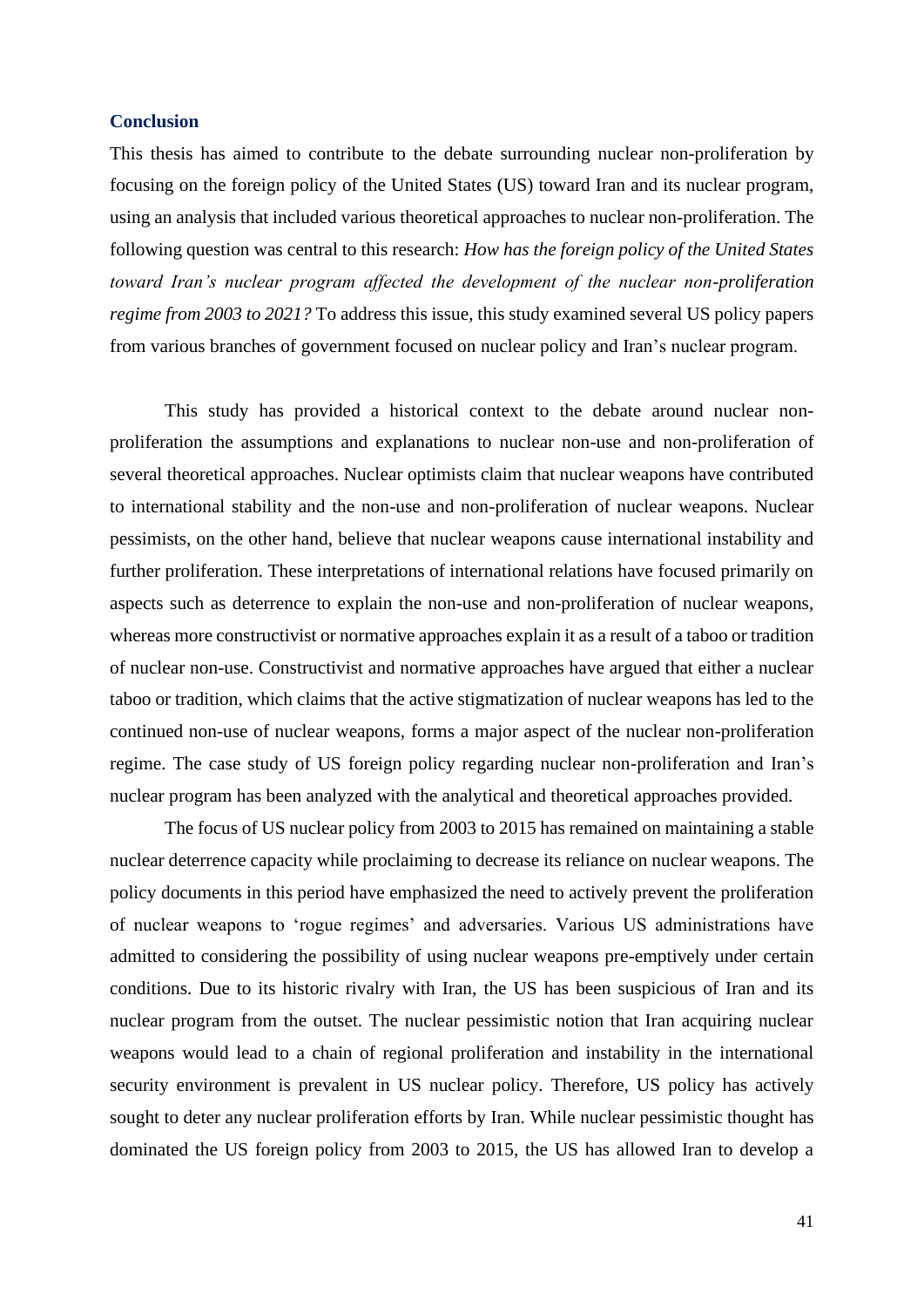## Conclusion

This thesis has aimed to contribute to the debate surrounding nuclear non-proliferation by focusing on the foreign policy of the United States (US) toward Iran and its nuclear program, using an analysis that included various theoretical approaches to nuclear non-proliferation. The following question was central to this research: *How has the foreign policy of the United States toward Iran's nuclear program affected the development of the nuclear non-proliferation regime from 2003 to 2021?* To address this issue, this study examined several US policy papers from various branches of government focused on nuclear policy and Iran's nuclear program.

This study has provided a historical context to the debate around nuclear non-proliferation the assumptions and explanations to nuclear non-use and non-proliferation of several theoretical approaches. Nuclear optimists claim that nuclear weapons have contributed to international stability and the non-use and non-proliferation of nuclear weapons. Nuclear pessimists, on the other hand, believe that nuclear weapons cause international instability and further proliferation. These interpretations of international relations have focused primarily on aspects such as deterrence to explain the non-use and non-proliferation of nuclear weapons, whereas more constructivist or normative approaches explain it as a result of a taboo or tradition of nuclear non-use. Constructivist and normative approaches have argued that either a nuclear taboo or tradition, which claims that the active stigmatization of nuclear weapons has led to the continued non-use of nuclear weapons, forms a major aspect of the nuclear non-proliferation regime. The case study of US foreign policy regarding nuclear non-proliferation and Iran's nuclear program has been analyzed with the analytical and theoretical approaches provided.

The focus of US nuclear policy from 2003 to 2015 has remained on maintaining a stable nuclear deterrence capacity while proclaiming to decrease its reliance on nuclear weapons. The policy documents in this period have emphasized the need to actively prevent the proliferation of nuclear weapons to 'rogue regimes' and adversaries. Various US administrations have admitted to considering the possibility of using nuclear weapons pre-emptively under certain conditions. Due to its historic rivalry with Iran, the US has been suspicious of Iran and its nuclear program from the outset. The nuclear pessimistic notion that Iran acquiring nuclear weapons would lead to a chain of regional proliferation and instability in the international security environment is prevalent in US nuclear policy. Therefore, US policy has actively sought to deter any nuclear proliferation efforts by Iran. While nuclear pessimistic thought has dominated the US foreign policy from 2003 to 2015, the US has allowed Iran to develop a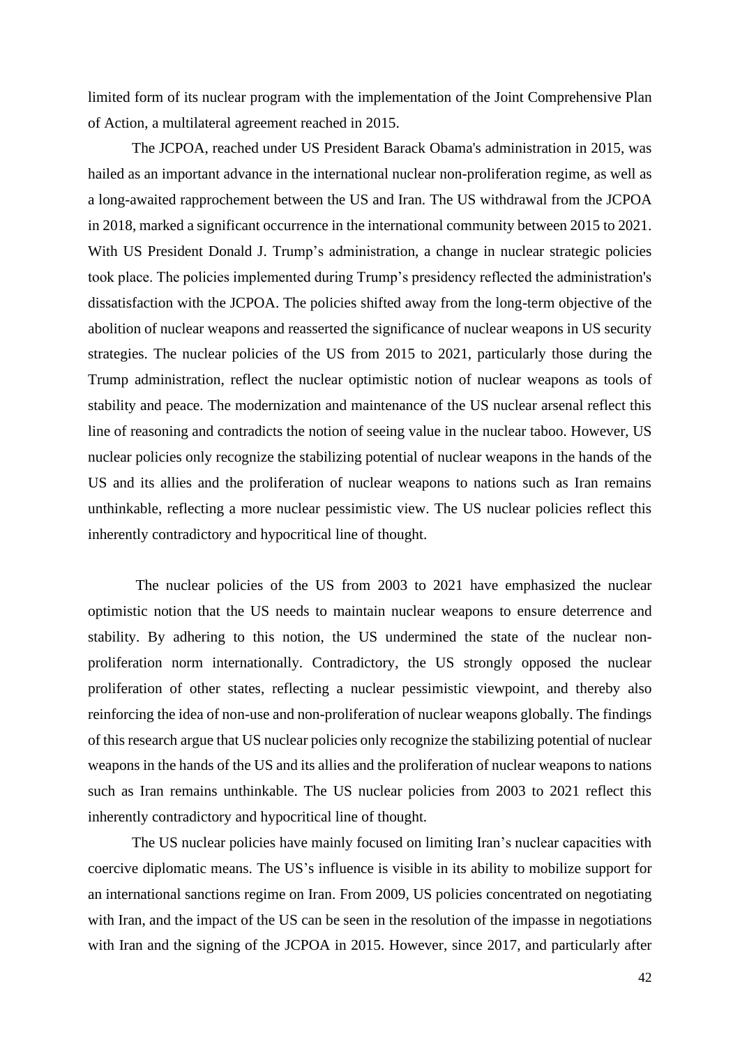limited form of its nuclear program with the implementation of the Joint Comprehensive Plan of Action, a multilateral agreement reached in 2015.

The JCPOA, reached under US President Barack Obama's administration in 2015, was hailed as an important advance in the international nuclear non-proliferation regime, as well as a long-awaited rapprochement between the US and Iran. The US withdrawal from the JCPOA in 2018, marked a significant occurrence in the international community between 2015 to 2021. With US President Donald J. Trump's administration, a change in nuclear strategic policies took place. The policies implemented during Trump's presidency reflected the administration's dissatisfaction with the JCPOA. The policies shifted away from the long-term objective of the abolition of nuclear weapons and reasserted the significance of nuclear weapons in US security strategies. The nuclear policies of the US from 2015 to 2021, particularly those during the Trump administration, reflect the nuclear optimistic notion of nuclear weapons as tools of stability and peace. The modernization and maintenance of the US nuclear arsenal reflect this line of reasoning and contradicts the notion of seeing value in the nuclear taboo. However, US nuclear policies only recognize the stabilizing potential of nuclear weapons in the hands of the US and its allies and the proliferation of nuclear weapons to nations such as Iran remains unthinkable, reflecting a more nuclear pessimistic view. The US nuclear policies reflect this inherently contradictory and hypocritical line of thought.

The nuclear policies of the US from 2003 to 2021 have emphasized the nuclear optimistic notion that the US needs to maintain nuclear weapons to ensure deterrence and stability. By adhering to this notion, the US undermined the state of the nuclear non-proliferation norm internationally. Contradictory, the US strongly opposed the nuclear proliferation of other states, reflecting a nuclear pessimistic viewpoint, and thereby also reinforcing the idea of non-use and non-proliferation of nuclear weapons globally. The findings of this research argue that US nuclear policies only recognize the stabilizing potential of nuclear weapons in the hands of the US and its allies and the proliferation of nuclear weapons to nations such as Iran remains unthinkable. The US nuclear policies from 2003 to 2021 reflect this inherently contradictory and hypocritical line of thought.

The US nuclear policies have mainly focused on limiting Iran's nuclear capacities with coercive diplomatic means. The US's influence is visible in its ability to mobilize support for an international sanctions regime on Iran. From 2009, US policies concentrated on negotiating with Iran, and the impact of the US can be seen in the resolution of the impasse in negotiations with Iran and the signing of the JCPOA in 2015. However, since 2017, and particularly after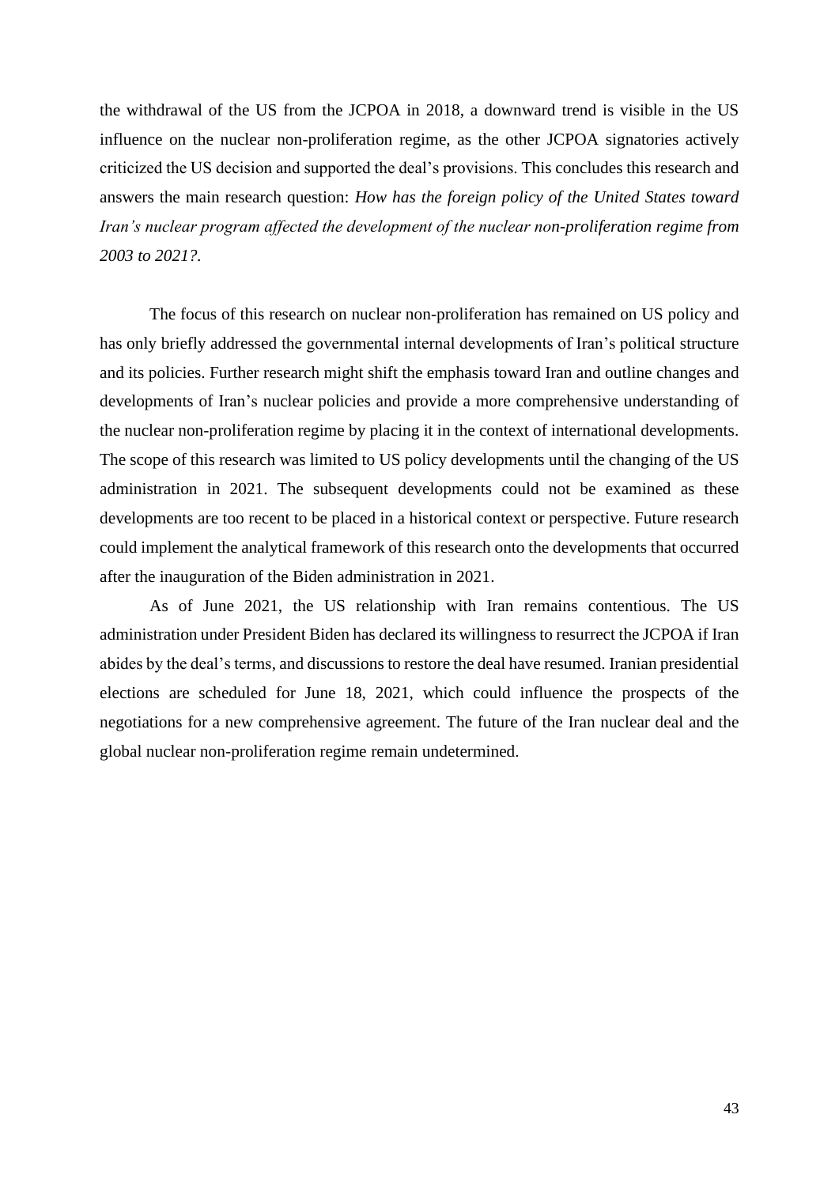the withdrawal of the US from the JCPOA in 2018, a downward trend is visible in the US influence on the nuclear non-proliferation regime, as the other JCPOA signatories actively criticized the US decision and supported the deal's provisions. This concludes this research and answers the main research question: *How has the foreign policy of the United States toward Iran's nuclear program affected the development of the nuclear non-proliferation regime from 2003 to 2021?*.

The focus of this research on nuclear non-proliferation has remained on US policy and has only briefly addressed the governmental internal developments of Iran's political structure and its policies. Further research might shift the emphasis toward Iran and outline changes and developments of Iran's nuclear policies and provide a more comprehensive understanding of the nuclear non-proliferation regime by placing it in the context of international developments. The scope of this research was limited to US policy developments until the changing of the US administration in 2021. The subsequent developments could not be examined as these developments are too recent to be placed in a historical context or perspective. Future research could implement the analytical framework of this research onto the developments that occurred after the inauguration of the Biden administration in 2021.

As of June 2021, the US relationship with Iran remains contentious. The US administration under President Biden has declared its willingness to resurrect the JCPOA if Iran abides by the deal's terms, and discussions to restore the deal have resumed. Iranian presidential elections are scheduled for June 18, 2021, which could influence the prospects of the negotiations for a new comprehensive agreement. The future of the Iran nuclear deal and the global nuclear non-proliferation regime remain undetermined.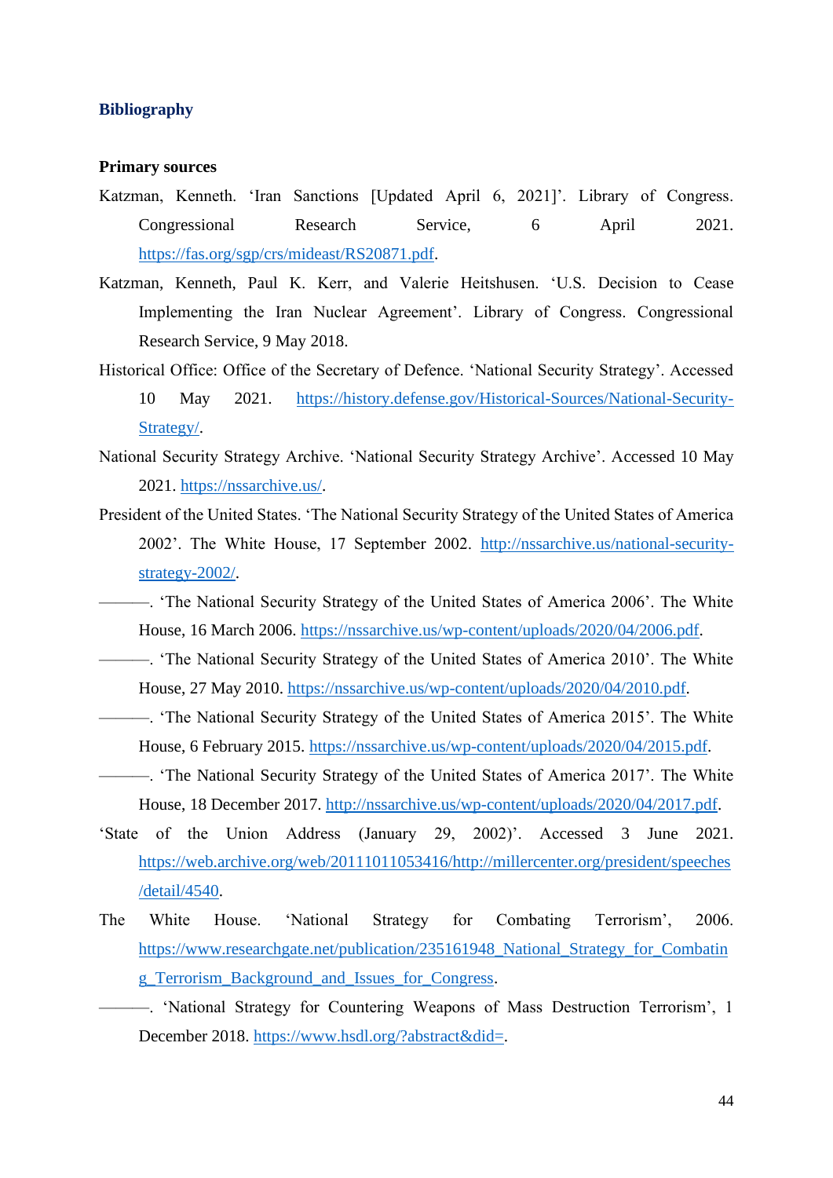## Bibliography

### Primary sources

Katzman, Kenneth. 'Iran Sanctions [Updated April 6, 2021]'. Library of Congress. Congressional Research Service, 6 April 2021. https://fas.org/sgp/crs/mideast/RS20871.pdf.

Katzman, Kenneth, Paul K. Kerr, and Valerie Heitshusen. 'U.S. Decision to Cease Implementing the Iran Nuclear Agreement'. Library of Congress. Congressional Research Service, 9 May 2018.

Historical Office: Office of the Secretary of Defence. 'National Security Strategy'. Accessed 10 May 2021. https://history.defense.gov/Historical-Sources/National-Security-Strategy/.

National Security Strategy Archive. 'National Security Strategy Archive'. Accessed 10 May 2021. https://nssarchive.us/.

President of the United States. 'The National Security Strategy of the United States of America 2002'. The White House, 17 September 2002. http://nssarchive.us/national-security-strategy-2002/.

———. 'The National Security Strategy of the United States of America 2006'. The White House, 16 March 2006. https://nssarchive.us/wp-content/uploads/2020/04/2006.pdf.

———. 'The National Security Strategy of the United States of America 2010'. The White House, 27 May 2010. https://nssarchive.us/wp-content/uploads/2020/04/2010.pdf.

———. 'The National Security Strategy of the United States of America 2015'. The White House, 6 February 2015. https://nssarchive.us/wp-content/uploads/2020/04/2015.pdf.

———. 'The National Security Strategy of the United States of America 2017'. The White House, 18 December 2017. http://nssarchive.us/wp-content/uploads/2020/04/2017.pdf.

'State of the Union Address (January 29, 2002)'. Accessed 3 June 2021. https://web.archive.org/web/20111011053416/http://millercenter.org/president/speeches/detail/4540.

The White House. 'National Strategy for Combating Terrorism', 2006. https://www.researchgate.net/publication/235161948_National_Strategy_for_Combating_Terrorism_Background_and_Issues_for_Congress.

———. 'National Strategy for Countering Weapons of Mass Destruction Terrorism', 1 December 2018. https://www.hsdl.org/?abstract&did=.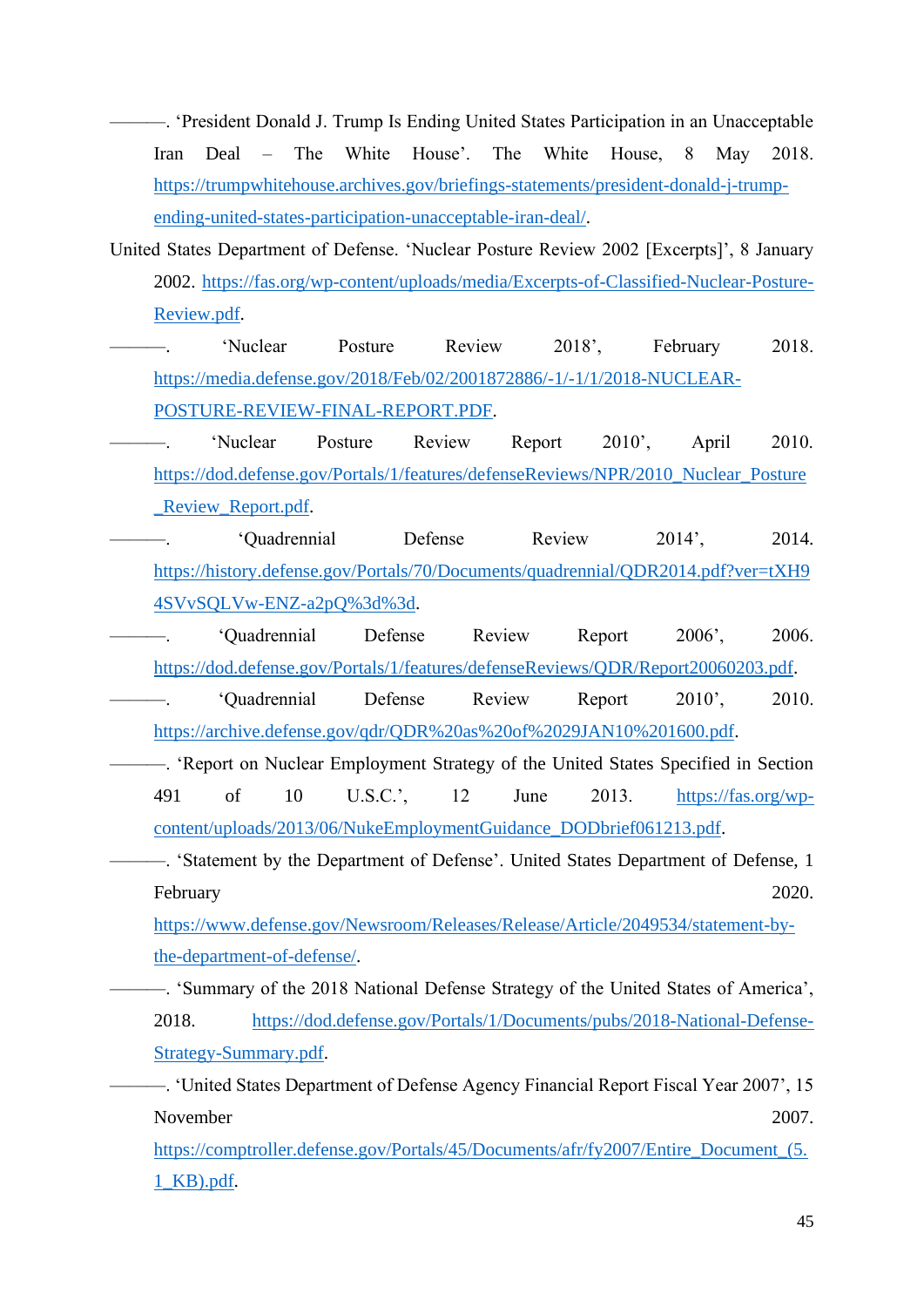———. ‘President Donald J. Trump Is Ending United States Participation in an Unacceptable Iran Deal – The White House’. The White House, 8 May 2018. https://trumpwhitehouse.archives.gov/briefings-statements/president-donald-j-trump-ending-united-states-participation-unacceptable-iran-deal/.

United States Department of Defense. ‘Nuclear Posture Review 2002 [Excerpts]’, 8 January 2002. https://fas.org/wp-content/uploads/media/Excerpts-of-Classified-Nuclear-Posture-Review.pdf.

———. ‘Nuclear Posture Review 2018’, February 2018. https://media.defense.gov/2018/Feb/02/2001872886/-1/-1/1/2018-NUCLEAR-POSTURE-REVIEW-FINAL-REPORT.PDF.

———. ‘Nuclear Posture Review Report 2010’, April 2010. https://dod.defense.gov/Portals/1/features/defenseReviews/NPR/2010_Nuclear_Posture_Review_Report.pdf.

———. ‘Quadrennial Defense Review 2014’, 2014. https://history.defense.gov/Portals/70/Documents/quadrennial/QDR2014.pdf?ver=tXH94SVvSQLVw-ENZ-a2pQ%3d%3d.

———. ‘Quadrennial Defense Review Report 2006’, 2006. https://dod.defense.gov/Portals/1/features/defenseReviews/QDR/Report20060203.pdf.

———. ‘Quadrennial Defense Review Report 2010’, 2010. https://archive.defense.gov/qdr/QDR%20as%20of%2029JAN10%201600.pdf.

———. ‘Report on Nuclear Employment Strategy of the United States Specified in Section 491 of 10 U.S.C.’, 12 June 2013. https://fas.org/wp-content/uploads/2013/06/NukeEmploymentGuidance_DODbrief061213.pdf.

———. ‘Statement by the Department of Defense’. United States Department of Defense, 1 February 2020. https://www.defense.gov/Newsroom/Releases/Release/Article/2049534/statement-by-the-department-of-defense/.

———. ‘Summary of the 2018 National Defense Strategy of the United States of America’, 2018. https://dod.defense.gov/Portals/1/Documents/pubs/2018-National-Defense-Strategy-Summary.pdf.

———. ‘United States Department of Defense Agency Financial Report Fiscal Year 2007’, 15 November 2007. https://comptroller.defense.gov/Portals/45/Documents/afr/fy2007/Entire_Document_(5.1_KB).pdf.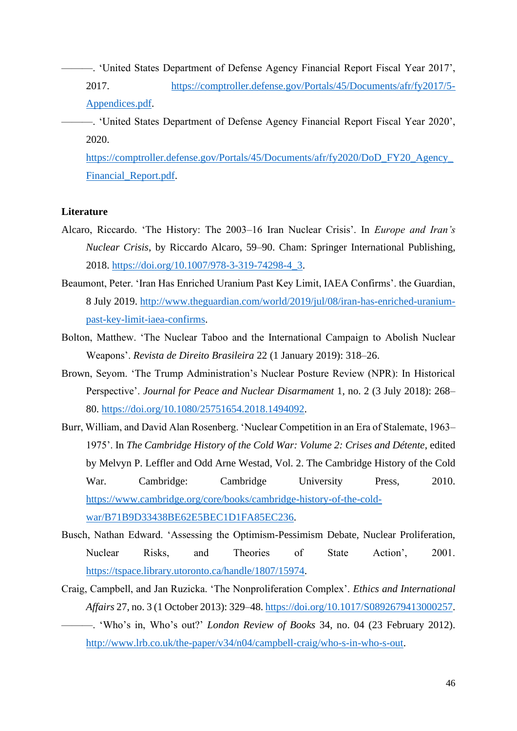———. 'United States Department of Defense Agency Financial Report Fiscal Year 2017', 2017. https://comptroller.defense.gov/Portals/45/Documents/afr/fy2017/5-Appendices.pdf.

———. 'United States Department of Defense Agency Financial Report Fiscal Year 2020', 2020. https://comptroller.defense.gov/Portals/45/Documents/afr/fy2020/DoD_FY20_Agency_Financial_Report.pdf.

**Literature**

Alcaro, Riccardo. 'The History: The 2003–16 Iran Nuclear Crisis'. In *Europe and Iran's Nuclear Crisis*, by Riccardo Alcaro, 59–90. Cham: Springer International Publishing, 2018. https://doi.org/10.1007/978-3-319-74298-4_3.

Beaumont, Peter. 'Iran Has Enriched Uranium Past Key Limit, IAEA Confirms'. the Guardian, 8 July 2019. http://www.theguardian.com/world/2019/jul/08/iran-has-enriched-uranium-past-key-limit-iaea-confirms.

Bolton, Matthew. 'The Nuclear Taboo and the International Campaign to Abolish Nuclear Weapons'. *Revista de Direito Brasileira* 22 (1 January 2019): 318–26.

Brown, Seyom. 'The Trump Administration's Nuclear Posture Review (NPR): In Historical Perspective'. *Journal for Peace and Nuclear Disarmament* 1, no. 2 (3 July 2018): 268–80. https://doi.org/10.1080/25751654.2018.1494092.

Burr, William, and David Alan Rosenberg. 'Nuclear Competition in an Era of Stalemate, 1963–1975'. In *The Cambridge History of the Cold War: Volume 2: Crises and Détente*, edited by Melvyn P. Leffler and Odd Arne Westad, Vol. 2. The Cambridge History of the Cold War. Cambridge: Cambridge University Press, 2010. https://www.cambridge.org/core/books/cambridge-history-of-the-cold-war/B71B9D33438BE62E5BEC1D1FA85EC236.

Busch, Nathan Edward. 'Assessing the Optimism-Pessimism Debate, Nuclear Proliferation, Nuclear Risks, and Theories of State Action', 2001. https://tspace.library.utoronto.ca/handle/1807/15974.

Craig, Campbell, and Jan Ruzicka. 'The Nonproliferation Complex'. *Ethics and International Affairs* 27, no. 3 (1 October 2013): 329–48. https://doi.org/10.1017/S0892679413000257.

———. 'Who's in, Who's out?' *London Review of Books* 34, no. 04 (23 February 2012). http://www.lrb.co.uk/the-paper/v34/n04/campbell-craig/who-s-in-who-s-out.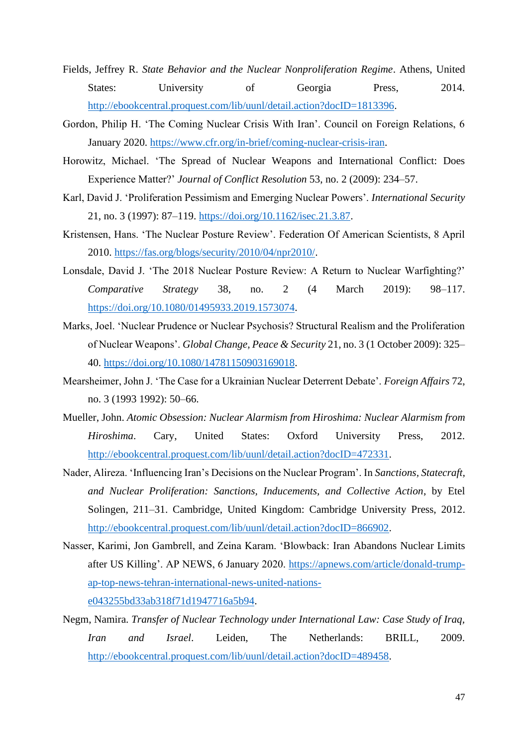Fields, Jeffrey R. *State Behavior and the Nuclear Nonproliferation Regime*. Athens, United States: University of Georgia Press, 2014. http://ebookcentral.proquest.com/lib/uunl/detail.action?docID=1813396.

Gordon, Philip H. 'The Coming Nuclear Crisis With Iran'. Council on Foreign Relations, 6 January 2020. https://www.cfr.org/in-brief/coming-nuclear-crisis-iran.

Horowitz, Michael. 'The Spread of Nuclear Weapons and International Conflict: Does Experience Matter?' *Journal of Conflict Resolution* 53, no. 2 (2009): 234–57.

Karl, David J. 'Proliferation Pessimism and Emerging Nuclear Powers'. *International Security* 21, no. 3 (1997): 87–119. https://doi.org/10.1162/isec.21.3.87.

Kristensen, Hans. 'The Nuclear Posture Review'. Federation Of American Scientists, 8 April 2010. https://fas.org/blogs/security/2010/04/npr2010/.

Lonsdale, David J. 'The 2018 Nuclear Posture Review: A Return to Nuclear Warfighting?' *Comparative Strategy* 38, no. 2 (4 March 2019): 98–117. https://doi.org/10.1080/01495933.2019.1573074.

Marks, Joel. 'Nuclear Prudence or Nuclear Psychosis? Structural Realism and the Proliferation of Nuclear Weapons'. *Global Change, Peace & Security* 21, no. 3 (1 October 2009): 325–40. https://doi.org/10.1080/14781150903169018.

Mearsheimer, John J. 'The Case for a Ukrainian Nuclear Deterrent Debate'. *Foreign Affairs* 72, no. 3 (1993 1992): 50–66.

Mueller, John. *Atomic Obsession: Nuclear Alarmism from Hiroshima: Nuclear Alarmism from Hiroshima*. Cary, United States: Oxford University Press, 2012. http://ebookcentral.proquest.com/lib/uunl/detail.action?docID=472331.

Nader, Alireza. 'Influencing Iran's Decisions on the Nuclear Program'. In *Sanctions, Statecraft, and Nuclear Proliferation: Sanctions, Inducements, and Collective Action*, by Etel Solingen, 211–31. Cambridge, United Kingdom: Cambridge University Press, 2012. http://ebookcentral.proquest.com/lib/uunl/detail.action?docID=866902.

Nasser, Karimi, Jon Gambrell, and Zeina Karam. 'Blowback: Iran Abandons Nuclear Limits after US Killing'. AP NEWS, 6 January 2020. https://apnews.com/article/donald-trump-ap-top-news-tehran-international-news-united-nations-e043255bd33ab318f71d1947716a5b94.

Negm, Namira. *Transfer of Nuclear Technology under International Law: Case Study of Iraq, Iran and Israel*. Leiden, The Netherlands: BRILL, 2009. http://ebookcentral.proquest.com/lib/uunl/detail.action?docID=489458.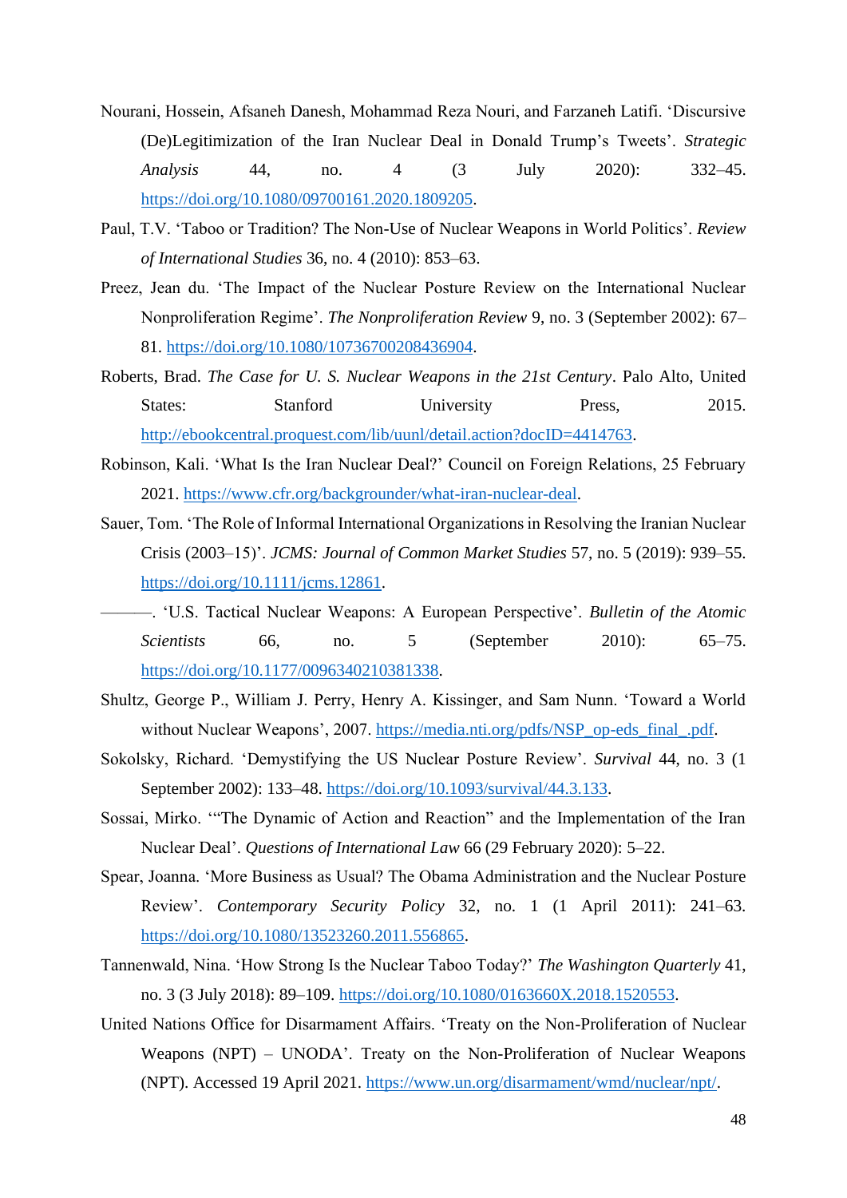Nourani, Hossein, Afsaneh Danesh, Mohammad Reza Nouri, and Farzaneh Latifi. 'Discursive (De)Legitimization of the Iran Nuclear Deal in Donald Trump's Tweets'. *Strategic Analysis* 44, no. 4 (3 July 2020): 332–45. https://doi.org/10.1080/09700161.2020.1809205.

Paul, T.V. 'Taboo or Tradition? The Non-Use of Nuclear Weapons in World Politics'. *Review of International Studies* 36, no. 4 (2010): 853–63.

Preez, Jean du. 'The Impact of the Nuclear Posture Review on the International Nuclear Nonproliferation Regime'. *The Nonproliferation Review* 9, no. 3 (September 2002): 67–81. https://doi.org/10.1080/10736700208436904.

Roberts, Brad. *The Case for U. S. Nuclear Weapons in the 21st Century*. Palo Alto, United States: Stanford University Press, 2015. http://ebookcentral.proquest.com/lib/uunl/detail.action?docID=4414763.

Robinson, Kali. 'What Is the Iran Nuclear Deal?' Council on Foreign Relations, 25 February 2021. https://www.cfr.org/backgrounder/what-iran-nuclear-deal.

Sauer, Tom. 'The Role of Informal International Organizations in Resolving the Iranian Nuclear Crisis (2003–15)'. *JCMS: Journal of Common Market Studies* 57, no. 5 (2019): 939–55. https://doi.org/10.1111/jcms.12861.

———. 'U.S. Tactical Nuclear Weapons: A European Perspective'. *Bulletin of the Atomic Scientists* 66, no. 5 (September 2010): 65–75. https://doi.org/10.1177/0096340210381338.

Shultz, George P., William J. Perry, Henry A. Kissinger, and Sam Nunn. 'Toward a World without Nuclear Weapons', 2007. https://media.nti.org/pdfs/NSP_op-eds_final_.pdf.

Sokolsky, Richard. 'Demystifying the US Nuclear Posture Review'. *Survival* 44, no. 3 (1 September 2002): 133–48. https://doi.org/10.1093/survival/44.3.133.

Sossai, Mirko. '"The Dynamic of Action and Reaction" and the Implementation of the Iran Nuclear Deal'. *Questions of International Law* 66 (29 February 2020): 5–22.

Spear, Joanna. 'More Business as Usual? The Obama Administration and the Nuclear Posture Review'. *Contemporary Security Policy* 32, no. 1 (1 April 2011): 241–63. https://doi.org/10.1080/13523260.2011.556865.

Tannenwald, Nina. 'How Strong Is the Nuclear Taboo Today?' *The Washington Quarterly* 41, no. 3 (3 July 2018): 89–109. https://doi.org/10.1080/0163660X.2018.1520553.

United Nations Office for Disarmament Affairs. 'Treaty on the Non-Proliferation of Nuclear Weapons (NPT) – UNODA'. Treaty on the Non-Proliferation of Nuclear Weapons (NPT). Accessed 19 April 2021. https://www.un.org/disarmament/wmd/nuclear/npt/.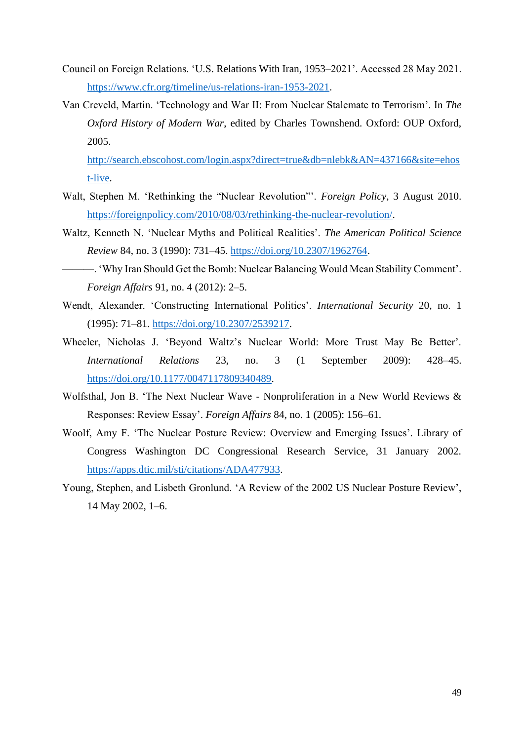Council on Foreign Relations. ‘U.S. Relations With Iran, 1953–2021’. Accessed 28 May 2021. https://www.cfr.org/timeline/us-relations-iran-1953-2021.

Van Creveld, Martin. ‘Technology and War II: From Nuclear Stalemate to Terrorism’. In *The Oxford History of Modern War*, edited by Charles Townshend. Oxford: OUP Oxford, 2005. http://search.ebscohost.com/login.aspx?direct=true&db=nlebk&AN=437166&site=ehost-live.

Walt, Stephen M. ‘Rethinking the “Nuclear Revolution”’. *Foreign Policy*, 3 August 2010. https://foreignpolicy.com/2010/08/03/rethinking-the-nuclear-revolution/.

Waltz, Kenneth N. ‘Nuclear Myths and Political Realities’. *The American Political Science Review* 84, no. 3 (1990): 731–45. https://doi.org/10.2307/1962764.

———. ‘Why Iran Should Get the Bomb: Nuclear Balancing Would Mean Stability Comment’. *Foreign Affairs* 91, no. 4 (2012): 2–5.

Wendt, Alexander. ‘Constructing International Politics’. *International Security* 20, no. 1 (1995): 71–81. https://doi.org/10.2307/2539217.

Wheeler, Nicholas J. ‘Beyond Waltz’s Nuclear World: More Trust May Be Better’. *International Relations* 23, no. 3 (1 September 2009): 428–45. https://doi.org/10.1177/0047117809340489.

Wolfsthal, Jon B. ‘The Next Nuclear Wave - Nonproliferation in a New World Reviews & Responses: Review Essay’. *Foreign Affairs* 84, no. 1 (2005): 156–61.

Woolf, Amy F. ‘The Nuclear Posture Review: Overview and Emerging Issues’. Library of Congress Washington DC Congressional Research Service, 31 January 2002. https://apps.dtic.mil/sti/citations/ADA477933.

Young, Stephen, and Lisbeth Gronlund. ‘A Review of the 2002 US Nuclear Posture Review’, 14 May 2002, 1–6.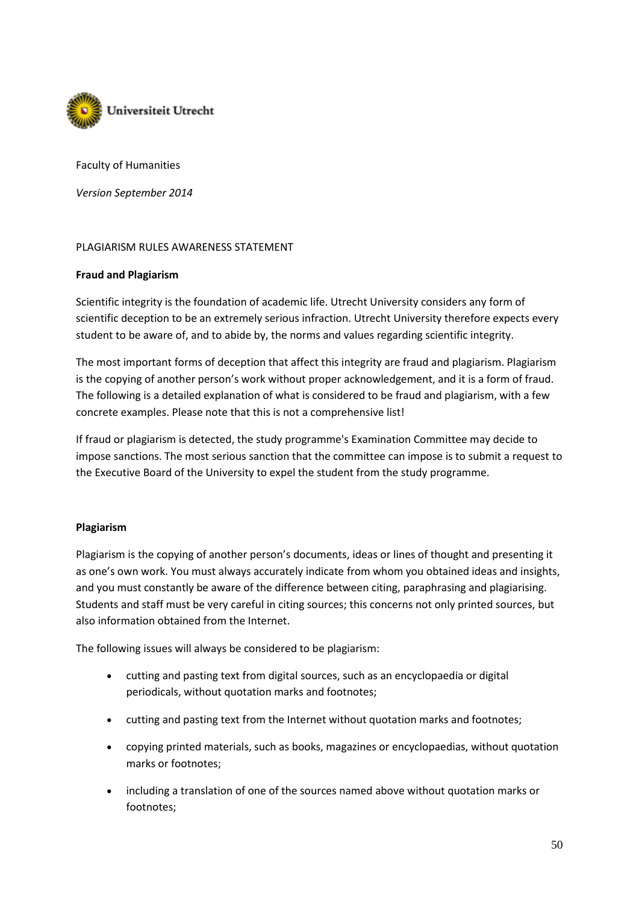Universiteit Utrecht

Faculty of Humanities

*Version September 2014*

PLAGIARISM RULES AWARENESS STATEMENT

**Fraud and Plagiarism**

Scientific integrity is the foundation of academic life. Utrecht University considers any form of scientific deception to be an extremely serious infraction. Utrecht University therefore expects every student to be aware of, and to abide by, the norms and values regarding scientific integrity.

The most important forms of deception that affect this integrity are fraud and plagiarism. Plagiarism is the copying of another person's work without proper acknowledgement, and it is a form of fraud. The following is a detailed explanation of what is considered to be fraud and plagiarism, with a few concrete examples. Please note that this is not a comprehensive list!

If fraud or plagiarism is detected, the study programme's Examination Committee may decide to impose sanctions. The most serious sanction that the committee can impose is to submit a request to the Executive Board of the University to expel the student from the study programme.

**Plagiarism**

Plagiarism is the copying of another person's documents, ideas or lines of thought and presenting it as one's own work. You must always accurately indicate from whom you obtained ideas and insights, and you must constantly be aware of the difference between citing, paraphrasing and plagiarising. Students and staff must be very careful in citing sources; this concerns not only printed sources, but also information obtained from the Internet.

The following issues will always be considered to be plagiarism:

- cutting and pasting text from digital sources, such as an encyclopaedia or digital periodicals, without quotation marks and footnotes;
- cutting and pasting text from the Internet without quotation marks and footnotes;
- copying printed materials, such as books, magazines or encyclopaedias, without quotation marks or footnotes;
- including a translation of one of the sources named above without quotation marks or footnotes;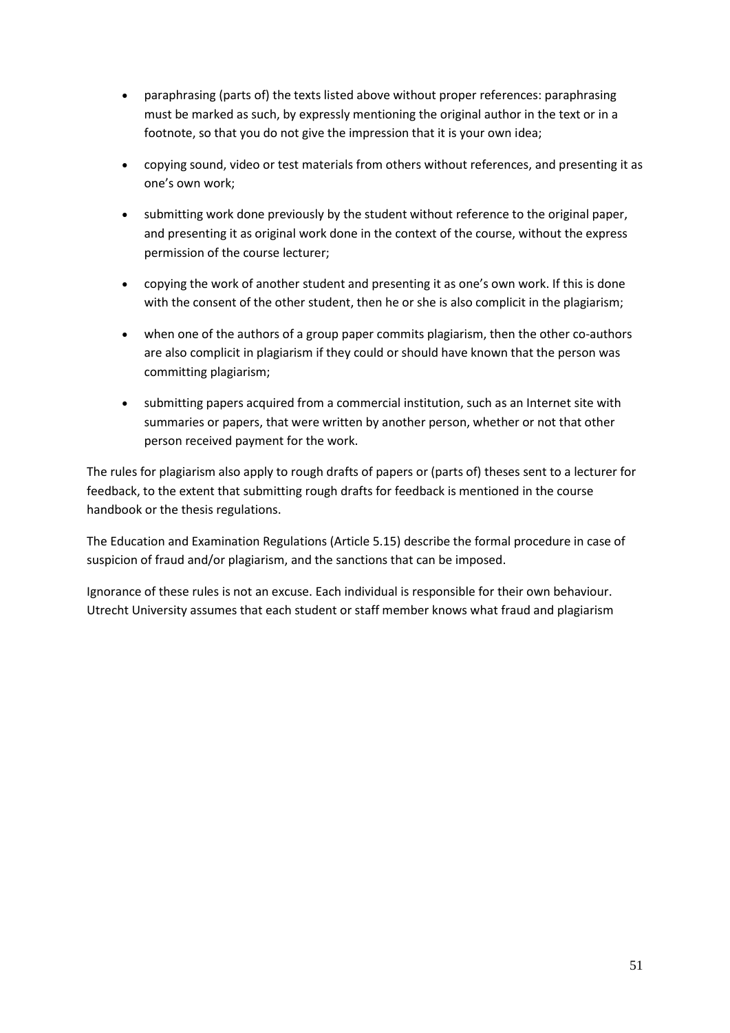- paraphrasing (parts of) the texts listed above without proper references: paraphrasing must be marked as such, by expressly mentioning the original author in the text or in a footnote, so that you do not give the impression that it is your own idea;
- copying sound, video or test materials from others without references, and presenting it as one's own work;
- submitting work done previously by the student without reference to the original paper, and presenting it as original work done in the context of the course, without the express permission of the course lecturer;
- copying the work of another student and presenting it as one's own work. If this is done with the consent of the other student, then he or she is also complicit in the plagiarism;
- when one of the authors of a group paper commits plagiarism, then the other co-authors are also complicit in plagiarism if they could or should have known that the person was committing plagiarism;
- submitting papers acquired from a commercial institution, such as an Internet site with summaries or papers, that were written by another person, whether or not that other person received payment for the work.

The rules for plagiarism also apply to rough drafts of papers or (parts of) theses sent to a lecturer for feedback, to the extent that submitting rough drafts for feedback is mentioned in the course handbook or the thesis regulations.

The Education and Examination Regulations (Article 5.15) describe the formal procedure in case of suspicion of fraud and/or plagiarism, and the sanctions that can be imposed.

Ignorance of these rules is not an excuse. Each individual is responsible for their own behaviour. Utrecht University assumes that each student or staff member knows what fraud and plagiarism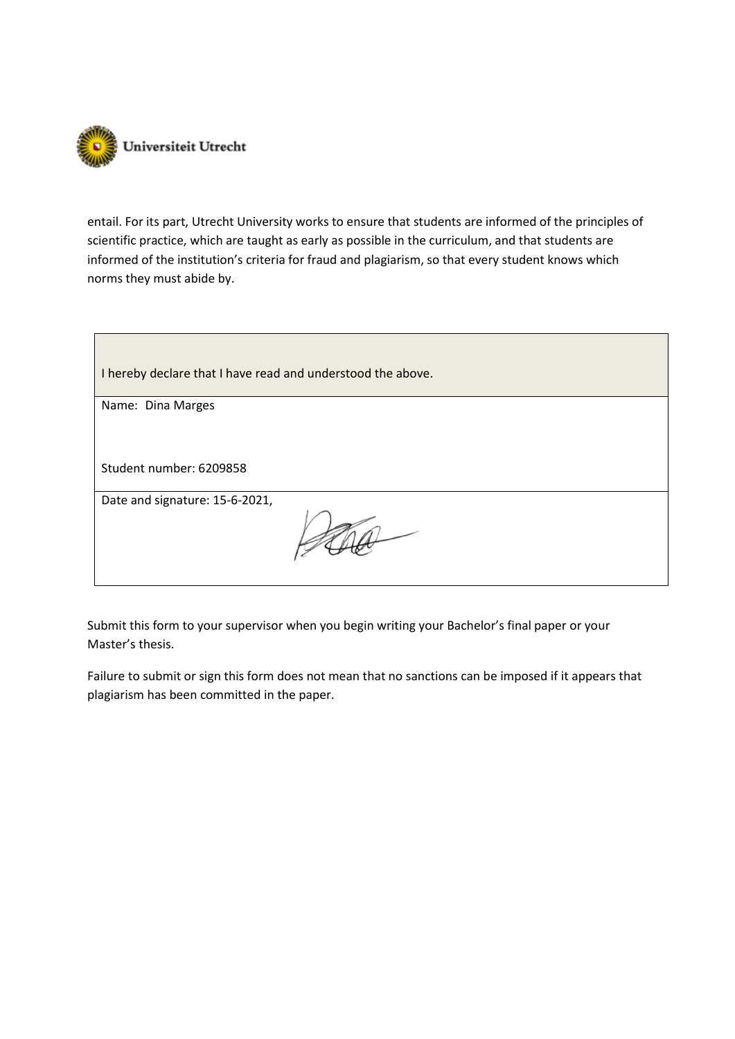entail. For its part, Utrecht University works to ensure that students are informed of the principles of scientific practice, which are taught as early as possible in the curriculum, and that students are informed of the institution's criteria for fraud and plagiarism, so that every student knows which norms they must abide by.

| |
|---|
| I hereby declare that I have read and understood the above. |
| Name: Dina Marges<br><br>Student number: 6209858 |
| Date and signature: 15-6-2021, |

Submit this form to your supervisor when you begin writing your Bachelor's final paper or your Master's thesis.

Failure to submit or sign this form does not mean that no sanctions can be imposed if it appears that plagiarism has been committed in the paper.